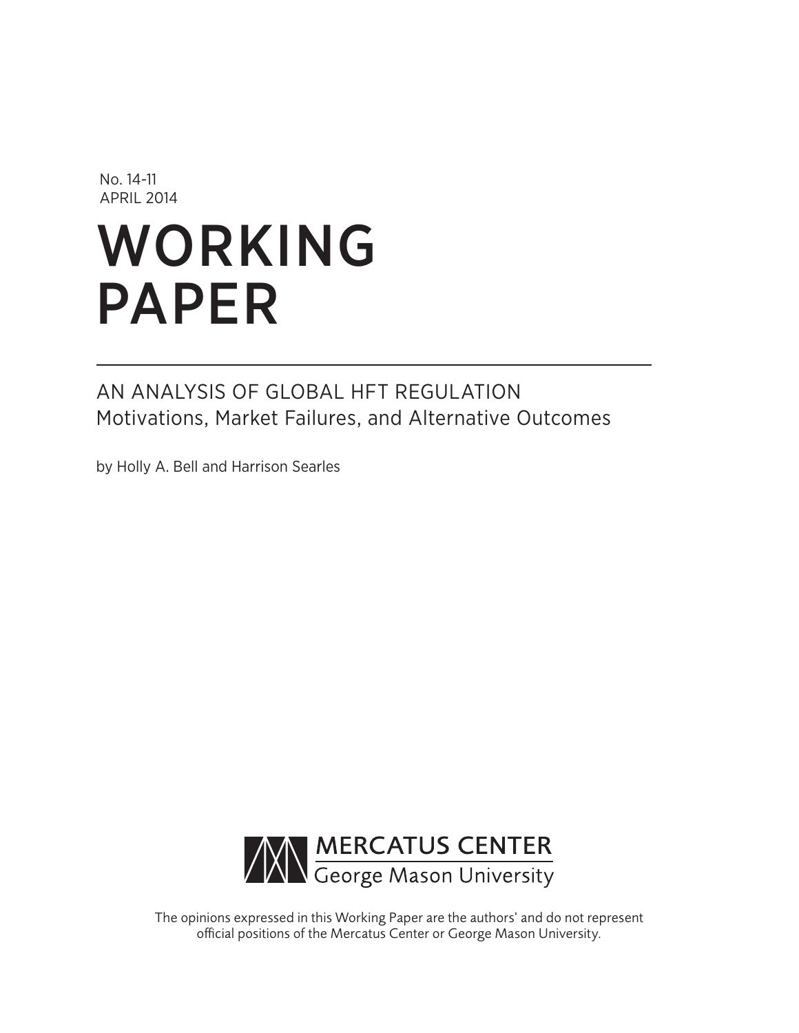No. 14-11
APRIL 2014

# WORKING PAPER

## AN ANALYSIS OF GLOBAL HFT REGULATION
Motivations, Market Failures, and Alternative Outcomes

by Holly A. Bell and Harrison Searles

MERCATUS CENTER
George Mason University

The opinions expressed in this Working Paper are the authors' and do not represent official positions of the Mercatus Center or George Mason University.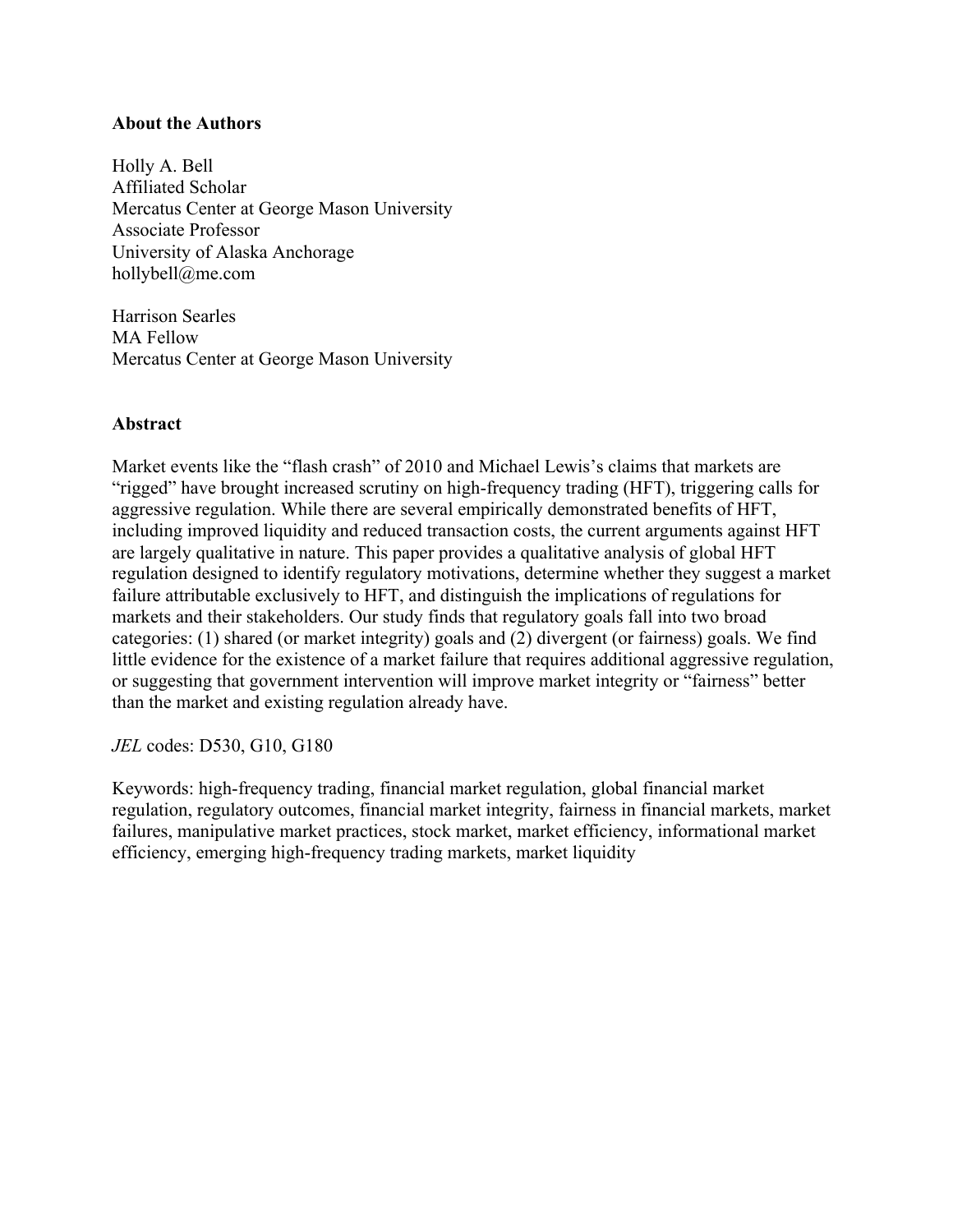**About the Authors**

Holly A. Bell
Affiliated Scholar
Mercatus Center at George Mason University
Associate Professor
University of Alaska Anchorage
hollybell@me.com

Harrison Searles
MA Fellow
Mercatus Center at George Mason University

**Abstract**

Market events like the "flash crash" of 2010 and Michael Lewis's claims that markets are "rigged" have brought increased scrutiny on high-frequency trading (HFT), triggering calls for aggressive regulation. While there are several empirically demonstrated benefits of HFT, including improved liquidity and reduced transaction costs, the current arguments against HFT are largely qualitative in nature. This paper provides a qualitative analysis of global HFT regulation designed to identify regulatory motivations, determine whether they suggest a market failure attributable exclusively to HFT, and distinguish the implications of regulations for markets and their stakeholders. Our study finds that regulatory goals fall into two broad categories: (1) shared (or market integrity) goals and (2) divergent (or fairness) goals. We find little evidence for the existence of a market failure that requires additional aggressive regulation, or suggesting that government intervention will improve market integrity or "fairness" better than the market and existing regulation already have.

*JEL* codes: D530, G10, G180

Keywords: high-frequency trading, financial market regulation, global financial market regulation, regulatory outcomes, financial market integrity, fairness in financial markets, market failures, manipulative market practices, stock market, market efficiency, informational market efficiency, emerging high-frequency trading markets, market liquidity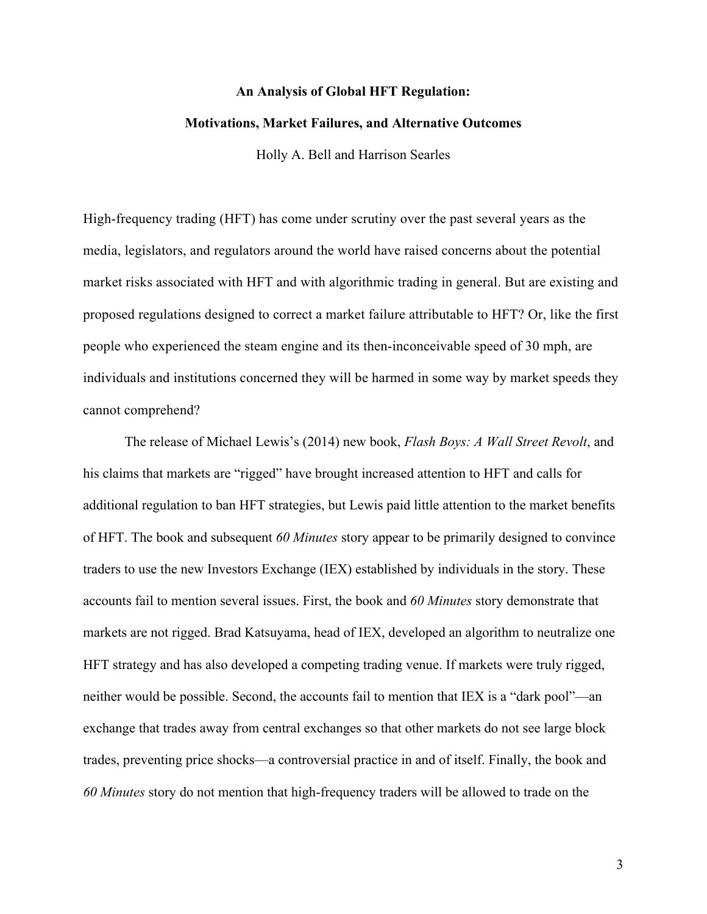**An Analysis of Global HFT Regulation:**

**Motivations, Market Failures, and Alternative Outcomes**

Holly A. Bell and Harrison Searles

High-frequency trading (HFT) has come under scrutiny over the past several years as the media, legislators, and regulators around the world have raised concerns about the potential market risks associated with HFT and with algorithmic trading in general. But are existing and proposed regulations designed to correct a market failure attributable to HFT? Or, like the first people who experienced the steam engine and its then-inconceivable speed of 30 mph, are individuals and institutions concerned they will be harmed in some way by market speeds they cannot comprehend?

The release of Michael Lewis's (2014) new book, *Flash Boys: A Wall Street Revolt*, and his claims that markets are "rigged" have brought increased attention to HFT and calls for additional regulation to ban HFT strategies, but Lewis paid little attention to the market benefits of HFT. The book and subsequent *60 Minutes* story appear to be primarily designed to convince traders to use the new Investors Exchange (IEX) established by individuals in the story. These accounts fail to mention several issues. First, the book and *60 Minutes* story demonstrate that markets are not rigged. Brad Katsuyama, head of IEX, developed an algorithm to neutralize one HFT strategy and has also developed a competing trading venue. If markets were truly rigged, neither would be possible. Second, the accounts fail to mention that IEX is a "dark pool"—an exchange that trades away from central exchanges so that other markets do not see large block trades, preventing price shocks—a controversial practice in and of itself. Finally, the book and *60 Minutes* story do not mention that high-frequency traders will be allowed to trade on the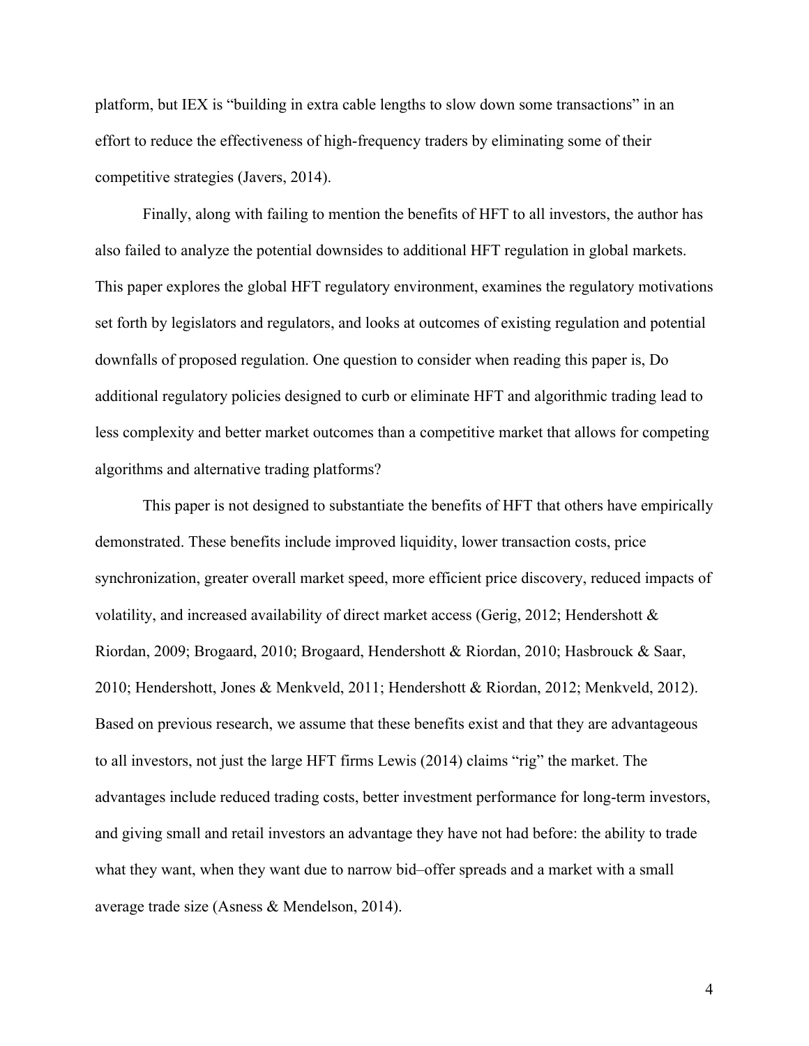platform, but IEX is "building in extra cable lengths to slow down some transactions" in an effort to reduce the effectiveness of high-frequency traders by eliminating some of their competitive strategies (Javers, 2014).

Finally, along with failing to mention the benefits of HFT to all investors, the author has also failed to analyze the potential downsides to additional HFT regulation in global markets. This paper explores the global HFT regulatory environment, examines the regulatory motivations set forth by legislators and regulators, and looks at outcomes of existing regulation and potential downfalls of proposed regulation. One question to consider when reading this paper is, Do additional regulatory policies designed to curb or eliminate HFT and algorithmic trading lead to less complexity and better market outcomes than a competitive market that allows for competing algorithms and alternative trading platforms?

This paper is not designed to substantiate the benefits of HFT that others have empirically demonstrated. These benefits include improved liquidity, lower transaction costs, price synchronization, greater overall market speed, more efficient price discovery, reduced impacts of volatility, and increased availability of direct market access (Gerig, 2012; Hendershott & Riordan, 2009; Brogaard, 2010; Brogaard, Hendershott & Riordan, 2010; Hasbrouck & Saar, 2010; Hendershott, Jones & Menkveld, 2011; Hendershott & Riordan, 2012; Menkveld, 2012). Based on previous research, we assume that these benefits exist and that they are advantageous to all investors, not just the large HFT firms Lewis (2014) claims "rig" the market. The advantages include reduced trading costs, better investment performance for long-term investors, and giving small and retail investors an advantage they have not had before: the ability to trade what they want, when they want due to narrow bid–offer spreads and a market with a small average trade size (Asness & Mendelson, 2014).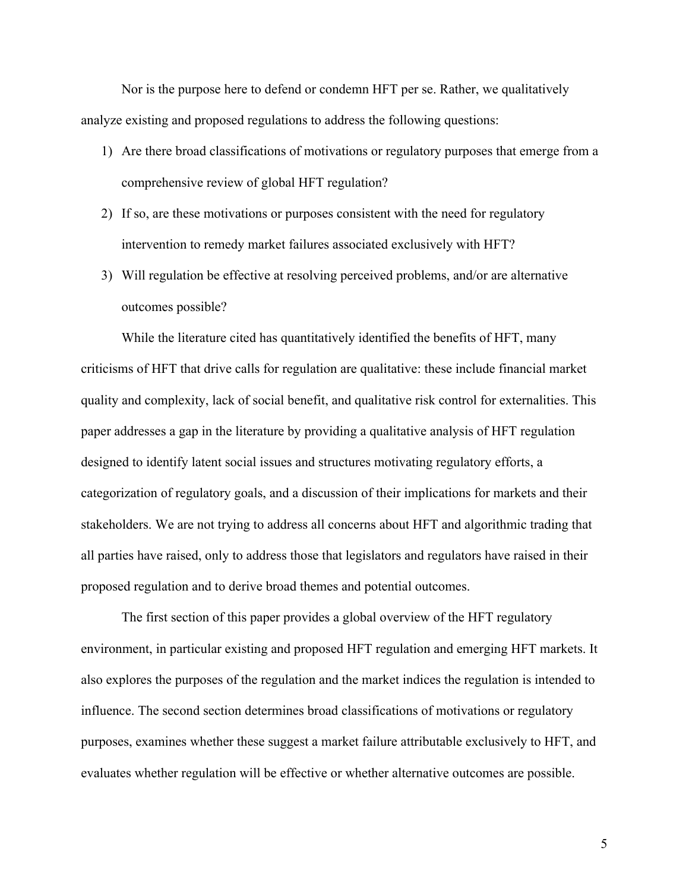Nor is the purpose here to defend or condemn HFT per se. Rather, we qualitatively analyze existing and proposed regulations to address the following questions:

1) Are there broad classifications of motivations or regulatory purposes that emerge from a comprehensive review of global HFT regulation?
2) If so, are these motivations or purposes consistent with the need for regulatory intervention to remedy market failures associated exclusively with HFT?
3) Will regulation be effective at resolving perceived problems, and/or are alternative outcomes possible?

While the literature cited has quantitatively identified the benefits of HFT, many criticisms of HFT that drive calls for regulation are qualitative: these include financial market quality and complexity, lack of social benefit, and qualitative risk control for externalities. This paper addresses a gap in the literature by providing a qualitative analysis of HFT regulation designed to identify latent social issues and structures motivating regulatory efforts, a categorization of regulatory goals, and a discussion of their implications for markets and their stakeholders. We are not trying to address all concerns about HFT and algorithmic trading that all parties have raised, only to address those that legislators and regulators have raised in their proposed regulation and to derive broad themes and potential outcomes.

The first section of this paper provides a global overview of the HFT regulatory environment, in particular existing and proposed HFT regulation and emerging HFT markets. It also explores the purposes of the regulation and the market indices the regulation is intended to influence. The second section determines broad classifications of motivations or regulatory purposes, examines whether these suggest a market failure attributable exclusively to HFT, and evaluates whether regulation will be effective or whether alternative outcomes are possible.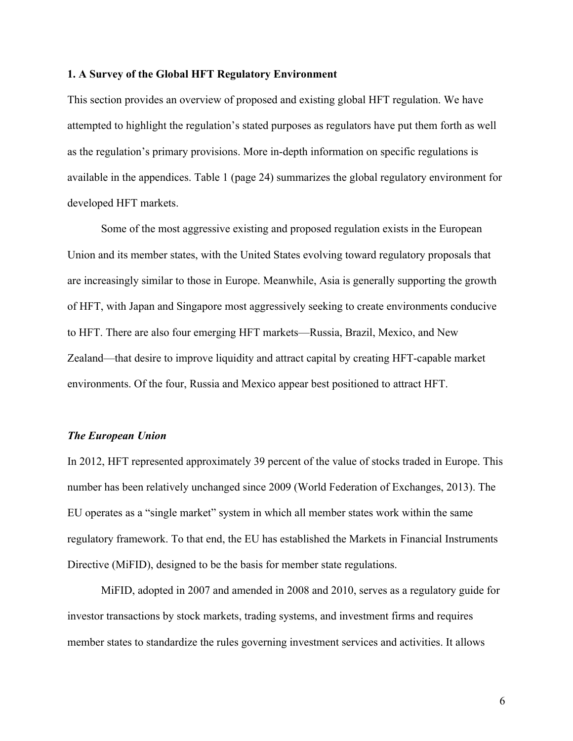### 1. A Survey of the Global HFT Regulatory Environment

This section provides an overview of proposed and existing global HFT regulation. We have attempted to highlight the regulation's stated purposes as regulators have put them forth as well as the regulation's primary provisions. More in-depth information on specific regulations is available in the appendices. Table 1 (page 24) summarizes the global regulatory environment for developed HFT markets.

Some of the most aggressive existing and proposed regulation exists in the European Union and its member states, with the United States evolving toward regulatory proposals that are increasingly similar to those in Europe. Meanwhile, Asia is generally supporting the growth of HFT, with Japan and Singapore most aggressively seeking to create environments conducive to HFT. There are also four emerging HFT markets—Russia, Brazil, Mexico, and New Zealand—that desire to improve liquidity and attract capital by creating HFT-capable market environments. Of the four, Russia and Mexico appear best positioned to attract HFT.

#### *The European Union*

In 2012, HFT represented approximately 39 percent of the value of stocks traded in Europe. This number has been relatively unchanged since 2009 (World Federation of Exchanges, 2013). The EU operates as a "single market" system in which all member states work within the same regulatory framework. To that end, the EU has established the Markets in Financial Instruments Directive (MiFID), designed to be the basis for member state regulations.

MiFID, adopted in 2007 and amended in 2008 and 2010, serves as a regulatory guide for investor transactions by stock markets, trading systems, and investment firms and requires member states to standardize the rules governing investment services and activities. It allows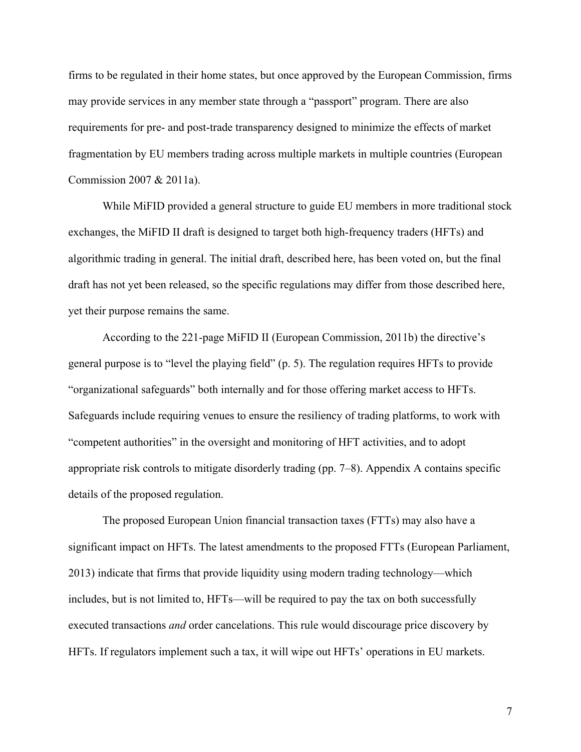firms to be regulated in their home states, but once approved by the European Commission, firms may provide services in any member state through a "passport" program. There are also requirements for pre- and post-trade transparency designed to minimize the effects of market fragmentation by EU members trading across multiple markets in multiple countries (European Commission 2007 & 2011a).

While MiFID provided a general structure to guide EU members in more traditional stock exchanges, the MiFID II draft is designed to target both high-frequency traders (HFTs) and algorithmic trading in general. The initial draft, described here, has been voted on, but the final draft has not yet been released, so the specific regulations may differ from those described here, yet their purpose remains the same.

According to the 221-page MiFID II (European Commission, 2011b) the directive's general purpose is to "level the playing field" (p. 5). The regulation requires HFTs to provide "organizational safeguards" both internally and for those offering market access to HFTs. Safeguards include requiring venues to ensure the resiliency of trading platforms, to work with "competent authorities" in the oversight and monitoring of HFT activities, and to adopt appropriate risk controls to mitigate disorderly trading (pp. 7–8). Appendix A contains specific details of the proposed regulation.

The proposed European Union financial transaction taxes (FTTs) may also have a significant impact on HFTs. The latest amendments to the proposed FTTs (European Parliament, 2013) indicate that firms that provide liquidity using modern trading technology—which includes, but is not limited to, HFTs—will be required to pay the tax on both successfully executed transactions *and* order cancelations. This rule would discourage price discovery by HFTs. If regulators implement such a tax, it will wipe out HFTs' operations in EU markets.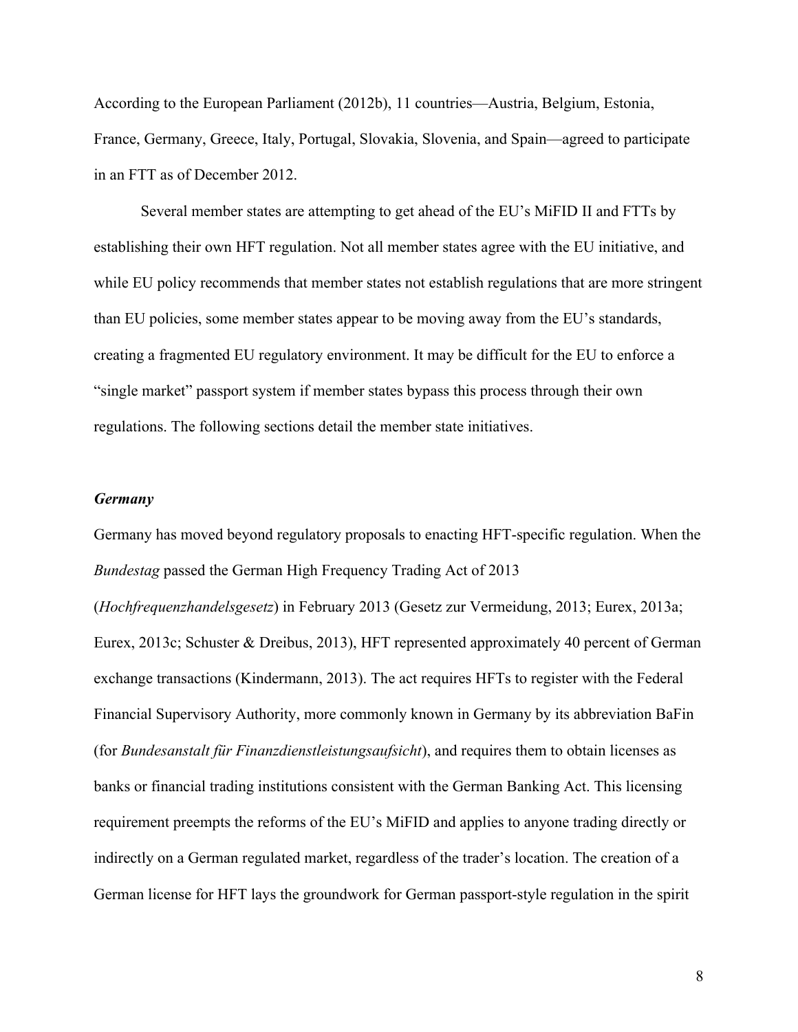According to the European Parliament (2012b), 11 countries—Austria, Belgium, Estonia, France, Germany, Greece, Italy, Portugal, Slovakia, Slovenia, and Spain—agreed to participate in an FTT as of December 2012.

Several member states are attempting to get ahead of the EU's MiFID II and FTTs by establishing their own HFT regulation. Not all member states agree with the EU initiative, and while EU policy recommends that member states not establish regulations that are more stringent than EU policies, some member states appear to be moving away from the EU's standards, creating a fragmented EU regulatory environment. It may be difficult for the EU to enforce a "single market" passport system if member states bypass this process through their own regulations. The following sections detail the member state initiatives.

### *Germany*

Germany has moved beyond regulatory proposals to enacting HFT-specific regulation. When the *Bundestag* passed the German High Frequency Trading Act of 2013 (*Hochfrequenzhandelsgesetz*) in February 2013 (Gesetz zur Vermeidung, 2013; Eurex, 2013a; Eurex, 2013c; Schuster & Dreibus, 2013), HFT represented approximately 40 percent of German exchange transactions (Kindermann, 2013). The act requires HFTs to register with the Federal Financial Supervisory Authority, more commonly known in Germany by its abbreviation BaFin (for *Bundesanstalt für Finanzdienstleistungsaufsicht*), and requires them to obtain licenses as banks or financial trading institutions consistent with the German Banking Act. This licensing requirement preempts the reforms of the EU's MiFID and applies to anyone trading directly or indirectly on a German regulated market, regardless of the trader's location. The creation of a German license for HFT lays the groundwork for German passport-style regulation in the spirit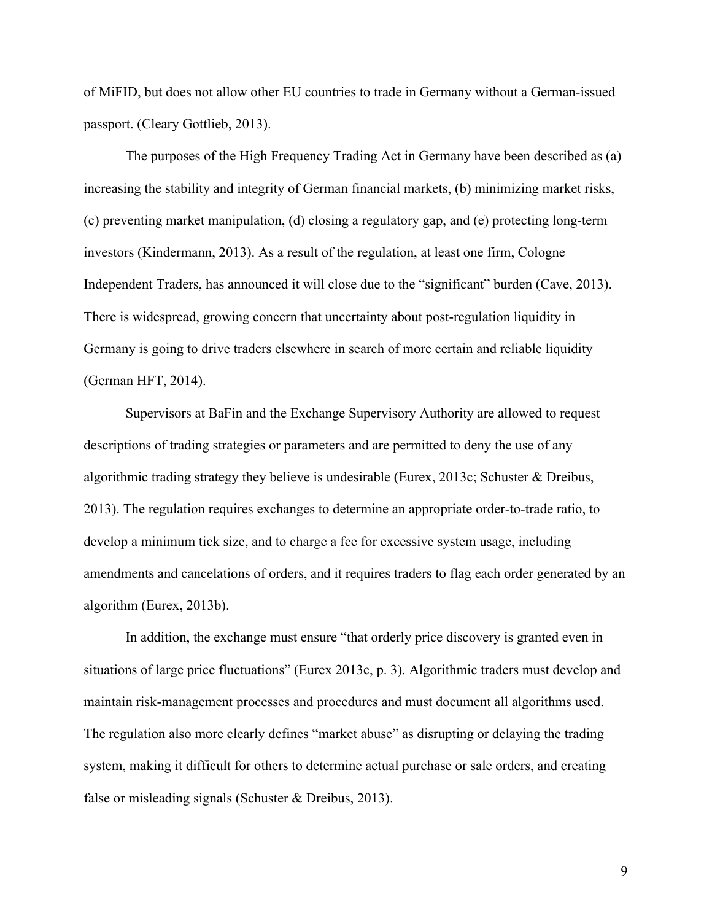of MiFID, but does not allow other EU countries to trade in Germany without a German-issued passport. (Cleary Gottlieb, 2013).

The purposes of the High Frequency Trading Act in Germany have been described as (a) increasing the stability and integrity of German financial markets, (b) minimizing market risks, (c) preventing market manipulation, (d) closing a regulatory gap, and (e) protecting long-term investors (Kindermann, 2013). As a result of the regulation, at least one firm, Cologne Independent Traders, has announced it will close due to the "significant" burden (Cave, 2013). There is widespread, growing concern that uncertainty about post-regulation liquidity in Germany is going to drive traders elsewhere in search of more certain and reliable liquidity (German HFT, 2014).

Supervisors at BaFin and the Exchange Supervisory Authority are allowed to request descriptions of trading strategies or parameters and are permitted to deny the use of any algorithmic trading strategy they believe is undesirable (Eurex, 2013c; Schuster & Dreibus, 2013). The regulation requires exchanges to determine an appropriate order-to-trade ratio, to develop a minimum tick size, and to charge a fee for excessive system usage, including amendments and cancelations of orders, and it requires traders to flag each order generated by an algorithm (Eurex, 2013b).

In addition, the exchange must ensure "that orderly price discovery is granted even in situations of large price fluctuations" (Eurex 2013c, p. 3). Algorithmic traders must develop and maintain risk-management processes and procedures and must document all algorithms used. The regulation also more clearly defines "market abuse" as disrupting or delaying the trading system, making it difficult for others to determine actual purchase or sale orders, and creating false or misleading signals (Schuster & Dreibus, 2013).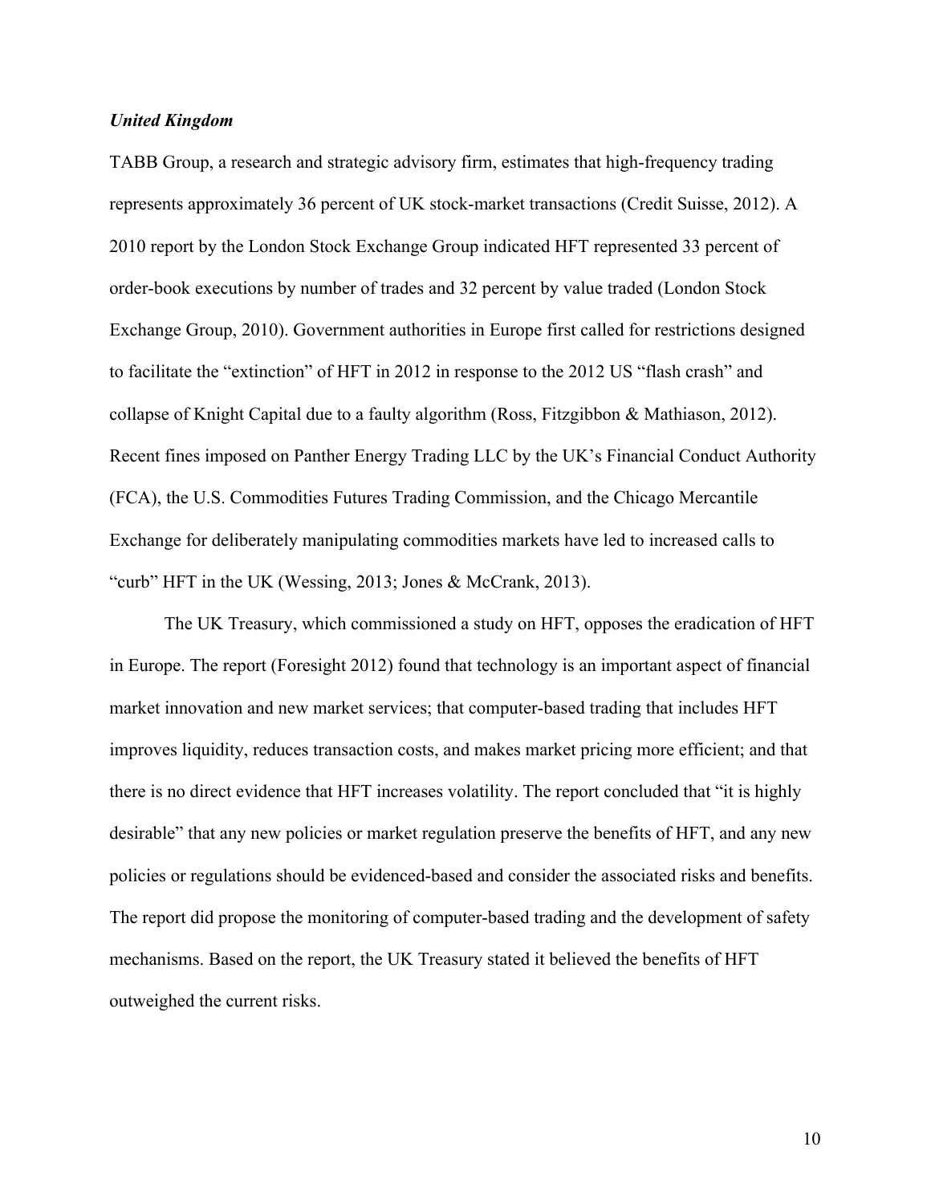### *United Kingdom*

TABB Group, a research and strategic advisory firm, estimates that high-frequency trading represents approximately 36 percent of UK stock-market transactions (Credit Suisse, 2012). A 2010 report by the London Stock Exchange Group indicated HFT represented 33 percent of order-book executions by number of trades and 32 percent by value traded (London Stock Exchange Group, 2010). Government authorities in Europe first called for restrictions designed to facilitate the "extinction" of HFT in 2012 in response to the 2012 US "flash crash" and collapse of Knight Capital due to a faulty algorithm (Ross, Fitzgibbon & Mathiason, 2012). Recent fines imposed on Panther Energy Trading LLC by the UK's Financial Conduct Authority (FCA), the U.S. Commodities Futures Trading Commission, and the Chicago Mercantile Exchange for deliberately manipulating commodities markets have led to increased calls to "curb" HFT in the UK (Wessing, 2013; Jones & McCrank, 2013).

The UK Treasury, which commissioned a study on HFT, opposes the eradication of HFT in Europe. The report (Foresight 2012) found that technology is an important aspect of financial market innovation and new market services; that computer-based trading that includes HFT improves liquidity, reduces transaction costs, and makes market pricing more efficient; and that there is no direct evidence that HFT increases volatility. The report concluded that "it is highly desirable" that any new policies or market regulation preserve the benefits of HFT, and any new policies or regulations should be evidenced-based and consider the associated risks and benefits. The report did propose the monitoring of computer-based trading and the development of safety mechanisms. Based on the report, the UK Treasury stated it believed the benefits of HFT outweighed the current risks.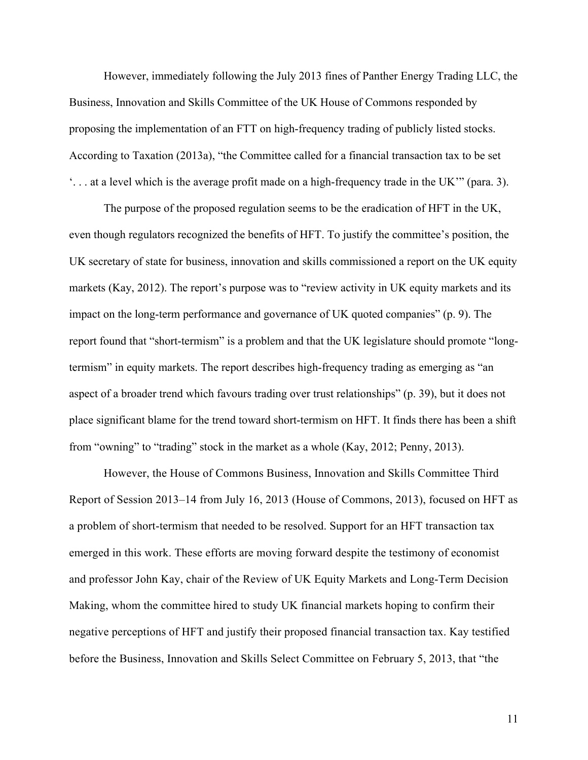However, immediately following the July 2013 fines of Panther Energy Trading LLC, the Business, Innovation and Skills Committee of the UK House of Commons responded by proposing the implementation of an FTT on high-frequency trading of publicly listed stocks. According to Taxation (2013a), "the Committee called for a financial transaction tax to be set '. . . at a level which is the average profit made on a high-frequency trade in the UK'" (para. 3).

The purpose of the proposed regulation seems to be the eradication of HFT in the UK, even though regulators recognized the benefits of HFT. To justify the committee's position, the UK secretary of state for business, innovation and skills commissioned a report on the UK equity markets (Kay, 2012). The report's purpose was to "review activity in UK equity markets and its impact on the long-term performance and governance of UK quoted companies" (p. 9). The report found that "short-termism" is a problem and that the UK legislature should promote "long-termism" in equity markets. The report describes high-frequency trading as emerging as "an aspect of a broader trend which favours trading over trust relationships" (p. 39), but it does not place significant blame for the trend toward short-termism on HFT. It finds there has been a shift from "owning" to "trading" stock in the market as a whole (Kay, 2012; Penny, 2013).

However, the House of Commons Business, Innovation and Skills Committee Third Report of Session 2013–14 from July 16, 2013 (House of Commons, 2013), focused on HFT as a problem of short-termism that needed to be resolved. Support for an HFT transaction tax emerged in this work. These efforts are moving forward despite the testimony of economist and professor John Kay, chair of the Review of UK Equity Markets and Long-Term Decision Making, whom the committee hired to study UK financial markets hoping to confirm their negative perceptions of HFT and justify their proposed financial transaction tax. Kay testified before the Business, Innovation and Skills Select Committee on February 5, 2013, that "the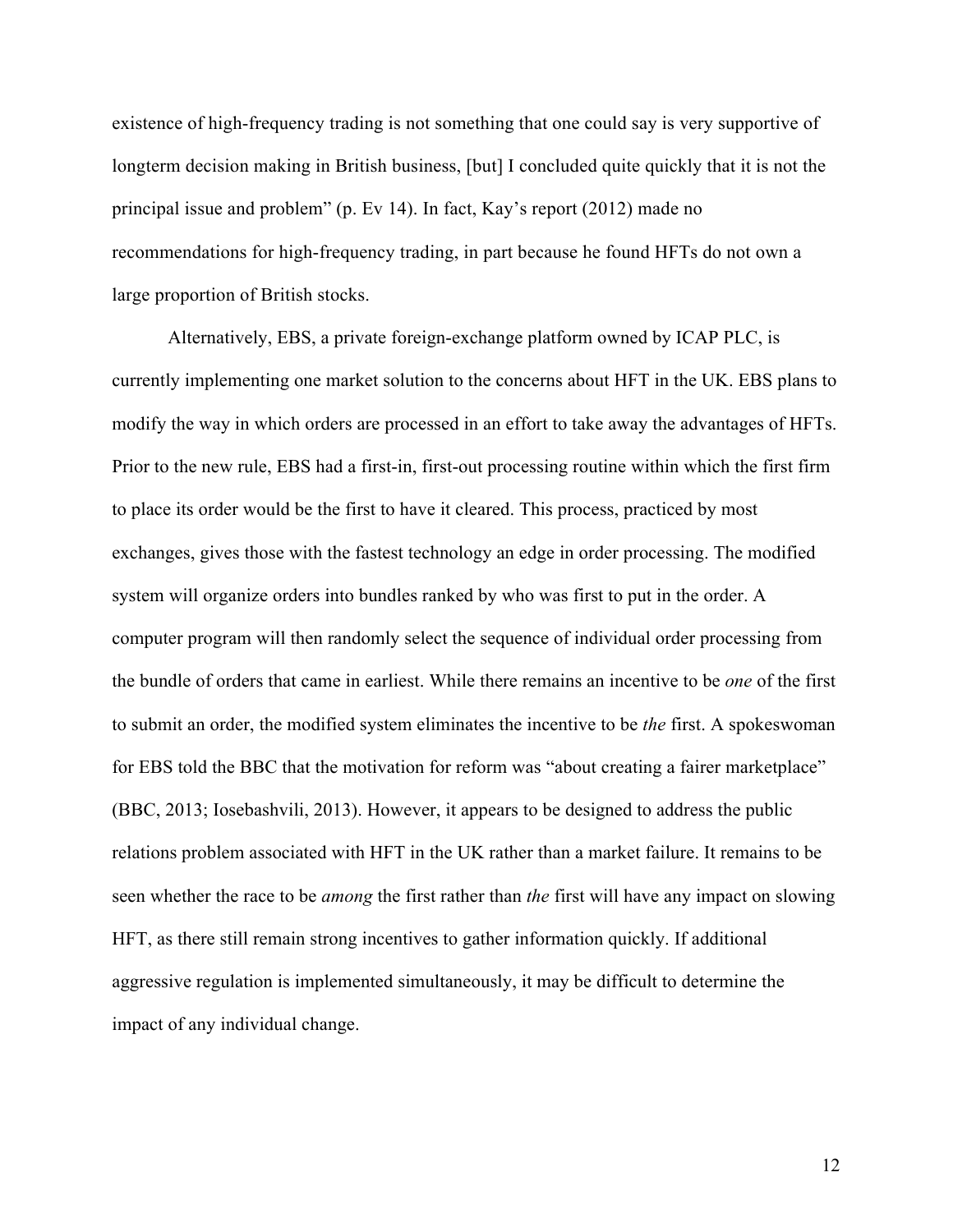existence of high-frequency trading is not something that one could say is very supportive of longterm decision making in British business, [but] I concluded quite quickly that it is not the principal issue and problem" (p. Ev 14). In fact, Kay's report (2012) made no recommendations for high-frequency trading, in part because he found HFTs do not own a large proportion of British stocks.

Alternatively, EBS, a private foreign-exchange platform owned by ICAP PLC, is currently implementing one market solution to the concerns about HFT in the UK. EBS plans to modify the way in which orders are processed in an effort to take away the advantages of HFTs. Prior to the new rule, EBS had a first-in, first-out processing routine within which the first firm to place its order would be the first to have it cleared. This process, practiced by most exchanges, gives those with the fastest technology an edge in order processing. The modified system will organize orders into bundles ranked by who was first to put in the order. A computer program will then randomly select the sequence of individual order processing from the bundle of orders that came in earliest. While there remains an incentive to be *one* of the first to submit an order, the modified system eliminates the incentive to be *the* first. A spokeswoman for EBS told the BBC that the motivation for reform was "about creating a fairer marketplace" (BBC, 2013; Iosebashvili, 2013). However, it appears to be designed to address the public relations problem associated with HFT in the UK rather than a market failure. It remains to be seen whether the race to be *among* the first rather than *the* first will have any impact on slowing HFT, as there still remain strong incentives to gather information quickly. If additional aggressive regulation is implemented simultaneously, it may be difficult to determine the impact of any individual change.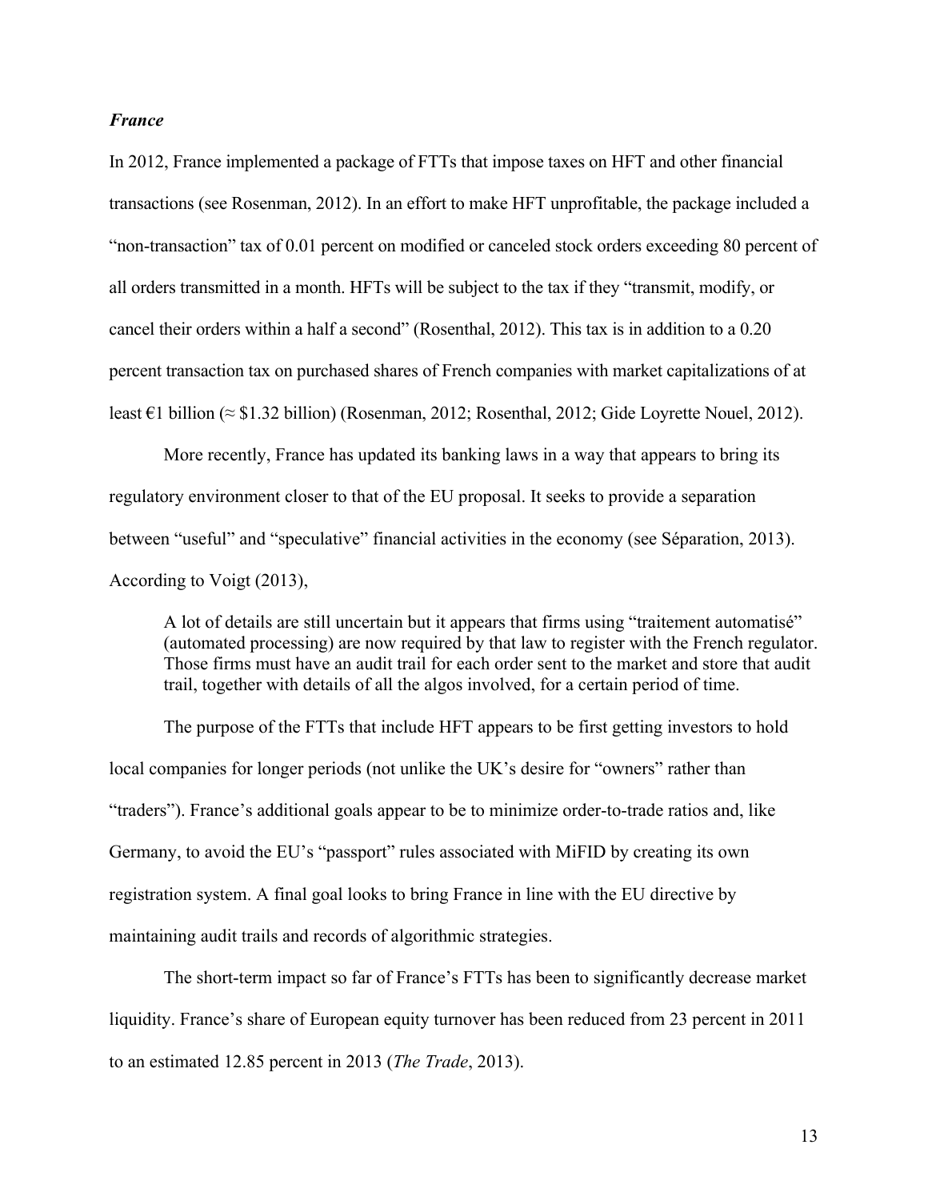### *France*

In 2012, France implemented a package of FTTs that impose taxes on HFT and other financial transactions (see Rosenman, 2012). In an effort to make HFT unprofitable, the package included a "non-transaction" tax of 0.01 percent on modified or canceled stock orders exceeding 80 percent of all orders transmitted in a month. HFTs will be subject to the tax if they "transmit, modify, or cancel their orders within a half a second" (Rosenthal, 2012). This tax is in addition to a 0.20 percent transaction tax on purchased shares of French companies with market capitalizations of at least €1 billion (≈ $1.32 billion) (Rosenman, 2012; Rosenthal, 2012; Gide Loyrette Nouel, 2012).

More recently, France has updated its banking laws in a way that appears to bring its regulatory environment closer to that of the EU proposal. It seeks to provide a separation between "useful" and "speculative" financial activities in the economy (see Séparation, 2013). According to Voigt (2013),

> A lot of details are still uncertain but it appears that firms using "traitement automatisé" (automated processing) are now required by that law to register with the French regulator. Those firms must have an audit trail for each order sent to the market and store that audit trail, together with details of all the algos involved, for a certain period of time.

The purpose of the FTTs that include HFT appears to be first getting investors to hold local companies for longer periods (not unlike the UK's desire for "owners" rather than "traders"). France's additional goals appear to be to minimize order-to-trade ratios and, like Germany, to avoid the EU's "passport" rules associated with MiFID by creating its own registration system. A final goal looks to bring France in line with the EU directive by maintaining audit trails and records of algorithmic strategies.

The short-term impact so far of France's FTTs has been to significantly decrease market liquidity. France's share of European equity turnover has been reduced from 23 percent in 2011 to an estimated 12.85 percent in 2013 (*The Trade*, 2013).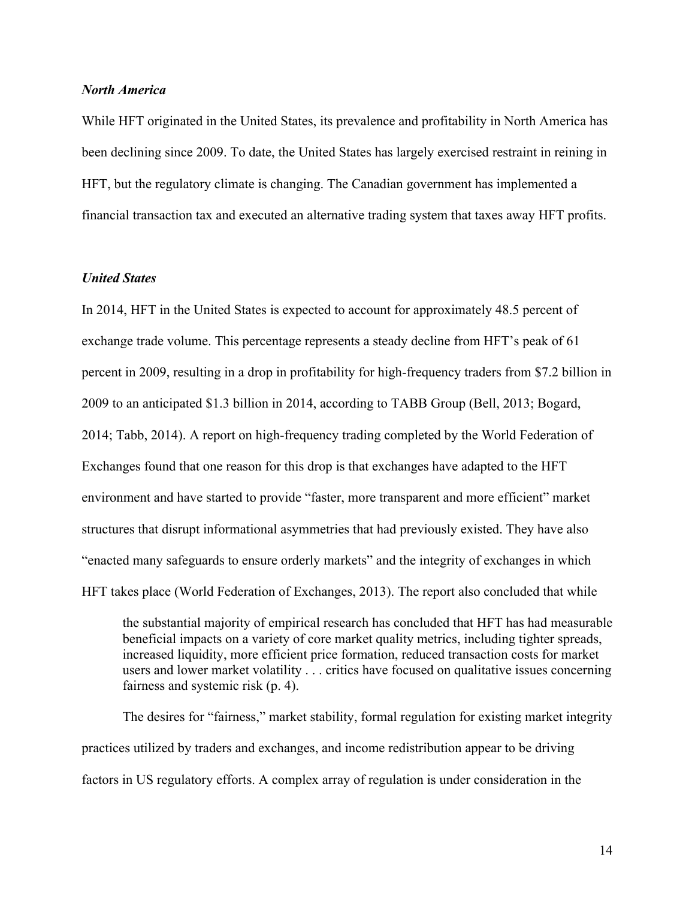### *North America*

While HFT originated in the United States, its prevalence and profitability in North America has been declining since 2009. To date, the United States has largely exercised restraint in reining in HFT, but the regulatory climate is changing. The Canadian government has implemented a financial transaction tax and executed an alternative trading system that taxes away HFT profits.

### *United States*

In 2014, HFT in the United States is expected to account for approximately 48.5 percent of exchange trade volume. This percentage represents a steady decline from HFT's peak of 61 percent in 2009, resulting in a drop in profitability for high-frequency traders from $7.2 billion in 2009 to an anticipated $1.3 billion in 2014, according to TABB Group (Bell, 2013; Bogard, 2014; Tabb, 2014). A report on high-frequency trading completed by the World Federation of Exchanges found that one reason for this drop is that exchanges have adapted to the HFT environment and have started to provide "faster, more transparent and more efficient" market structures that disrupt informational asymmetries that had previously existed. They have also "enacted many safeguards to ensure orderly markets" and the integrity of exchanges in which HFT takes place (World Federation of Exchanges, 2013). The report also concluded that while

> the substantial majority of empirical research has concluded that HFT has had measurable beneficial impacts on a variety of core market quality metrics, including tighter spreads, increased liquidity, more efficient price formation, reduced transaction costs for market users and lower market volatility . . . critics have focused on qualitative issues concerning fairness and systemic risk (p. 4).

The desires for "fairness," market stability, formal regulation for existing market integrity practices utilized by traders and exchanges, and income redistribution appear to be driving factors in US regulatory efforts. A complex array of regulation is under consideration in the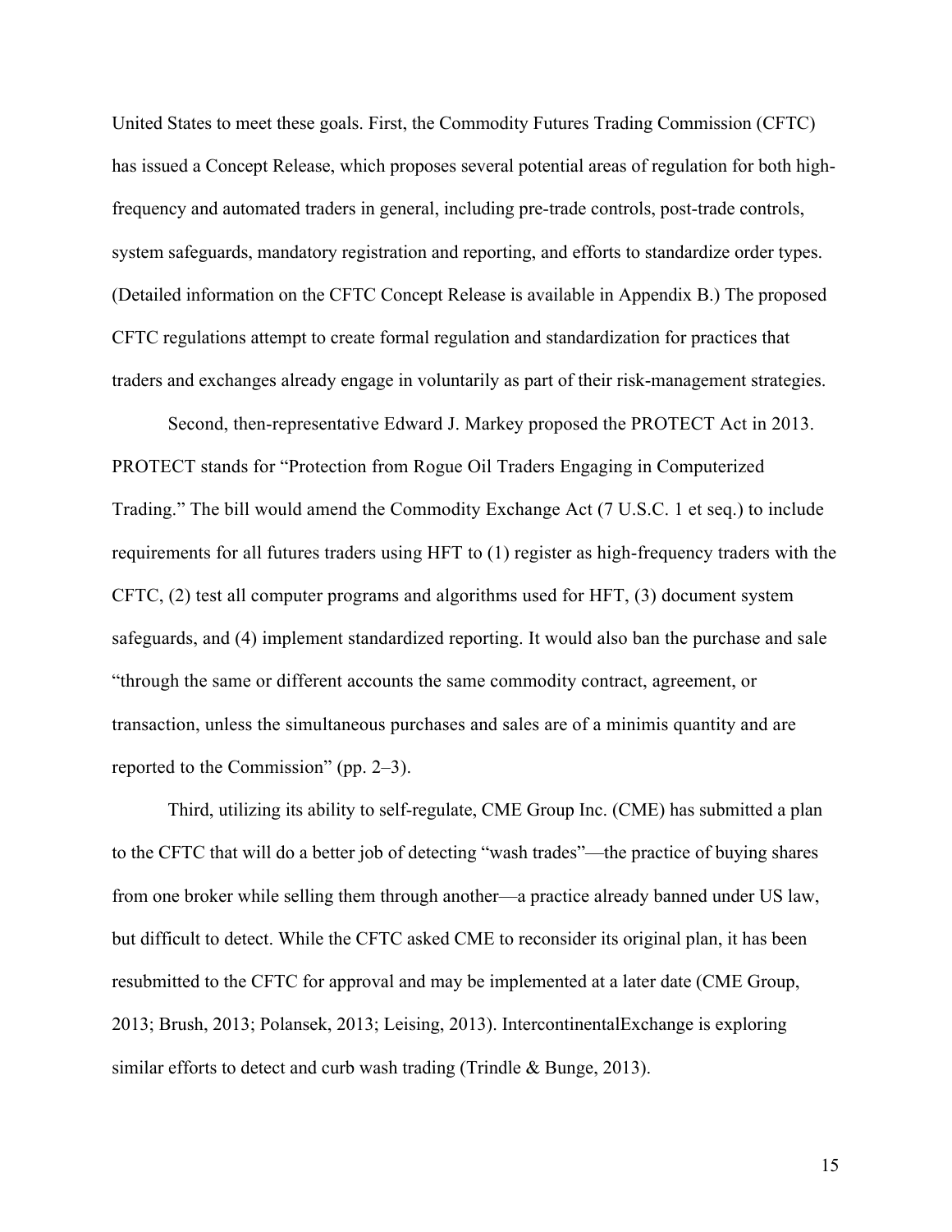United States to meet these goals. First, the Commodity Futures Trading Commission (CFTC) has issued a Concept Release, which proposes several potential areas of regulation for both high-frequency and automated traders in general, including pre-trade controls, post-trade controls, system safeguards, mandatory registration and reporting, and efforts to standardize order types. (Detailed information on the CFTC Concept Release is available in Appendix B.) The proposed CFTC regulations attempt to create formal regulation and standardization for practices that traders and exchanges already engage in voluntarily as part of their risk-management strategies.

Second, then-representative Edward J. Markey proposed the PROTECT Act in 2013. PROTECT stands for "Protection from Rogue Oil Traders Engaging in Computerized Trading." The bill would amend the Commodity Exchange Act (7 U.S.C. 1 et seq.) to include requirements for all futures traders using HFT to (1) register as high-frequency traders with the CFTC, (2) test all computer programs and algorithms used for HFT, (3) document system safeguards, and (4) implement standardized reporting. It would also ban the purchase and sale "through the same or different accounts the same commodity contract, agreement, or transaction, unless the simultaneous purchases and sales are of a minimis quantity and are reported to the Commission" (pp. 2–3).

Third, utilizing its ability to self-regulate, CME Group Inc. (CME) has submitted a plan to the CFTC that will do a better job of detecting "wash trades"—the practice of buying shares from one broker while selling them through another—a practice already banned under US law, but difficult to detect. While the CFTC asked CME to reconsider its original plan, it has been resubmitted to the CFTC for approval and may be implemented at a later date (CME Group, 2013; Brush, 2013; Polansek, 2013; Leising, 2013). IntercontinentalExchange is exploring similar efforts to detect and curb wash trading (Trindle & Bunge, 2013).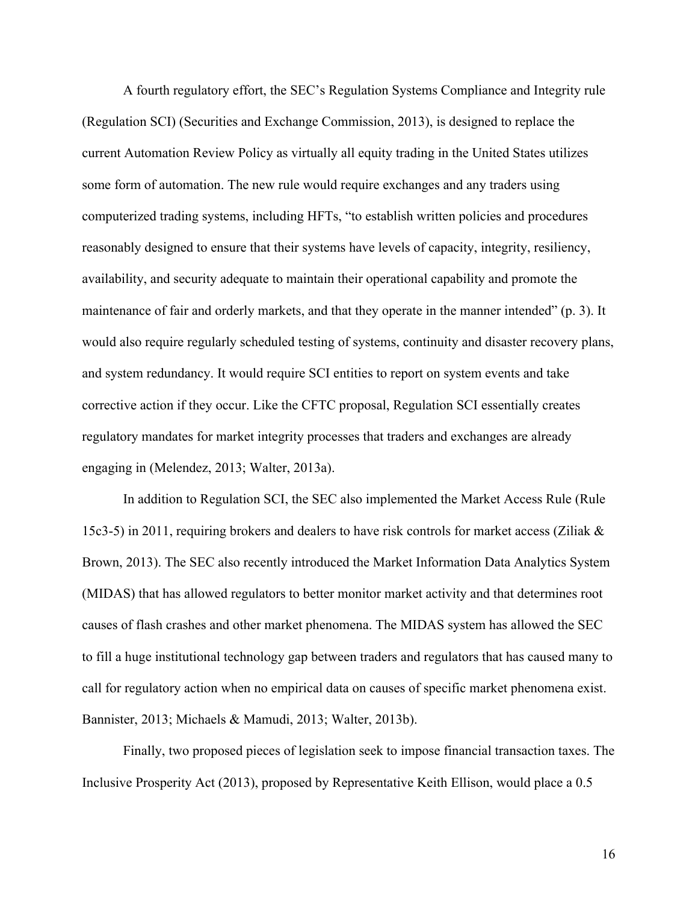A fourth regulatory effort, the SEC's Regulation Systems Compliance and Integrity rule (Regulation SCI) (Securities and Exchange Commission, 2013), is designed to replace the current Automation Review Policy as virtually all equity trading in the United States utilizes some form of automation. The new rule would require exchanges and any traders using computerized trading systems, including HFTs, "to establish written policies and procedures reasonably designed to ensure that their systems have levels of capacity, integrity, resiliency, availability, and security adequate to maintain their operational capability and promote the maintenance of fair and orderly markets, and that they operate in the manner intended" (p. 3). It would also require regularly scheduled testing of systems, continuity and disaster recovery plans, and system redundancy. It would require SCI entities to report on system events and take corrective action if they occur. Like the CFTC proposal, Regulation SCI essentially creates regulatory mandates for market integrity processes that traders and exchanges are already engaging in (Melendez, 2013; Walter, 2013a).

In addition to Regulation SCI, the SEC also implemented the Market Access Rule (Rule 15c3-5) in 2011, requiring brokers and dealers to have risk controls for market access (Ziliak & Brown, 2013). The SEC also recently introduced the Market Information Data Analytics System (MIDAS) that has allowed regulators to better monitor market activity and that determines root causes of flash crashes and other market phenomena. The MIDAS system has allowed the SEC to fill a huge institutional technology gap between traders and regulators that has caused many to call for regulatory action when no empirical data on causes of specific market phenomena exist. Bannister, 2013; Michaels & Mamudi, 2013; Walter, 2013b).

Finally, two proposed pieces of legislation seek to impose financial transaction taxes. The Inclusive Prosperity Act (2013), proposed by Representative Keith Ellison, would place a 0.5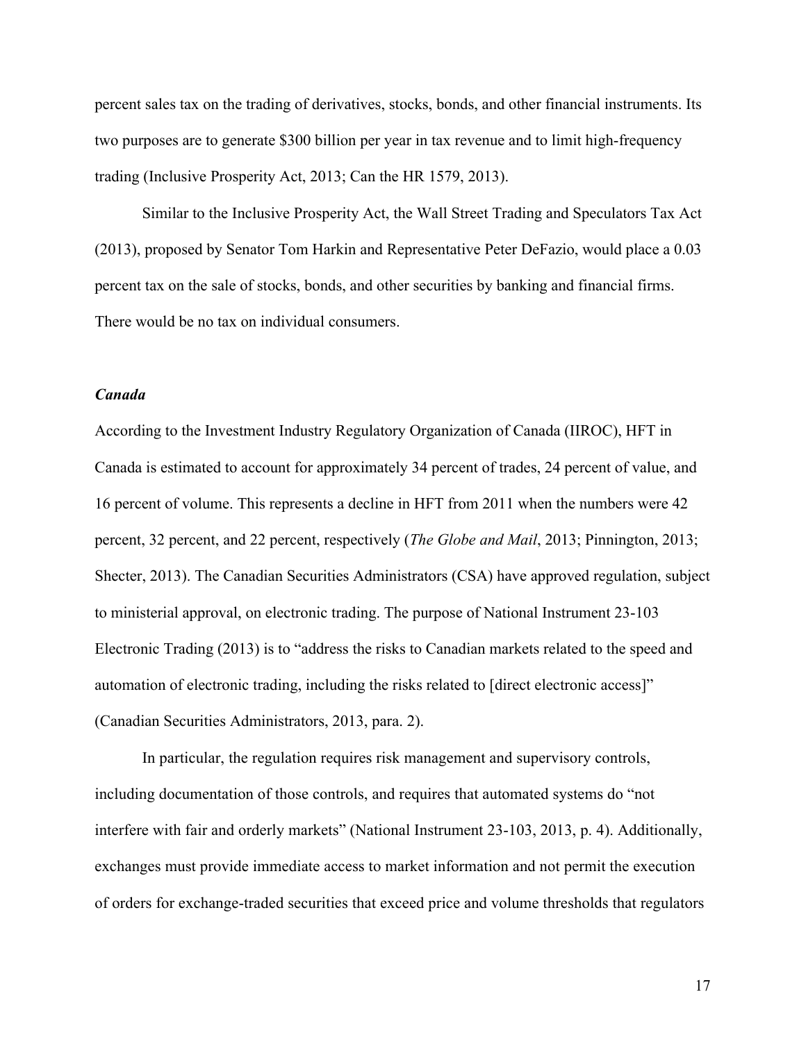percent sales tax on the trading of derivatives, stocks, bonds, and other financial instruments. Its two purposes are to generate $300 billion per year in tax revenue and to limit high-frequency trading (Inclusive Prosperity Act, 2013; Can the HR 1579, 2013).

Similar to the Inclusive Prosperity Act, the Wall Street Trading and Speculators Tax Act (2013), proposed by Senator Tom Harkin and Representative Peter DeFazio, would place a 0.03 percent tax on the sale of stocks, bonds, and other securities by banking and financial firms. There would be no tax on individual consumers.

### *Canada*

According to the Investment Industry Regulatory Organization of Canada (IIROC), HFT in Canada is estimated to account for approximately 34 percent of trades, 24 percent of value, and 16 percent of volume. This represents a decline in HFT from 2011 when the numbers were 42 percent, 32 percent, and 22 percent, respectively (*The Globe and Mail*, 2013; Pinnington, 2013; Shecter, 2013). The Canadian Securities Administrators (CSA) have approved regulation, subject to ministerial approval, on electronic trading. The purpose of National Instrument 23-103 Electronic Trading (2013) is to "address the risks to Canadian markets related to the speed and automation of electronic trading, including the risks related to [direct electronic access]" (Canadian Securities Administrators, 2013, para. 2).

In particular, the regulation requires risk management and supervisory controls, including documentation of those controls, and requires that automated systems do "not interfere with fair and orderly markets" (National Instrument 23-103, 2013, p. 4). Additionally, exchanges must provide immediate access to market information and not permit the execution of orders for exchange-traded securities that exceed price and volume thresholds that regulators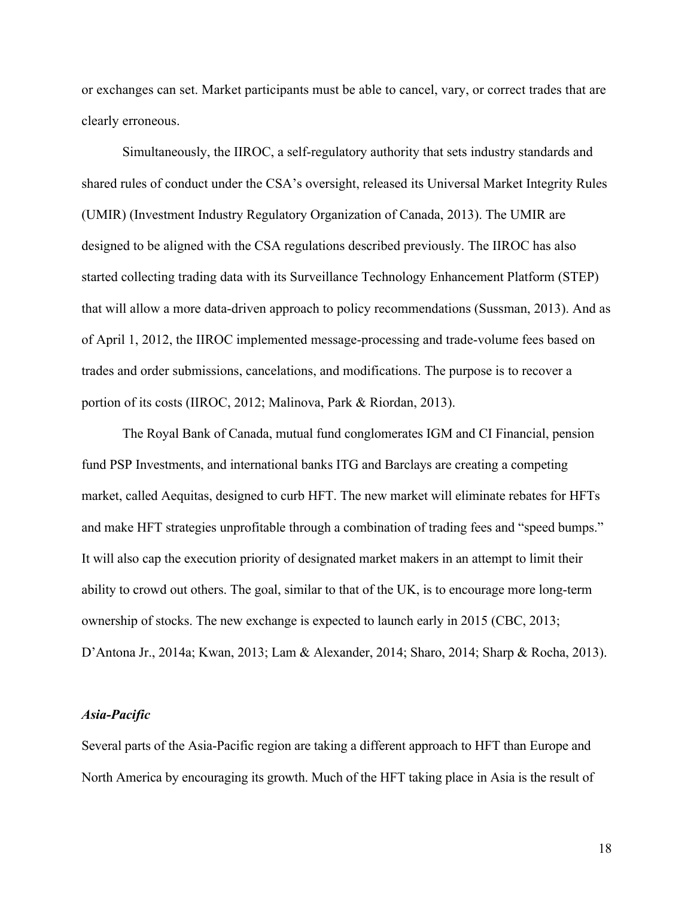or exchanges can set. Market participants must be able to cancel, vary, or correct trades that are clearly erroneous.

Simultaneously, the IIROC, a self-regulatory authority that sets industry standards and shared rules of conduct under the CSA's oversight, released its Universal Market Integrity Rules (UMIR) (Investment Industry Regulatory Organization of Canada, 2013). The UMIR are designed to be aligned with the CSA regulations described previously. The IIROC has also started collecting trading data with its Surveillance Technology Enhancement Platform (STEP) that will allow a more data-driven approach to policy recommendations (Sussman, 2013). And as of April 1, 2012, the IIROC implemented message-processing and trade-volume fees based on trades and order submissions, cancelations, and modifications. The purpose is to recover a portion of its costs (IIROC, 2012; Malinova, Park & Riordan, 2013).

The Royal Bank of Canada, mutual fund conglomerates IGM and CI Financial, pension fund PSP Investments, and international banks ITG and Barclays are creating a competing market, called Aequitas, designed to curb HFT. The new market will eliminate rebates for HFTs and make HFT strategies unprofitable through a combination of trading fees and "speed bumps." It will also cap the execution priority of designated market makers in an attempt to limit their ability to crowd out others. The goal, similar to that of the UK, is to encourage more long-term ownership of stocks. The new exchange is expected to launch early in 2015 (CBC, 2013; D'Antona Jr., 2014a; Kwan, 2013; Lam & Alexander, 2014; Sharo, 2014; Sharp & Rocha, 2013).

### *Asia-Pacific*

Several parts of the Asia-Pacific region are taking a different approach to HFT than Europe and North America by encouraging its growth. Much of the HFT taking place in Asia is the result of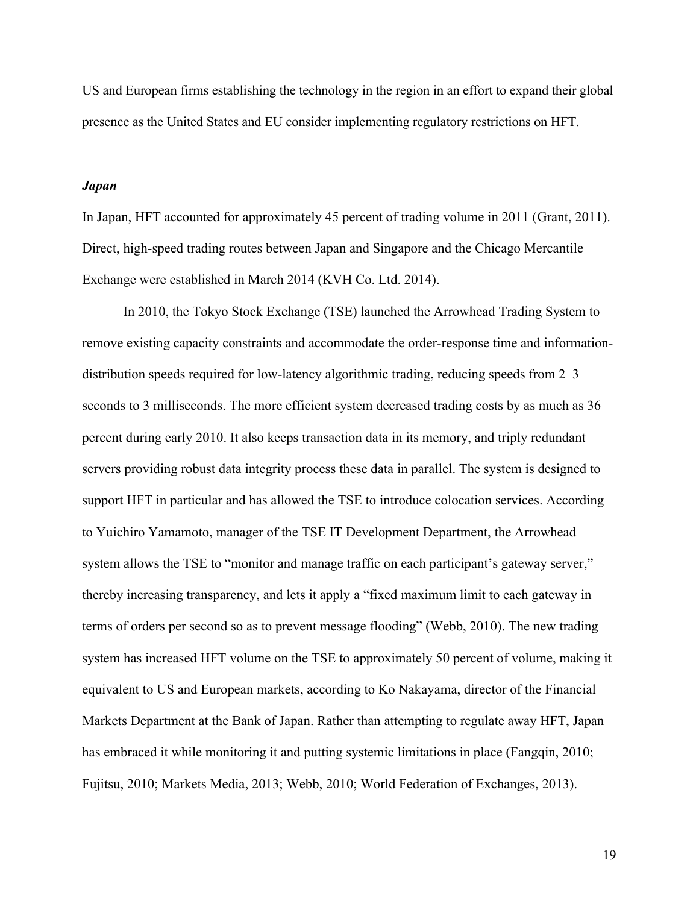US and European firms establishing the technology in the region in an effort to expand their global presence as the United States and EU consider implementing regulatory restrictions on HFT.

### *Japan*

In Japan, HFT accounted for approximately 45 percent of trading volume in 2011 (Grant, 2011). Direct, high-speed trading routes between Japan and Singapore and the Chicago Mercantile Exchange were established in March 2014 (KVH Co. Ltd. 2014).

In 2010, the Tokyo Stock Exchange (TSE) launched the Arrowhead Trading System to remove existing capacity constraints and accommodate the order-response time and information-distribution speeds required for low-latency algorithmic trading, reducing speeds from 2–3 seconds to 3 milliseconds. The more efficient system decreased trading costs by as much as 36 percent during early 2010. It also keeps transaction data in its memory, and triply redundant servers providing robust data integrity process these data in parallel. The system is designed to support HFT in particular and has allowed the TSE to introduce colocation services. According to Yuichiro Yamamoto, manager of the TSE IT Development Department, the Arrowhead system allows the TSE to "monitor and manage traffic on each participant's gateway server," thereby increasing transparency, and lets it apply a "fixed maximum limit to each gateway in terms of orders per second so as to prevent message flooding" (Webb, 2010). The new trading system has increased HFT volume on the TSE to approximately 50 percent of volume, making it equivalent to US and European markets, according to Ko Nakayama, director of the Financial Markets Department at the Bank of Japan. Rather than attempting to regulate away HFT, Japan has embraced it while monitoring it and putting systemic limitations in place (Fangqin, 2010; Fujitsu, 2010; Markets Media, 2013; Webb, 2010; World Federation of Exchanges, 2013).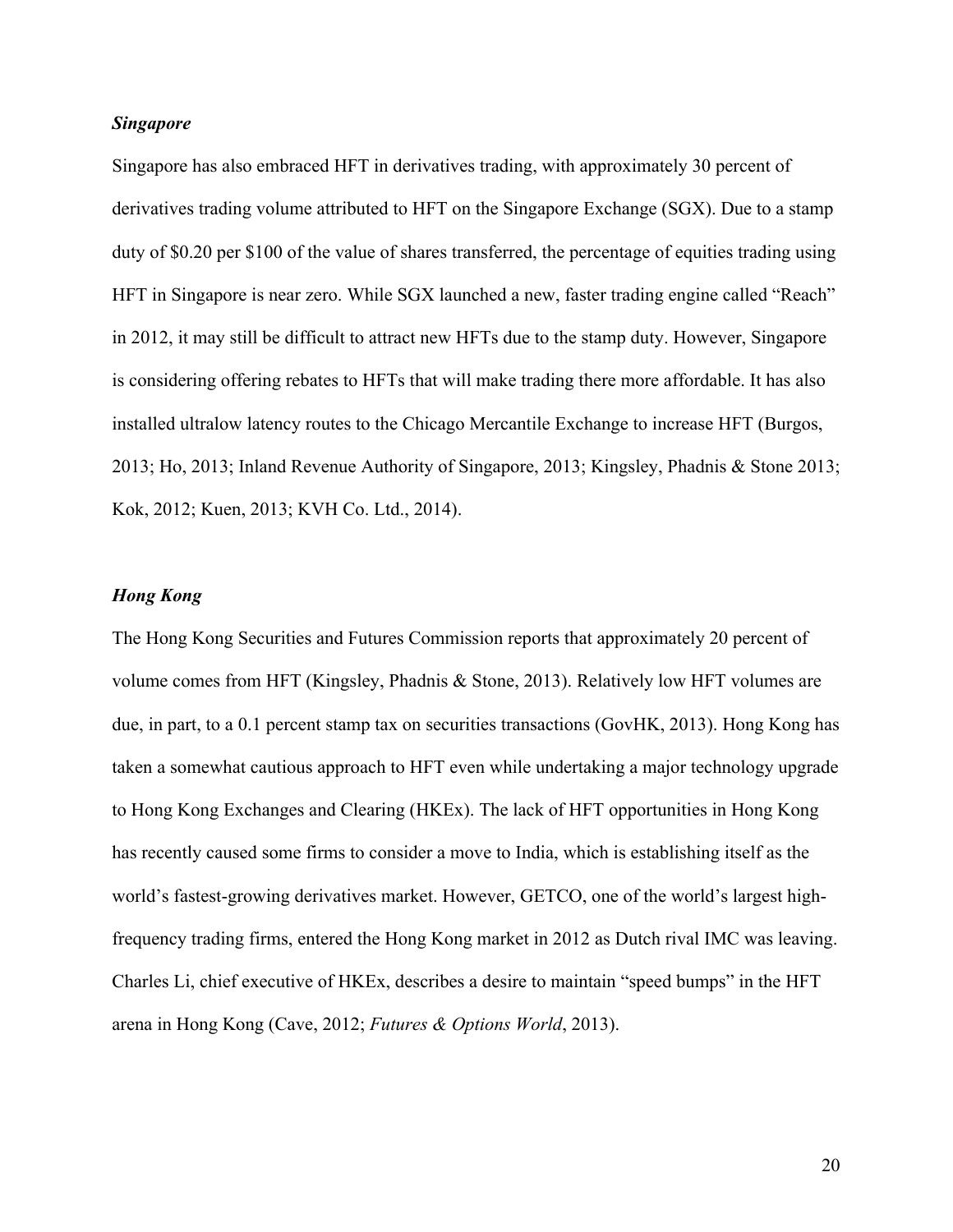### *Singapore*

Singapore has also embraced HFT in derivatives trading, with approximately 30 percent of derivatives trading volume attributed to HFT on the Singapore Exchange (SGX). Due to a stamp duty of $0.20 per $100 of the value of shares transferred, the percentage of equities trading using HFT in Singapore is near zero. While SGX launched a new, faster trading engine called "Reach" in 2012, it may still be difficult to attract new HFTs due to the stamp duty. However, Singapore is considering offering rebates to HFTs that will make trading there more affordable. It has also installed ultralow latency routes to the Chicago Mercantile Exchange to increase HFT (Burgos, 2013; Ho, 2013; Inland Revenue Authority of Singapore, 2013; Kingsley, Phadnis & Stone 2013; Kok, 2012; Kuen, 2013; KVH Co. Ltd., 2014).

### *Hong Kong*

The Hong Kong Securities and Futures Commission reports that approximately 20 percent of volume comes from HFT (Kingsley, Phadnis & Stone, 2013). Relatively low HFT volumes are due, in part, to a 0.1 percent stamp tax on securities transactions (GovHK, 2013). Hong Kong has taken a somewhat cautious approach to HFT even while undertaking a major technology upgrade to Hong Kong Exchanges and Clearing (HKEx). The lack of HFT opportunities in Hong Kong has recently caused some firms to consider a move to India, which is establishing itself as the world's fastest-growing derivatives market. However, GETCO, one of the world's largest high-frequency trading firms, entered the Hong Kong market in 2012 as Dutch rival IMC was leaving. Charles Li, chief executive of HKEx, describes a desire to maintain "speed bumps" in the HFT arena in Hong Kong (Cave, 2012; *Futures & Options World*, 2013).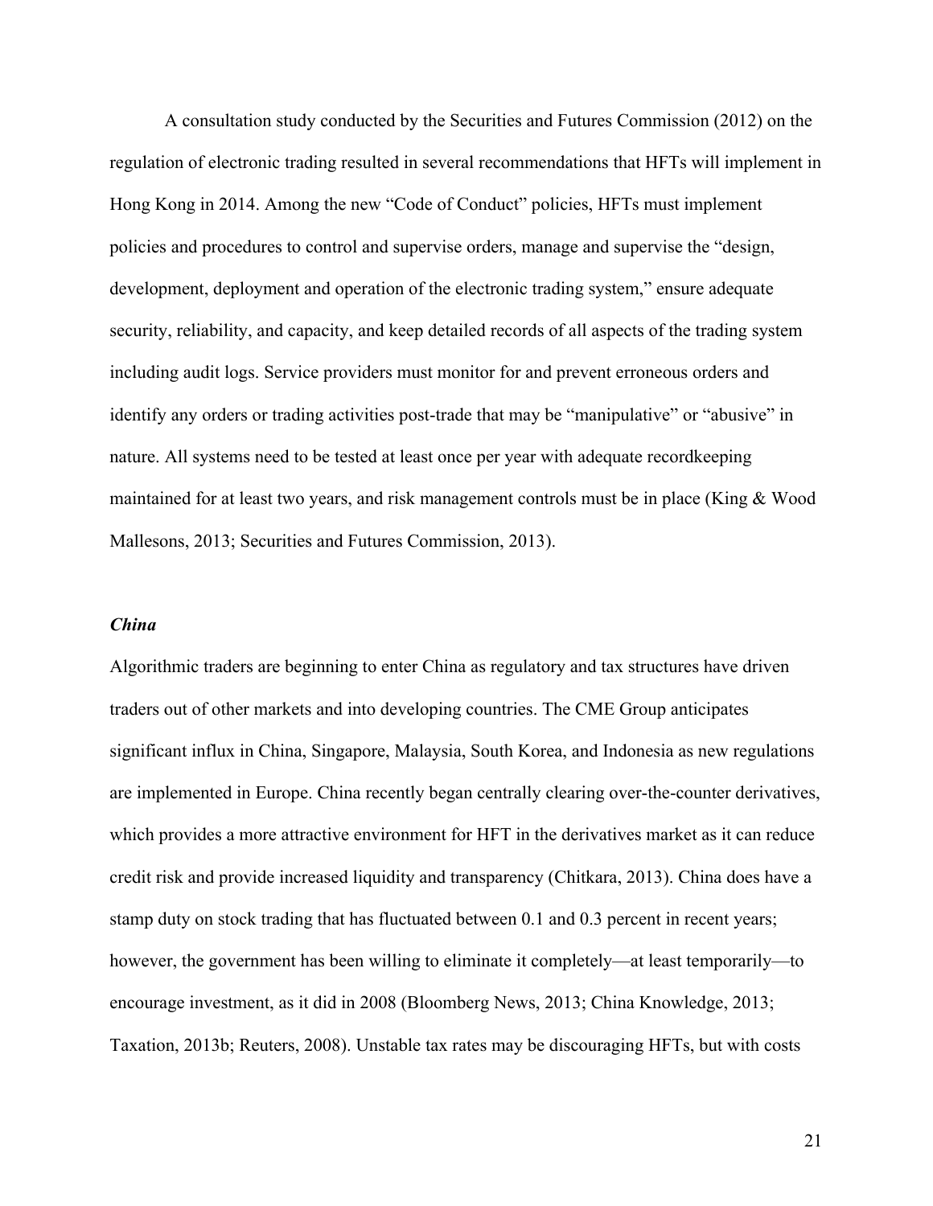A consultation study conducted by the Securities and Futures Commission (2012) on the regulation of electronic trading resulted in several recommendations that HFTs will implement in Hong Kong in 2014. Among the new "Code of Conduct" policies, HFTs must implement policies and procedures to control and supervise orders, manage and supervise the "design, development, deployment and operation of the electronic trading system," ensure adequate security, reliability, and capacity, and keep detailed records of all aspects of the trading system including audit logs. Service providers must monitor for and prevent erroneous orders and identify any orders or trading activities post-trade that may be "manipulative" or "abusive" in nature. All systems need to be tested at least once per year with adequate recordkeeping maintained for at least two years, and risk management controls must be in place (King & Wood Mallesons, 2013; Securities and Futures Commission, 2013).

### *China*

Algorithmic traders are beginning to enter China as regulatory and tax structures have driven traders out of other markets and into developing countries. The CME Group anticipates significant influx in China, Singapore, Malaysia, South Korea, and Indonesia as new regulations are implemented in Europe. China recently began centrally clearing over-the-counter derivatives, which provides a more attractive environment for HFT in the derivatives market as it can reduce credit risk and provide increased liquidity and transparency (Chitkara, 2013). China does have a stamp duty on stock trading that has fluctuated between 0.1 and 0.3 percent in recent years; however, the government has been willing to eliminate it completely—at least temporarily—to encourage investment, as it did in 2008 (Bloomberg News, 2013; China Knowledge, 2013; Taxation, 2013b; Reuters, 2008). Unstable tax rates may be discouraging HFTs, but with costs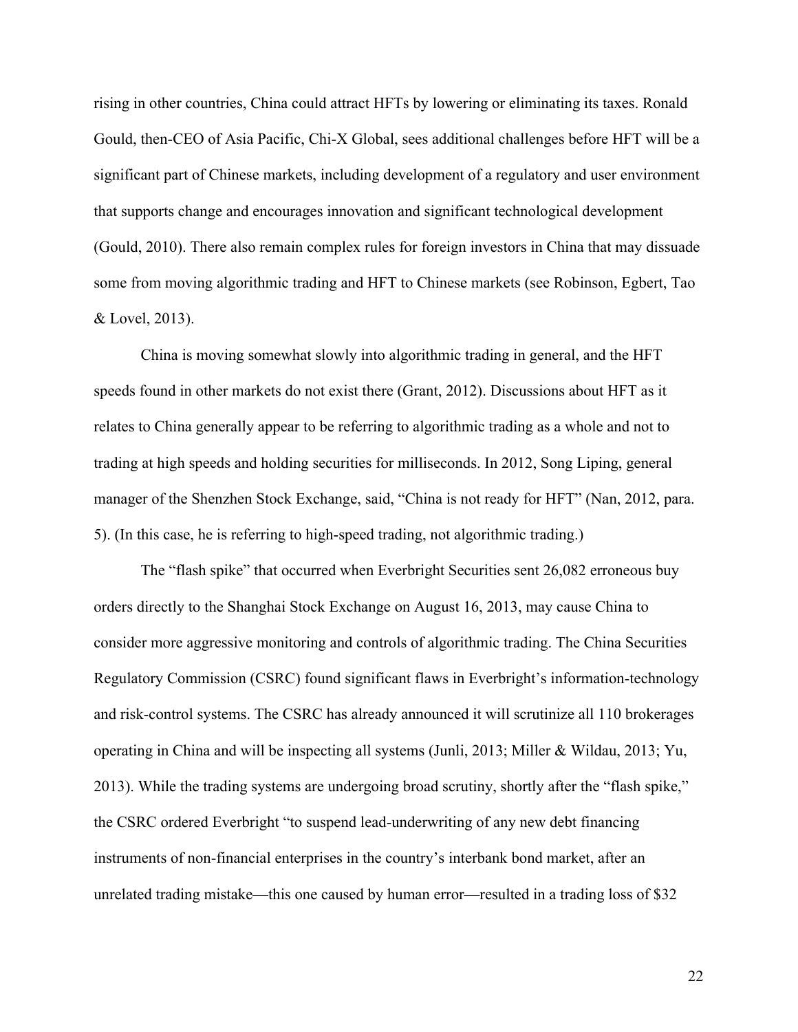rising in other countries, China could attract HFTs by lowering or eliminating its taxes. Ronald Gould, then-CEO of Asia Pacific, Chi-X Global, sees additional challenges before HFT will be a significant part of Chinese markets, including development of a regulatory and user environment that supports change and encourages innovation and significant technological development (Gould, 2010). There also remain complex rules for foreign investors in China that may dissuade some from moving algorithmic trading and HFT to Chinese markets (see Robinson, Egbert, Tao & Lovel, 2013).

China is moving somewhat slowly into algorithmic trading in general, and the HFT speeds found in other markets do not exist there (Grant, 2012). Discussions about HFT as it relates to China generally appear to be referring to algorithmic trading as a whole and not to trading at high speeds and holding securities for milliseconds. In 2012, Song Liping, general manager of the Shenzhen Stock Exchange, said, "China is not ready for HFT" (Nan, 2012, para. 5). (In this case, he is referring to high-speed trading, not algorithmic trading.)

The "flash spike" that occurred when Everbright Securities sent 26,082 erroneous buy orders directly to the Shanghai Stock Exchange on August 16, 2013, may cause China to consider more aggressive monitoring and controls of algorithmic trading. The China Securities Regulatory Commission (CSRC) found significant flaws in Everbright's information-technology and risk-control systems. The CSRC has already announced it will scrutinize all 110 brokerages operating in China and will be inspecting all systems (Junli, 2013; Miller & Wildau, 2013; Yu, 2013). While the trading systems are undergoing broad scrutiny, shortly after the "flash spike," the CSRC ordered Everbright "to suspend lead-underwriting of any new debt financing instruments of non-financial enterprises in the country's interbank bond market, after an unrelated trading mistake—this one caused by human error—resulted in a trading loss of $32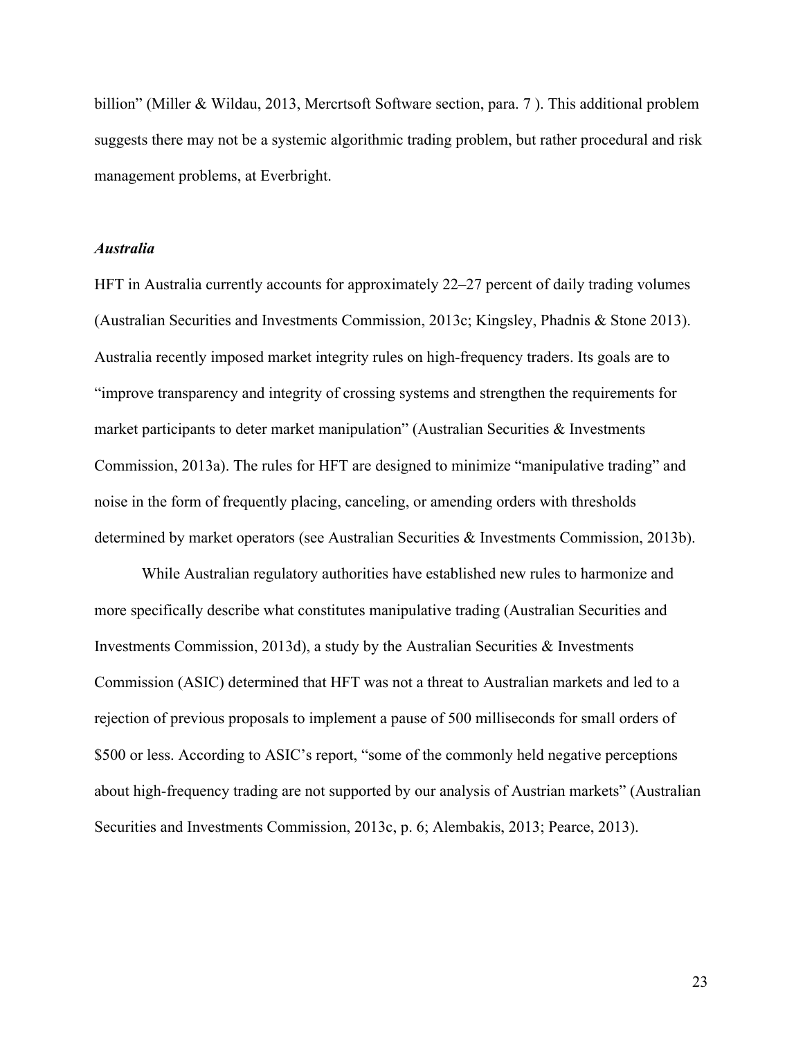billion" (Miller & Wildau, 2013, Mercrtsoft Software section, para. 7 ). This additional problem suggests there may not be a systemic algorithmic trading problem, but rather procedural and risk management problems, at Everbright.

### *Australia*

HFT in Australia currently accounts for approximately 22–27 percent of daily trading volumes (Australian Securities and Investments Commission, 2013c; Kingsley, Phadnis & Stone 2013). Australia recently imposed market integrity rules on high-frequency traders. Its goals are to "improve transparency and integrity of crossing systems and strengthen the requirements for market participants to deter market manipulation" (Australian Securities & Investments Commission, 2013a). The rules for HFT are designed to minimize "manipulative trading" and noise in the form of frequently placing, canceling, or amending orders with thresholds determined by market operators (see Australian Securities & Investments Commission, 2013b).

While Australian regulatory authorities have established new rules to harmonize and more specifically describe what constitutes manipulative trading (Australian Securities and Investments Commission, 2013d), a study by the Australian Securities & Investments Commission (ASIC) determined that HFT was not a threat to Australian markets and led to a rejection of previous proposals to implement a pause of 500 milliseconds for small orders of $500 or less. According to ASIC's report, "some of the commonly held negative perceptions about high-frequency trading are not supported by our analysis of Austrian markets" (Australian Securities and Investments Commission, 2013c, p. 6; Alembakis, 2013; Pearce, 2013).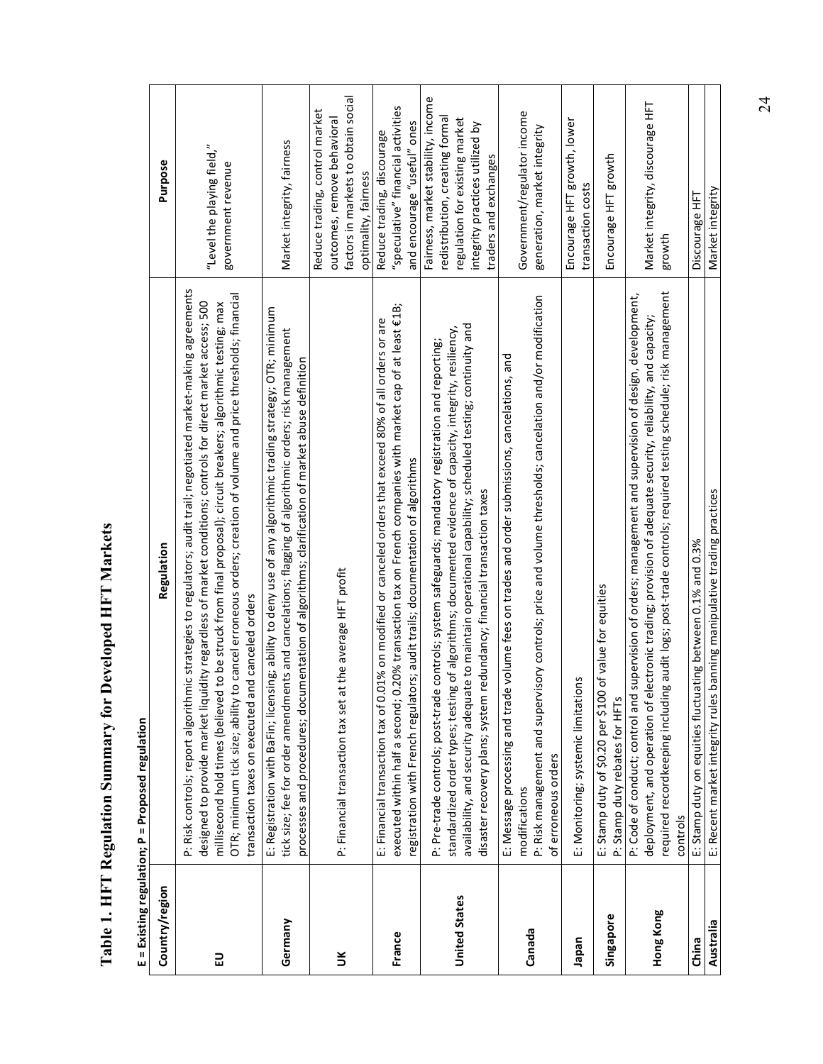# Table 1. HFT Regulation Summary for Developed HFT Markets

**E = Existing regulation; P = Proposed regulation**

| Country/region | Regulation | Purpose |
|---|---|---|
| EU | P: Risk controls; report algorithmic strategies to regulators; audit trail; negotiated market-making agreements designed to provide market liquidity regardless of market conditions; controls for direct market access; 500 millisecond hold times (believed to be struck from final proposal); circuit breakers; algorithmic testing; max OTR; minimum tick size; ability to cancel erroneous orders; creation of volume and price thresholds; financial transaction taxes on executed and canceled orders | "Level the playing field," government revenue |
| Germany | E: Registration with BaFin; licensing; ability to deny use of any algorithmic trading strategy; OTR; minimum tick size; fee for order amendments and cancellations; flagging of algorithmic orders; risk management processes and procedures; documentation of algorithms; clarification of market abuse definition | Market integrity, fairness |
| UK | P: Financial transaction tax set at the average HFT profit | Reduce trading, control market outcomes, remove behavioral factors in markets to obtain social optimality, fairness |
| France | E: Financial transaction tax of 0.01% on modified or canceled orders that exceed 80% of all orders or are executed within half a second; 0.20% transaction tax on French companies with market cap of at least €1B; registration with French regulators; audit trails; documentation of algorithms | Reduce trading, discourage "speculative" financial activities and encourage "useful" ones |
| United States | P: Pre-trade controls; post-trade controls; system safeguards; mandatory registration and reporting; standardized order types; testing of algorithms; documented evidence of capacity, integrity, resiliency, availability, and security adequate to maintain operational capability; scheduled testing; continuity and disaster recovery plans; system redundancy; financial transaction taxes | Fairness, market stability, income redistribution, creating formal regulation for existing market integrity practices utilized by traders and exchanges |
| Canada | E: Message processing and trade volume fees on trades and order submissions, cancelations, and modifications<br>P: Risk management and supervisory controls; price and volume thresholds; cancelation and/or modification of erroneous orders | Government/regulator income generation, market integrity |
| Japan | E: Monitoring; systemic limitations | Encourage HFT growth, lower transaction costs |
| Singapore | E: Stamp duty of $0.20 per $100 of value for equities<br>P: Stamp duty rebates for HFTs | Encourage HFT growth |
| Hong Kong | P: Code of conduct; control and supervision of orders; management and supervision of design, development, deployment, and operation of electronic trading; provision of adequate security, reliability, and capacity; required recordkeeping including audit logs; post-trade controls; required testing schedule; risk management controls | Market integrity, discourage HFT growth |
| China | E: Stamp duty on equities fluctuating between 0.1% and 0.3% | Discourage HFT |
| Australia | E: Recent market integrity rules banning manipulative trading practices | Market integrity |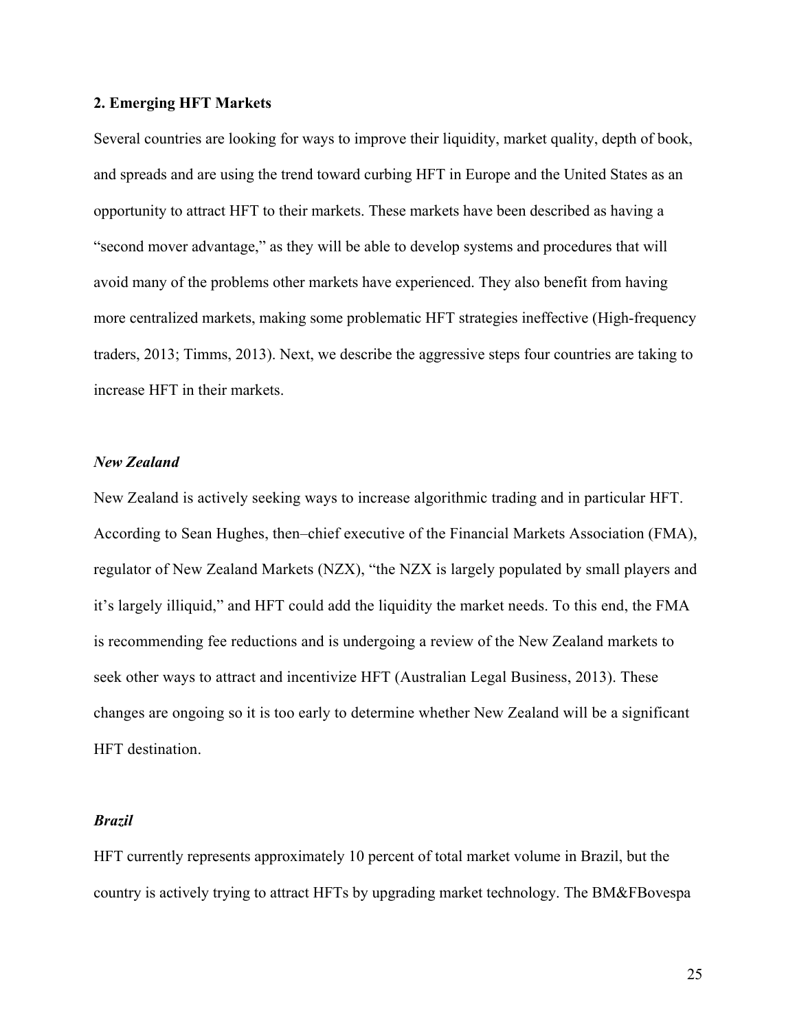## 2. Emerging HFT Markets

Several countries are looking for ways to improve their liquidity, market quality, depth of book, and spreads and are using the trend toward curbing HFT in Europe and the United States as an opportunity to attract HFT to their markets. These markets have been described as having a "second mover advantage," as they will be able to develop systems and procedures that will avoid many of the problems other markets have experienced. They also benefit from having more centralized markets, making some problematic HFT strategies ineffective (High-frequency traders, 2013; Timms, 2013). Next, we describe the aggressive steps four countries are taking to increase HFT in their markets.

### *New Zealand*

New Zealand is actively seeking ways to increase algorithmic trading and in particular HFT. According to Sean Hughes, then–chief executive of the Financial Markets Association (FMA), regulator of New Zealand Markets (NZX), "the NZX is largely populated by small players and it's largely illiquid," and HFT could add the liquidity the market needs. To this end, the FMA is recommending fee reductions and is undergoing a review of the New Zealand markets to seek other ways to attract and incentivize HFT (Australian Legal Business, 2013). These changes are ongoing so it is too early to determine whether New Zealand will be a significant HFT destination.

### *Brazil*

HFT currently represents approximately 10 percent of total market volume in Brazil, but the country is actively trying to attract HFTs by upgrading market technology. The BM&FBovespa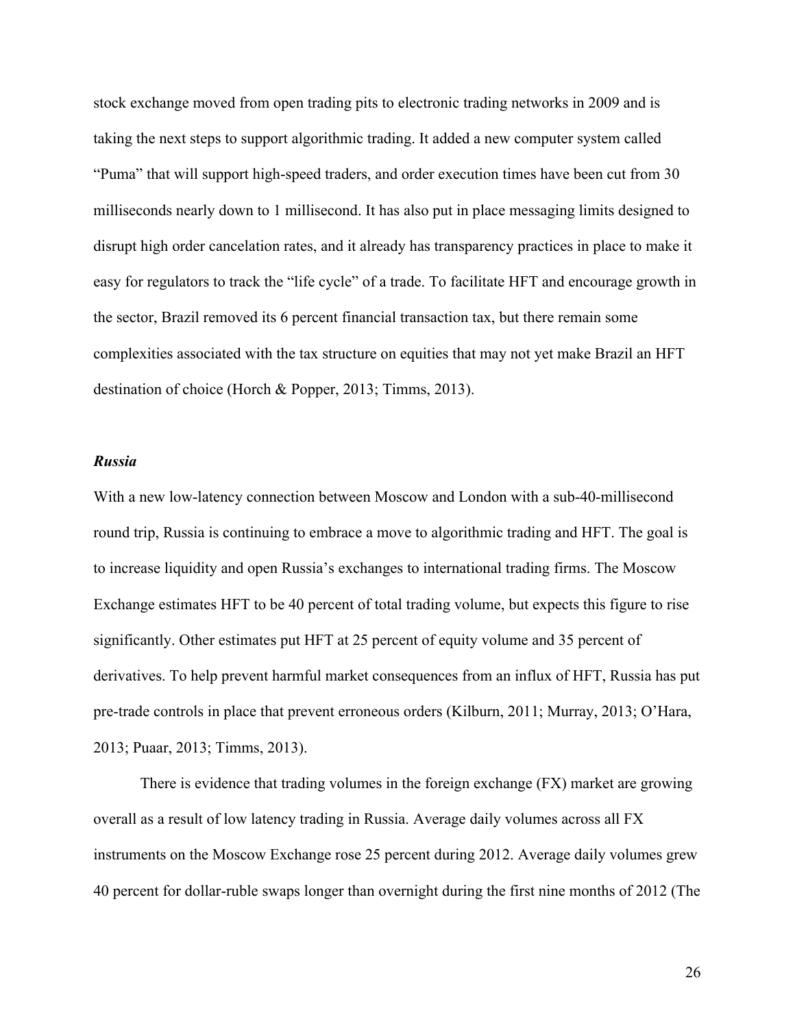stock exchange moved from open trading pits to electronic trading networks in 2009 and is taking the next steps to support algorithmic trading. It added a new computer system called "Puma" that will support high-speed traders, and order execution times have been cut from 30 milliseconds nearly down to 1 millisecond. It has also put in place messaging limits designed to disrupt high order cancelation rates, and it already has transparency practices in place to make it easy for regulators to track the "life cycle" of a trade. To facilitate HFT and encourage growth in the sector, Brazil removed its 6 percent financial transaction tax, but there remain some complexities associated with the tax structure on equities that may not yet make Brazil an HFT destination of choice (Horch & Popper, 2013; Timms, 2013).

### *Russia*

With a new low-latency connection between Moscow and London with a sub-40-millisecond round trip, Russia is continuing to embrace a move to algorithmic trading and HFT. The goal is to increase liquidity and open Russia's exchanges to international trading firms. The Moscow Exchange estimates HFT to be 40 percent of total trading volume, but expects this figure to rise significantly. Other estimates put HFT at 25 percent of equity volume and 35 percent of derivatives. To help prevent harmful market consequences from an influx of HFT, Russia has put pre-trade controls in place that prevent erroneous orders (Kilburn, 2011; Murray, 2013; O'Hara, 2013; Puaar, 2013; Timms, 2013).

There is evidence that trading volumes in the foreign exchange (FX) market are growing overall as a result of low latency trading in Russia. Average daily volumes across all FX instruments on the Moscow Exchange rose 25 percent during 2012. Average daily volumes grew 40 percent for dollar-ruble swaps longer than overnight during the first nine months of 2012 (The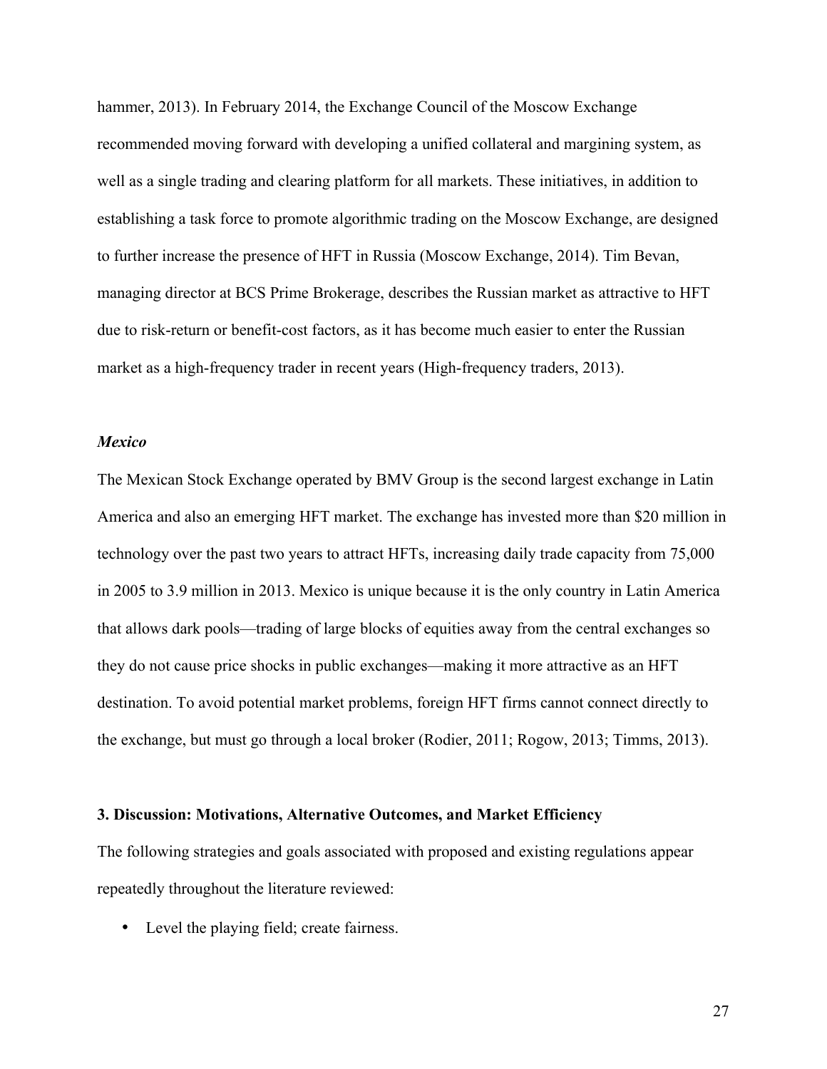hammer, 2013). In February 2014, the Exchange Council of the Moscow Exchange recommended moving forward with developing a unified collateral and margining system, as well as a single trading and clearing platform for all markets. These initiatives, in addition to establishing a task force to promote algorithmic trading on the Moscow Exchange, are designed to further increase the presence of HFT in Russia (Moscow Exchange, 2014). Tim Bevan, managing director at BCS Prime Brokerage, describes the Russian market as attractive to HFT due to risk-return or benefit-cost factors, as it has become much easier to enter the Russian market as a high-frequency trader in recent years (High-frequency traders, 2013).

***Mexico***

The Mexican Stock Exchange operated by BMV Group is the second largest exchange in Latin America and also an emerging HFT market. The exchange has invested more than $20 million in technology over the past two years to attract HFTs, increasing daily trade capacity from 75,000 in 2005 to 3.9 million in 2013. Mexico is unique because it is the only country in Latin America that allows dark pools—trading of large blocks of equities away from the central exchanges so they do not cause price shocks in public exchanges—making it more attractive as an HFT destination. To avoid potential market problems, foreign HFT firms cannot connect directly to the exchange, but must go through a local broker (Rodier, 2011; Rogow, 2013; Timms, 2013).

## 3. Discussion: Motivations, Alternative Outcomes, and Market Efficiency

The following strategies and goals associated with proposed and existing regulations appear repeatedly throughout the literature reviewed:

- Level the playing field; create fairness.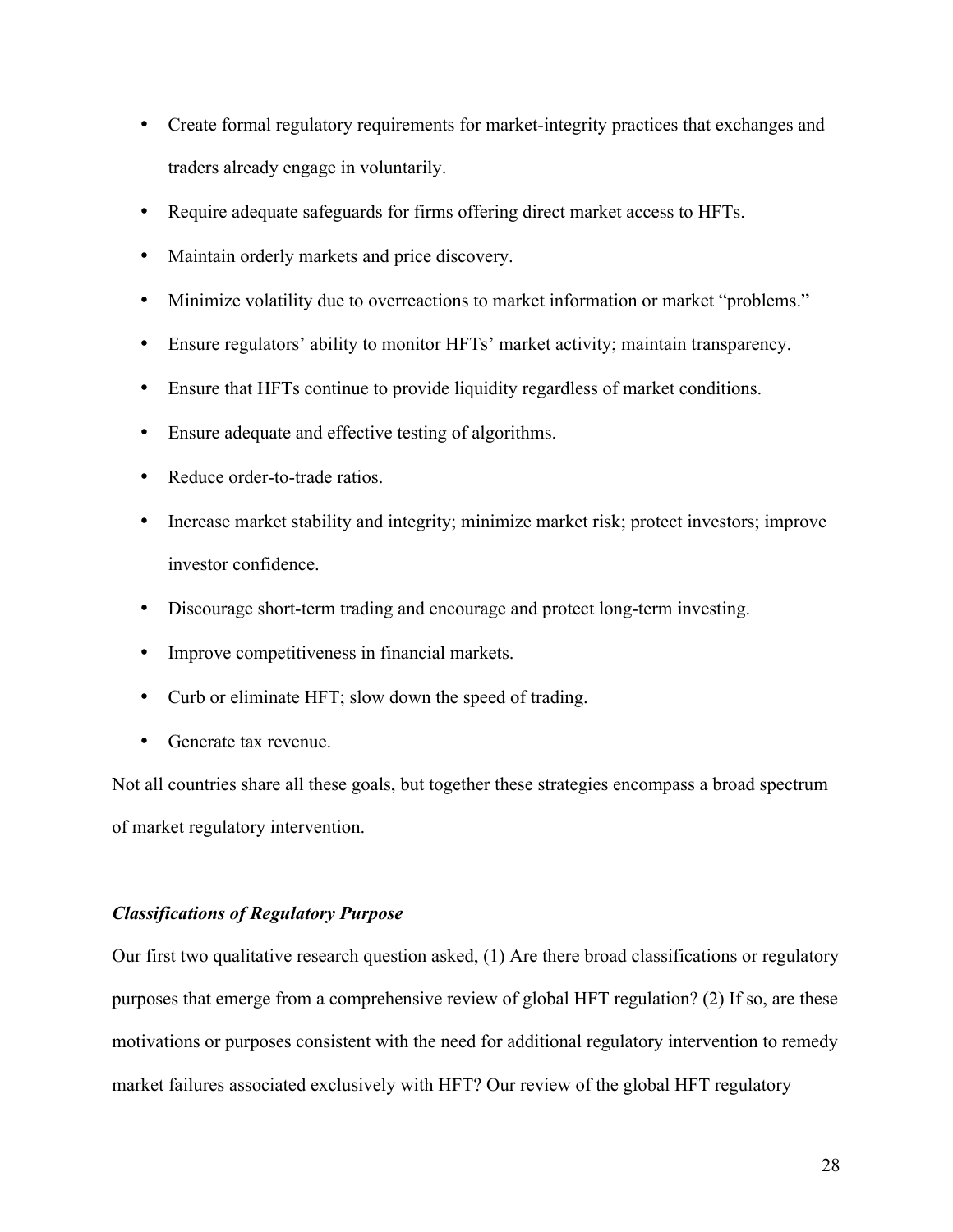- Create formal regulatory requirements for market-integrity practices that exchanges and traders already engage in voluntarily.
- Require adequate safeguards for firms offering direct market access to HFTs.
- Maintain orderly markets and price discovery.
- Minimize volatility due to overreactions to market information or market "problems."
- Ensure regulators' ability to monitor HFTs' market activity; maintain transparency.
- Ensure that HFTs continue to provide liquidity regardless of market conditions.
- Ensure adequate and effective testing of algorithms.
- Reduce order-to-trade ratios.
- Increase market stability and integrity; minimize market risk; protect investors; improve investor confidence.
- Discourage short-term trading and encourage and protect long-term investing.
- Improve competitiveness in financial markets.
- Curb or eliminate HFT; slow down the speed of trading.
- Generate tax revenue.

Not all countries share all these goals, but together these strategies encompass a broad spectrum of market regulatory intervention.

***Classifications of Regulatory Purpose***

Our first two qualitative research question asked, (1) Are there broad classifications or regulatory purposes that emerge from a comprehensive review of global HFT regulation? (2) If so, are these motivations or purposes consistent with the need for additional regulatory intervention to remedy market failures associated exclusively with HFT? Our review of the global HFT regulatory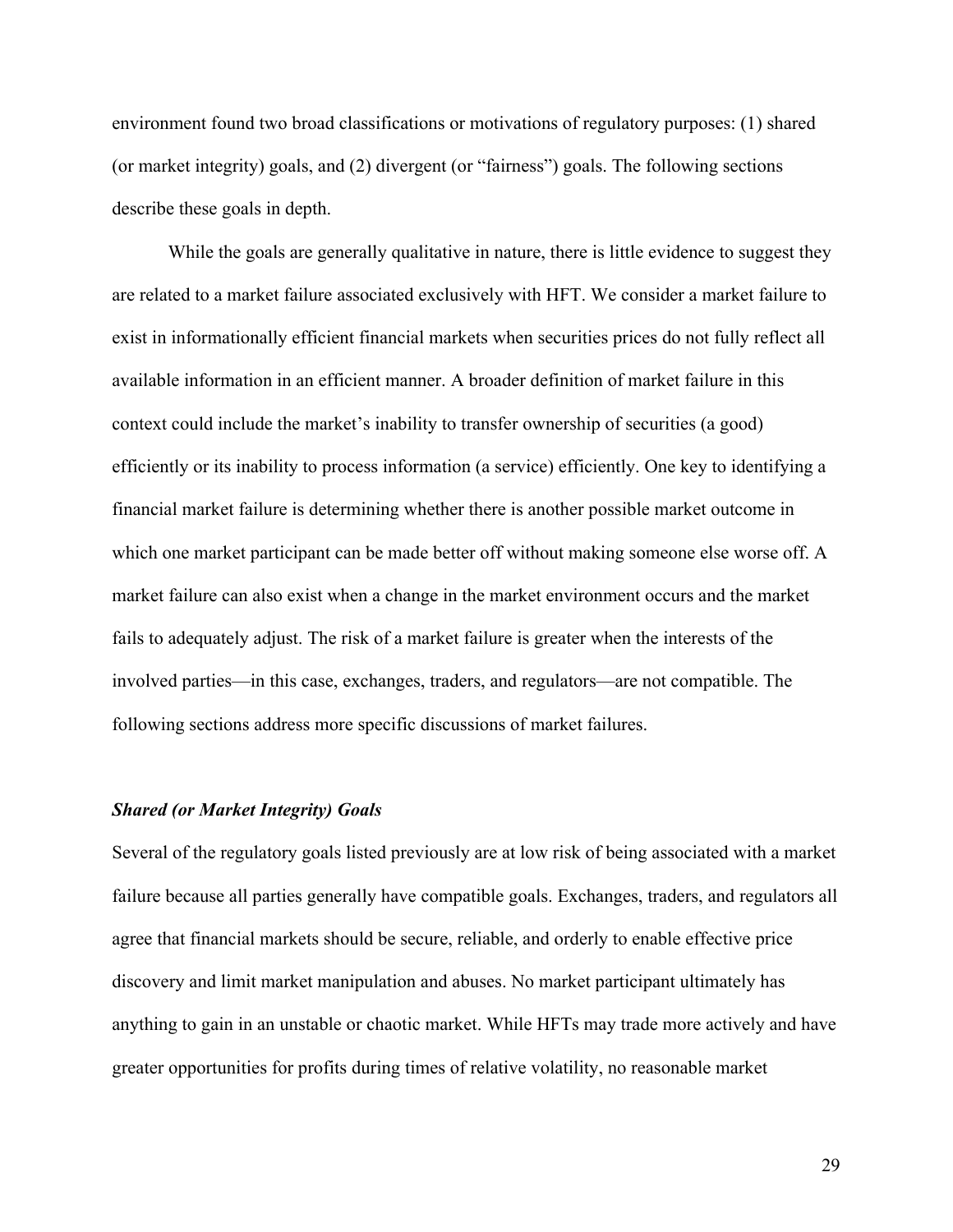environment found two broad classifications or motivations of regulatory purposes: (1) shared (or market integrity) goals, and (2) divergent (or "fairness") goals. The following sections describe these goals in depth.

While the goals are generally qualitative in nature, there is little evidence to suggest they are related to a market failure associated exclusively with HFT. We consider a market failure to exist in informationally efficient financial markets when securities prices do not fully reflect all available information in an efficient manner. A broader definition of market failure in this context could include the market's inability to transfer ownership of securities (a good) efficiently or its inability to process information (a service) efficiently. One key to identifying a financial market failure is determining whether there is another possible market outcome in which one market participant can be made better off without making someone else worse off. A market failure can also exist when a change in the market environment occurs and the market fails to adequately adjust. The risk of a market failure is greater when the interests of the involved parties—in this case, exchanges, traders, and regulators—are not compatible. The following sections address more specific discussions of market failures.

### *Shared (or Market Integrity) Goals*

Several of the regulatory goals listed previously are at low risk of being associated with a market failure because all parties generally have compatible goals. Exchanges, traders, and regulators all agree that financial markets should be secure, reliable, and orderly to enable effective price discovery and limit market manipulation and abuses. No market participant ultimately has anything to gain in an unstable or chaotic market. While HFTs may trade more actively and have greater opportunities for profits during times of relative volatility, no reasonable market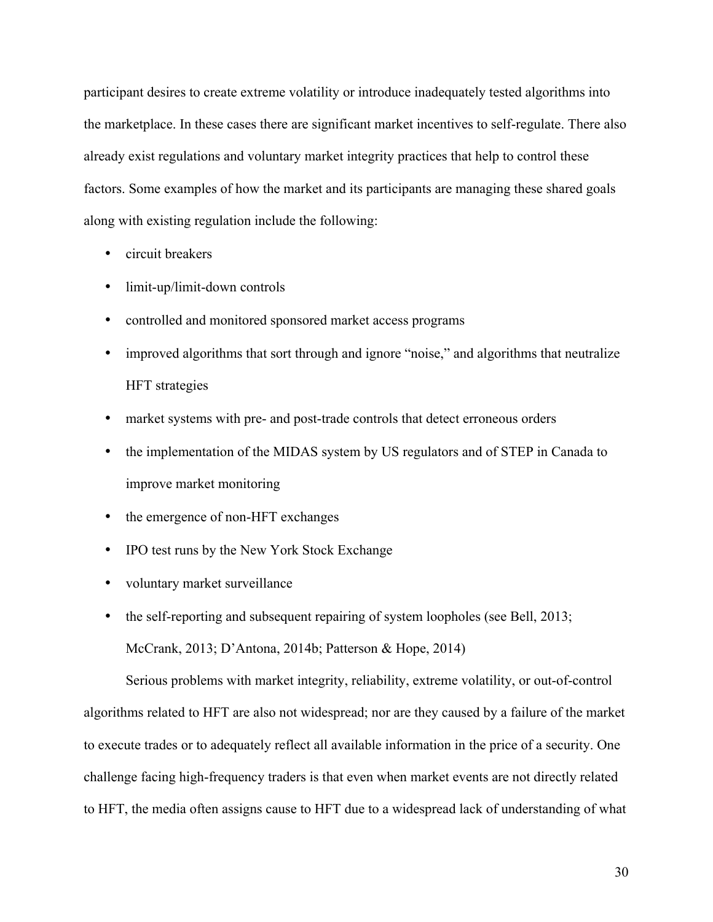participant desires to create extreme volatility or introduce inadequately tested algorithms into the marketplace. In these cases there are significant market incentives to self-regulate. There also already exist regulations and voluntary market integrity practices that help to control these factors. Some examples of how the market and its participants are managing these shared goals along with existing regulation include the following:

- circuit breakers
- limit-up/limit-down controls
- controlled and monitored sponsored market access programs
- improved algorithms that sort through and ignore "noise," and algorithms that neutralize HFT strategies
- market systems with pre- and post-trade controls that detect erroneous orders
- the implementation of the MIDAS system by US regulators and of STEP in Canada to improve market monitoring
- the emergence of non-HFT exchanges
- IPO test runs by the New York Stock Exchange
- voluntary market surveillance
- the self-reporting and subsequent repairing of system loopholes (see Bell, 2013; McCrank, 2013; D'Antona, 2014b; Patterson & Hope, 2014)

Serious problems with market integrity, reliability, extreme volatility, or out-of-control algorithms related to HFT are also not widespread; nor are they caused by a failure of the market to execute trades or to adequately reflect all available information in the price of a security. One challenge facing high-frequency traders is that even when market events are not directly related to HFT, the media often assigns cause to HFT due to a widespread lack of understanding of what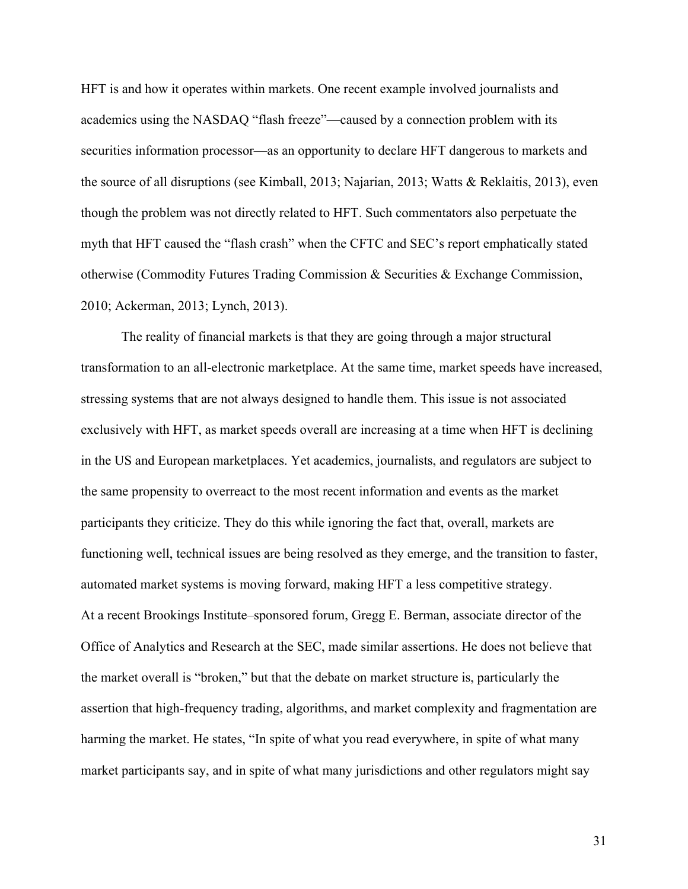HFT is and how it operates within markets. One recent example involved journalists and academics using the NASDAQ "flash freeze"—caused by a connection problem with its securities information processor—as an opportunity to declare HFT dangerous to markets and the source of all disruptions (see Kimball, 2013; Najarian, 2013; Watts & Reklaitis, 2013), even though the problem was not directly related to HFT. Such commentators also perpetuate the myth that HFT caused the "flash crash" when the CFTC and SEC's report emphatically stated otherwise (Commodity Futures Trading Commission & Securities & Exchange Commission, 2010; Ackerman, 2013; Lynch, 2013).

The reality of financial markets is that they are going through a major structural transformation to an all-electronic marketplace. At the same time, market speeds have increased, stressing systems that are not always designed to handle them. This issue is not associated exclusively with HFT, as market speeds overall are increasing at a time when HFT is declining in the US and European marketplaces. Yet academics, journalists, and regulators are subject to the same propensity to overreact to the most recent information and events as the market participants they criticize. They do this while ignoring the fact that, overall, markets are functioning well, technical issues are being resolved as they emerge, and the transition to faster, automated market systems is moving forward, making HFT a less competitive strategy.

At a recent Brookings Institute–sponsored forum, Gregg E. Berman, associate director of the Office of Analytics and Research at the SEC, made similar assertions. He does not believe that the market overall is "broken," but that the debate on market structure is, particularly the assertion that high-frequency trading, algorithms, and market complexity and fragmentation are harming the market. He states, "In spite of what you read everywhere, in spite of what many market participants say, and in spite of what many jurisdictions and other regulators might say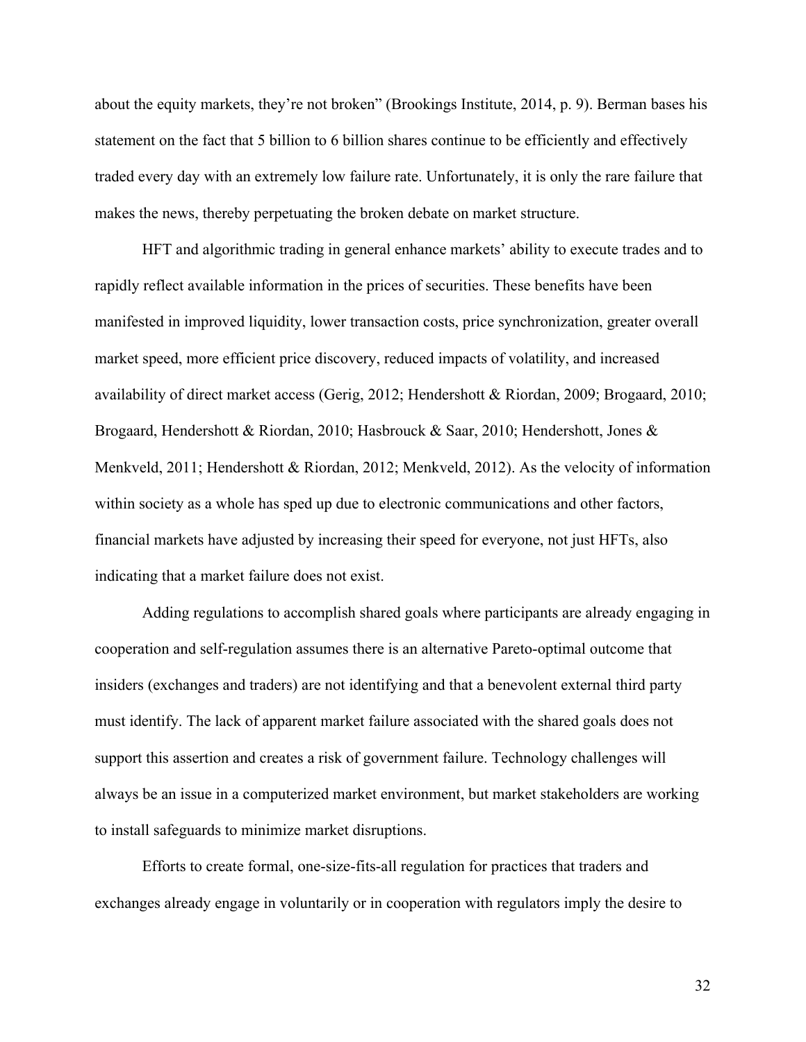about the equity markets, they're not broken" (Brookings Institute, 2014, p. 9). Berman bases his statement on the fact that 5 billion to 6 billion shares continue to be efficiently and effectively traded every day with an extremely low failure rate. Unfortunately, it is only the rare failure that makes the news, thereby perpetuating the broken debate on market structure.

HFT and algorithmic trading in general enhance markets' ability to execute trades and to rapidly reflect available information in the prices of securities. These benefits have been manifested in improved liquidity, lower transaction costs, price synchronization, greater overall market speed, more efficient price discovery, reduced impacts of volatility, and increased availability of direct market access (Gerig, 2012; Hendershott & Riordan, 2009; Brogaard, 2010; Brogaard, Hendershott & Riordan, 2010; Hasbrouck & Saar, 2010; Hendershott, Jones & Menkveld, 2011; Hendershott & Riordan, 2012; Menkveld, 2012). As the velocity of information within society as a whole has sped up due to electronic communications and other factors, financial markets have adjusted by increasing their speed for everyone, not just HFTs, also indicating that a market failure does not exist.

Adding regulations to accomplish shared goals where participants are already engaging in cooperation and self-regulation assumes there is an alternative Pareto-optimal outcome that insiders (exchanges and traders) are not identifying and that a benevolent external third party must identify. The lack of apparent market failure associated with the shared goals does not support this assertion and creates a risk of government failure. Technology challenges will always be an issue in a computerized market environment, but market stakeholders are working to install safeguards to minimize market disruptions.

Efforts to create formal, one-size-fits-all regulation for practices that traders and exchanges already engage in voluntarily or in cooperation with regulators imply the desire to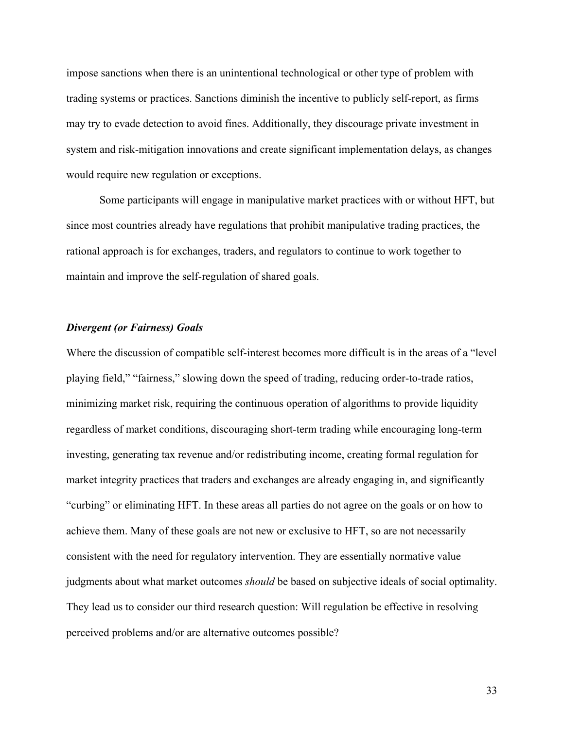impose sanctions when there is an unintentional technological or other type of problem with trading systems or practices. Sanctions diminish the incentive to publicly self-report, as firms may try to evade detection to avoid fines. Additionally, they discourage private investment in system and risk-mitigation innovations and create significant implementation delays, as changes would require new regulation or exceptions.

Some participants will engage in manipulative market practices with or without HFT, but since most countries already have regulations that prohibit manipulative trading practices, the rational approach is for exchanges, traders, and regulators to continue to work together to maintain and improve the self-regulation of shared goals.

### *Divergent (or Fairness) Goals*

Where the discussion of compatible self-interest becomes more difficult is in the areas of a "level playing field," "fairness," slowing down the speed of trading, reducing order-to-trade ratios, minimizing market risk, requiring the continuous operation of algorithms to provide liquidity regardless of market conditions, discouraging short-term trading while encouraging long-term investing, generating tax revenue and/or redistributing income, creating formal regulation for market integrity practices that traders and exchanges are already engaging in, and significantly "curbing" or eliminating HFT. In these areas all parties do not agree on the goals or on how to achieve them. Many of these goals are not new or exclusive to HFT, so are not necessarily consistent with the need for regulatory intervention. They are essentially normative value judgments about what market outcomes *should* be based on subjective ideals of social optimality. They lead us to consider our third research question: Will regulation be effective in resolving perceived problems and/or are alternative outcomes possible?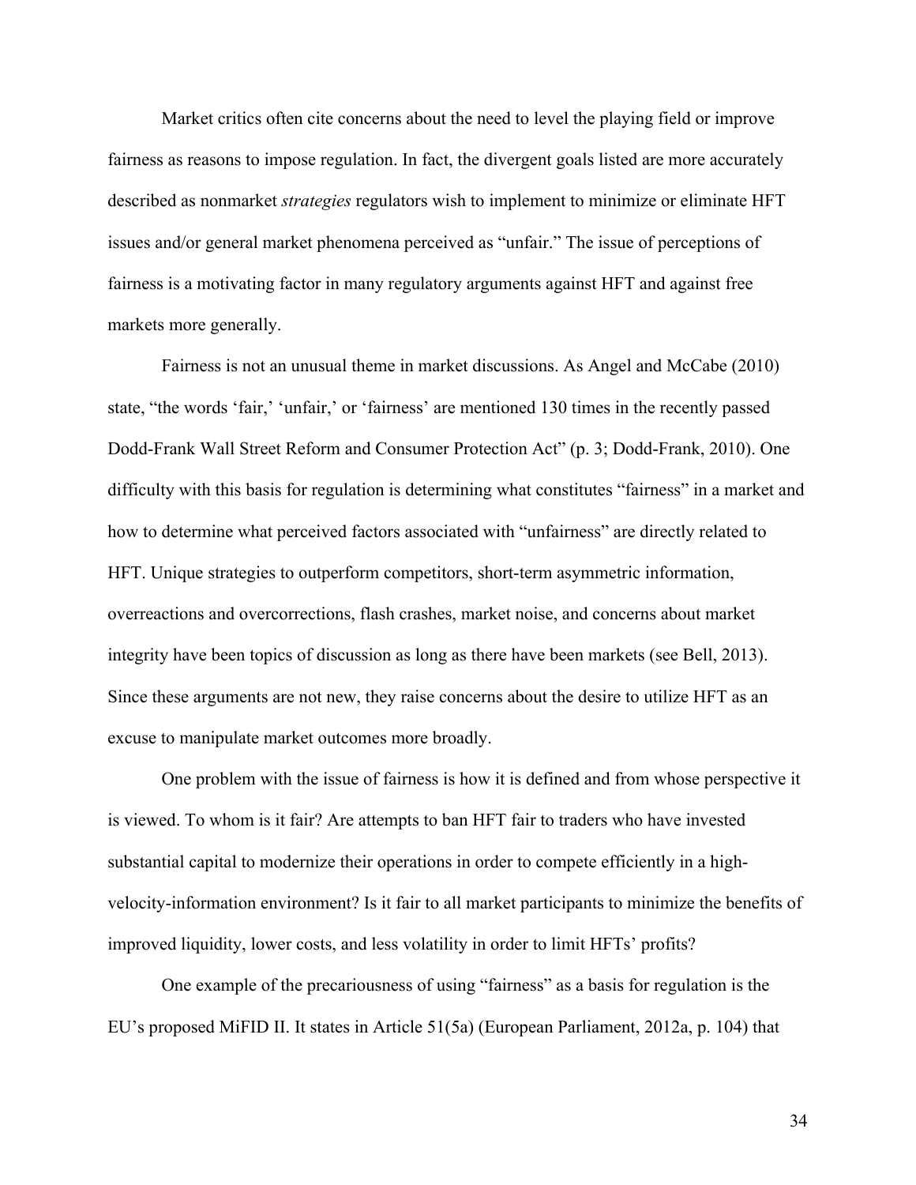Market critics often cite concerns about the need to level the playing field or improve fairness as reasons to impose regulation. In fact, the divergent goals listed are more accurately described as nonmarket *strategies* regulators wish to implement to minimize or eliminate HFT issues and/or general market phenomena perceived as "unfair." The issue of perceptions of fairness is a motivating factor in many regulatory arguments against HFT and against free markets more generally.

Fairness is not an unusual theme in market discussions. As Angel and McCabe (2010) state, "the words 'fair,' 'unfair,' or 'fairness' are mentioned 130 times in the recently passed Dodd-Frank Wall Street Reform and Consumer Protection Act" (p. 3; Dodd-Frank, 2010). One difficulty with this basis for regulation is determining what constitutes "fairness" in a market and how to determine what perceived factors associated with "unfairness" are directly related to HFT. Unique strategies to outperform competitors, short-term asymmetric information, overreactions and overcorrections, flash crashes, market noise, and concerns about market integrity have been topics of discussion as long as there have been markets (see Bell, 2013). Since these arguments are not new, they raise concerns about the desire to utilize HFT as an excuse to manipulate market outcomes more broadly.

One problem with the issue of fairness is how it is defined and from whose perspective it is viewed. To whom is it fair? Are attempts to ban HFT fair to traders who have invested substantial capital to modernize their operations in order to compete efficiently in a high-velocity-information environment? Is it fair to all market participants to minimize the benefits of improved liquidity, lower costs, and less volatility in order to limit HFTs' profits?

One example of the precariousness of using "fairness" as a basis for regulation is the EU's proposed MiFID II. It states in Article 51(5a) (European Parliament, 2012a, p. 104) that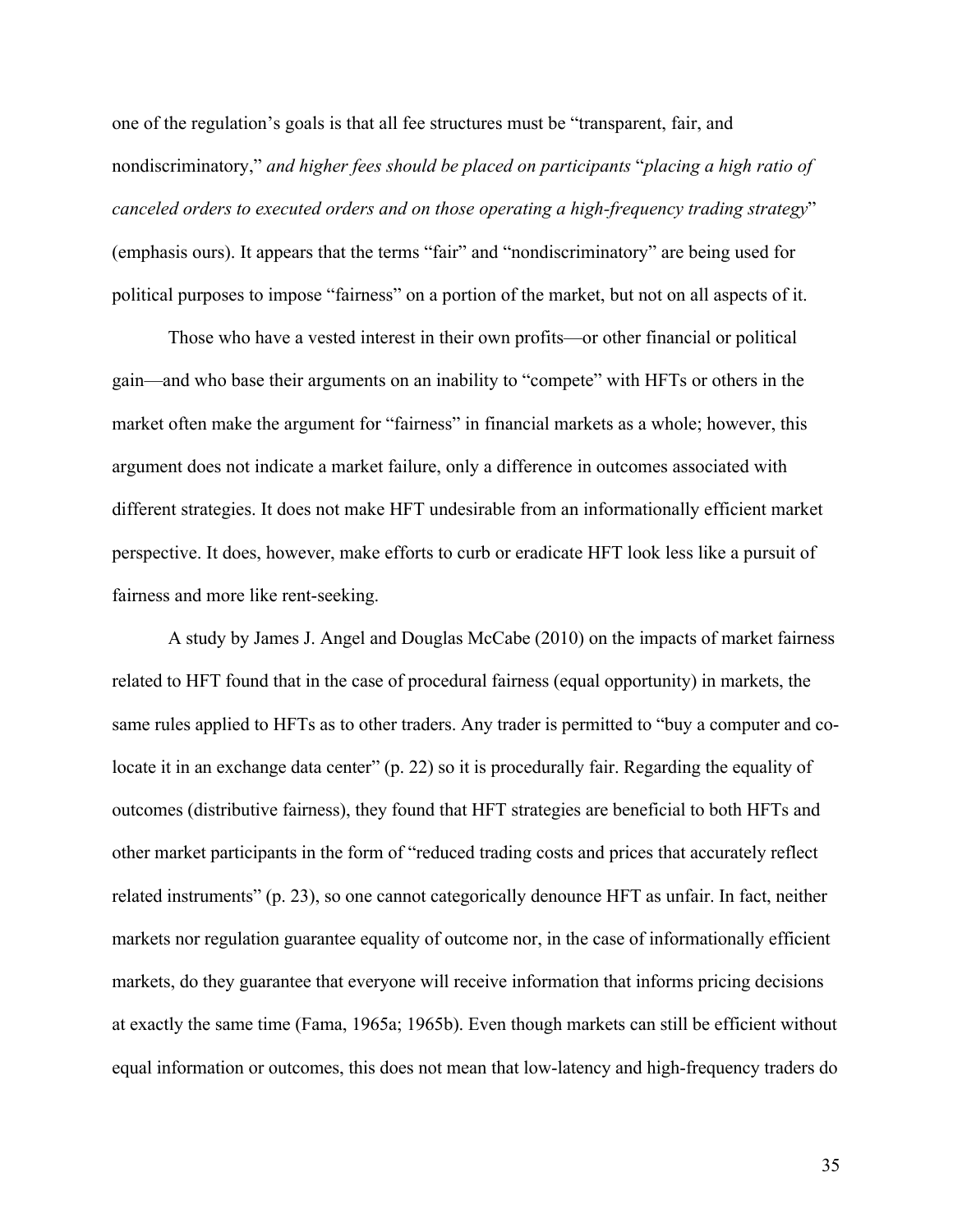one of the regulation's goals is that all fee structures must be "transparent, fair, and nondiscriminatory," *and higher fees should be placed on participants* "*placing a high ratio of canceled orders to executed orders and on those operating a high-frequency trading strategy*" (emphasis ours). It appears that the terms "fair" and "nondiscriminatory" are being used for political purposes to impose "fairness" on a portion of the market, but not on all aspects of it.

Those who have a vested interest in their own profits—or other financial or political gain—and who base their arguments on an inability to "compete" with HFTs or others in the market often make the argument for "fairness" in financial markets as a whole; however, this argument does not indicate a market failure, only a difference in outcomes associated with different strategies. It does not make HFT undesirable from an informationally efficient market perspective. It does, however, make efforts to curb or eradicate HFT look less like a pursuit of fairness and more like rent-seeking.

A study by James J. Angel and Douglas McCabe (2010) on the impacts of market fairness related to HFT found that in the case of procedural fairness (equal opportunity) in markets, the same rules applied to HFTs as to other traders. Any trader is permitted to "buy a computer and co-locate it in an exchange data center" (p. 22) so it is procedurally fair. Regarding the equality of outcomes (distributive fairness), they found that HFT strategies are beneficial to both HFTs and other market participants in the form of "reduced trading costs and prices that accurately reflect related instruments" (p. 23), so one cannot categorically denounce HFT as unfair. In fact, neither markets nor regulation guarantee equality of outcome nor, in the case of informationally efficient markets, do they guarantee that everyone will receive information that informs pricing decisions at exactly the same time (Fama, 1965a; 1965b). Even though markets can still be efficient without equal information or outcomes, this does not mean that low-latency and high-frequency traders do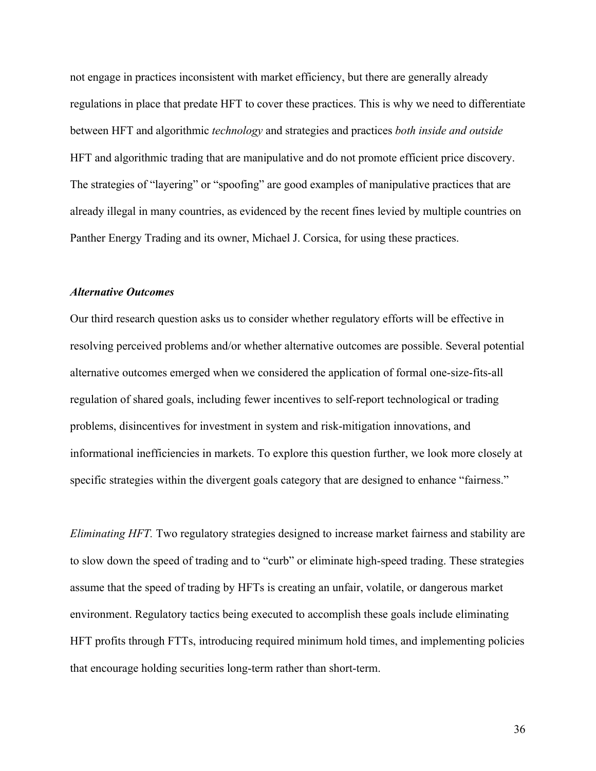not engage in practices inconsistent with market efficiency, but there are generally already regulations in place that predate HFT to cover these practices. This is why we need to differentiate between HFT and algorithmic *technology* and strategies and practices *both inside and outside* HFT and algorithmic trading that are manipulative and do not promote efficient price discovery. The strategies of "layering" or "spoofing" are good examples of manipulative practices that are already illegal in many countries, as evidenced by the recent fines levied by multiple countries on Panther Energy Trading and its owner, Michael J. Corsica, for using these practices.

***Alternative Outcomes***

Our third research question asks us to consider whether regulatory efforts will be effective in resolving perceived problems and/or whether alternative outcomes are possible. Several potential alternative outcomes emerged when we considered the application of formal one-size-fits-all regulation of shared goals, including fewer incentives to self-report technological or trading problems, disincentives for investment in system and risk-mitigation innovations, and informational inefficiencies in markets. To explore this question further, we look more closely at specific strategies within the divergent goals category that are designed to enhance "fairness."

*Eliminating HFT.* Two regulatory strategies designed to increase market fairness and stability are to slow down the speed of trading and to "curb" or eliminate high-speed trading. These strategies assume that the speed of trading by HFTs is creating an unfair, volatile, or dangerous market environment. Regulatory tactics being executed to accomplish these goals include eliminating HFT profits through FTTs, introducing required minimum hold times, and implementing policies that encourage holding securities long-term rather than short-term.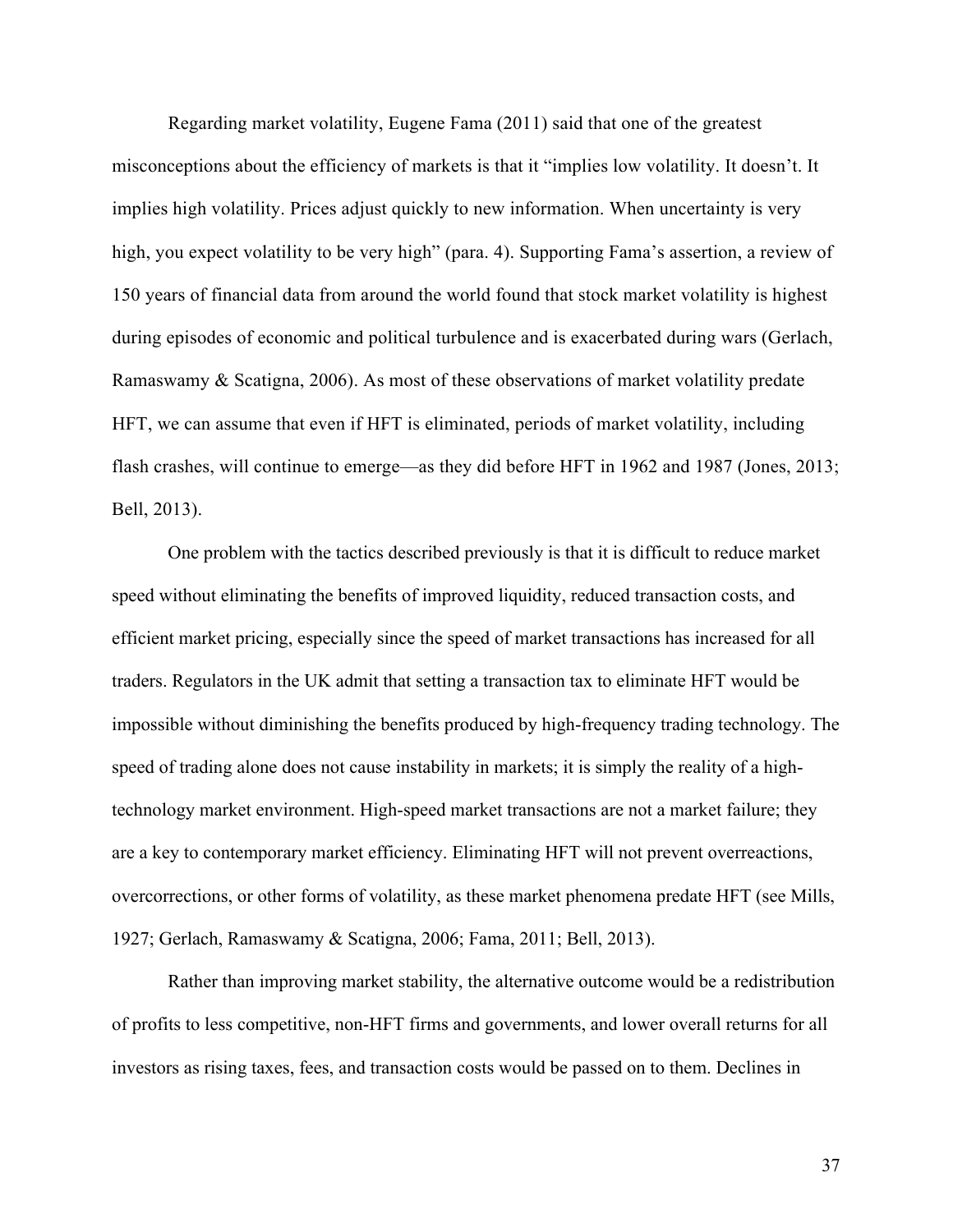Regarding market volatility, Eugene Fama (2011) said that one of the greatest misconceptions about the efficiency of markets is that it "implies low volatility. It doesn't. It implies high volatility. Prices adjust quickly to new information. When uncertainty is very high, you expect volatility to be very high" (para. 4). Supporting Fama's assertion, a review of 150 years of financial data from around the world found that stock market volatility is highest during episodes of economic and political turbulence and is exacerbated during wars (Gerlach, Ramaswamy & Scatigna, 2006). As most of these observations of market volatility predate HFT, we can assume that even if HFT is eliminated, periods of market volatility, including flash crashes, will continue to emerge—as they did before HFT in 1962 and 1987 (Jones, 2013; Bell, 2013).

One problem with the tactics described previously is that it is difficult to reduce market speed without eliminating the benefits of improved liquidity, reduced transaction costs, and efficient market pricing, especially since the speed of market transactions has increased for all traders. Regulators in the UK admit that setting a transaction tax to eliminate HFT would be impossible without diminishing the benefits produced by high-frequency trading technology. The speed of trading alone does not cause instability in markets; it is simply the reality of a high-technology market environment. High-speed market transactions are not a market failure; they are a key to contemporary market efficiency. Eliminating HFT will not prevent overreactions, overcorrections, or other forms of volatility, as these market phenomena predate HFT (see Mills, 1927; Gerlach, Ramaswamy & Scatigna, 2006; Fama, 2011; Bell, 2013).

Rather than improving market stability, the alternative outcome would be a redistribution of profits to less competitive, non-HFT firms and governments, and lower overall returns for all investors as rising taxes, fees, and transaction costs would be passed on to them. Declines in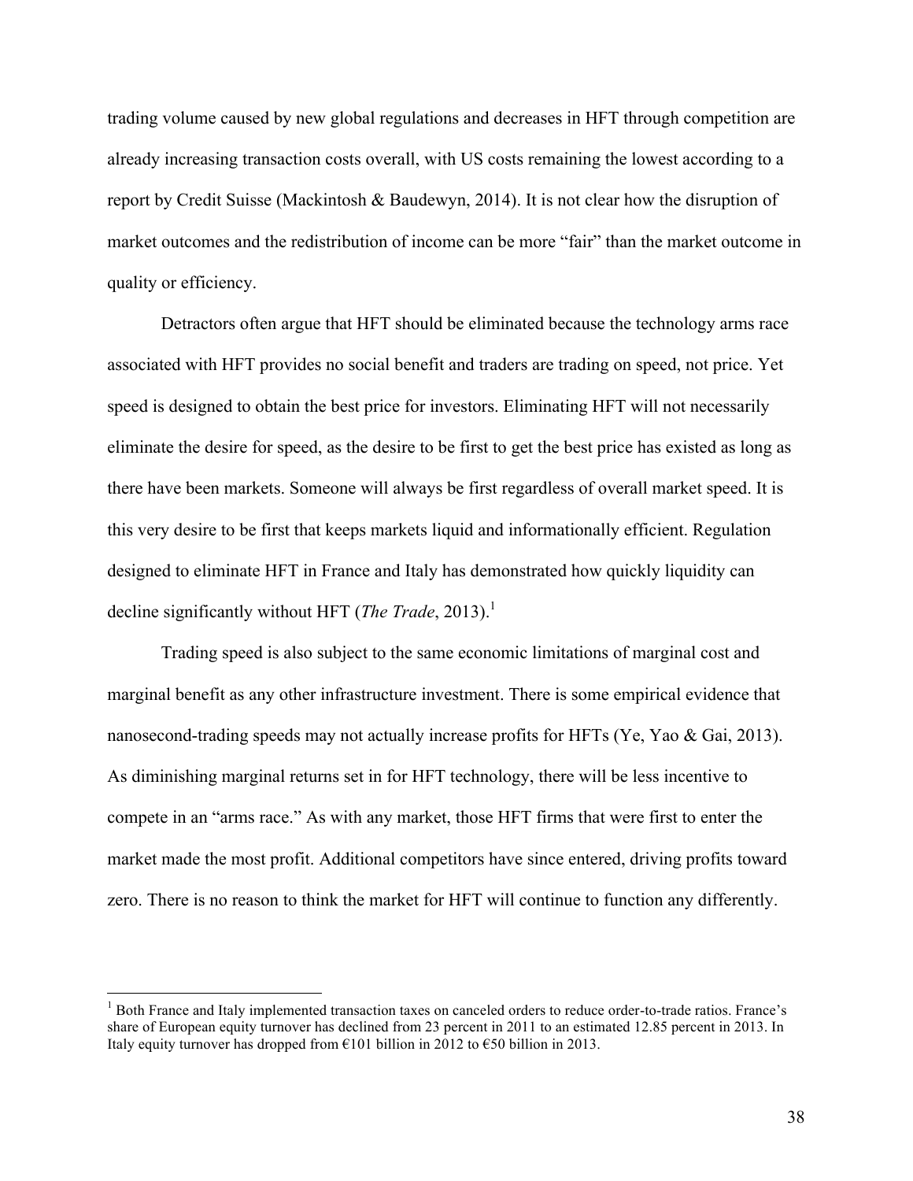trading volume caused by new global regulations and decreases in HFT through competition are already increasing transaction costs overall, with US costs remaining the lowest according to a report by Credit Suisse (Mackintosh & Baudewyn, 2014). It is not clear how the disruption of market outcomes and the redistribution of income can be more "fair" than the market outcome in quality or efficiency.

Detractors often argue that HFT should be eliminated because the technology arms race associated with HFT provides no social benefit and traders are trading on speed, not price. Yet speed is designed to obtain the best price for investors. Eliminating HFT will not necessarily eliminate the desire for speed, as the desire to be first to get the best price has existed as long as there have been markets. Someone will always be first regardless of overall market speed. It is this very desire to be first that keeps markets liquid and informationally efficient. Regulation designed to eliminate HFT in France and Italy has demonstrated how quickly liquidity can decline significantly without HFT (*The Trade*, 2013).[1]

Trading speed is also subject to the same economic limitations of marginal cost and marginal benefit as any other infrastructure investment. There is some empirical evidence that nanosecond-trading speeds may not actually increase profits for HFTs (Ye, Yao & Gai, 2013). As diminishing marginal returns set in for HFT technology, there will be less incentive to compete in an "arms race." As with any market, those HFT firms that were first to enter the market made the most profit. Additional competitors have since entered, driving profits toward zero. There is no reason to think the market for HFT will continue to function any differently.

---

[1] Both France and Italy implemented transaction taxes on canceled orders to reduce order-to-trade ratios. France's share of European equity turnover has declined from 23 percent in 2011 to an estimated 12.85 percent in 2013. In Italy equity turnover has dropped from €101 billion in 2012 to €50 billion in 2013.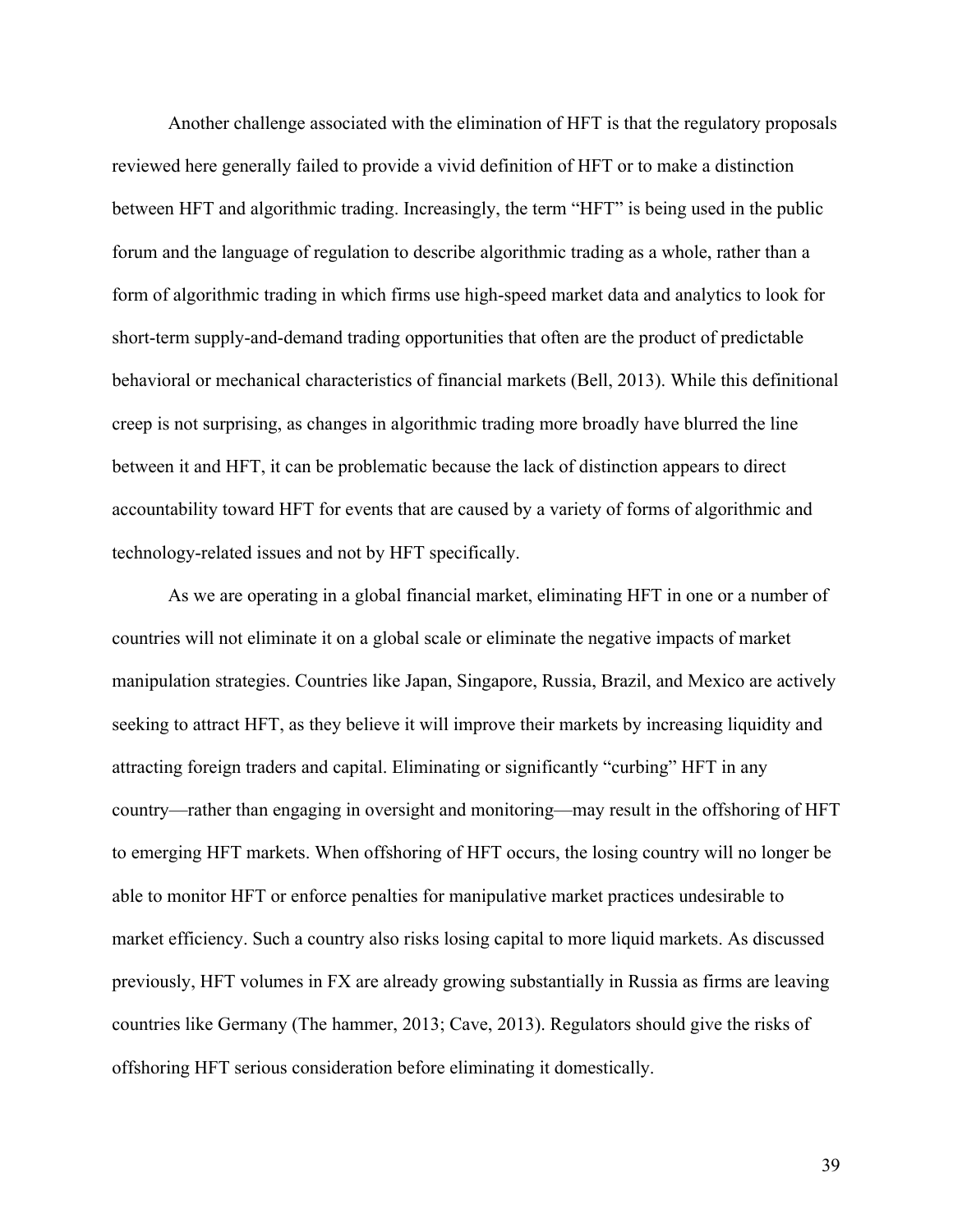Another challenge associated with the elimination of HFT is that the regulatory proposals reviewed here generally failed to provide a vivid definition of HFT or to make a distinction between HFT and algorithmic trading. Increasingly, the term "HFT" is being used in the public forum and the language of regulation to describe algorithmic trading as a whole, rather than a form of algorithmic trading in which firms use high-speed market data and analytics to look for short-term supply-and-demand trading opportunities that often are the product of predictable behavioral or mechanical characteristics of financial markets (Bell, 2013). While this definitional creep is not surprising, as changes in algorithmic trading more broadly have blurred the line between it and HFT, it can be problematic because the lack of distinction appears to direct accountability toward HFT for events that are caused by a variety of forms of algorithmic and technology-related issues and not by HFT specifically.

As we are operating in a global financial market, eliminating HFT in one or a number of countries will not eliminate it on a global scale or eliminate the negative impacts of market manipulation strategies. Countries like Japan, Singapore, Russia, Brazil, and Mexico are actively seeking to attract HFT, as they believe it will improve their markets by increasing liquidity and attracting foreign traders and capital. Eliminating or significantly "curbing" HFT in any country—rather than engaging in oversight and monitoring—may result in the offshoring of HFT to emerging HFT markets. When offshoring of HFT occurs, the losing country will no longer be able to monitor HFT or enforce penalties for manipulative market practices undesirable to market efficiency. Such a country also risks losing capital to more liquid markets. As discussed previously, HFT volumes in FX are already growing substantially in Russia as firms are leaving countries like Germany (The hammer, 2013; Cave, 2013). Regulators should give the risks of offshoring HFT serious consideration before eliminating it domestically.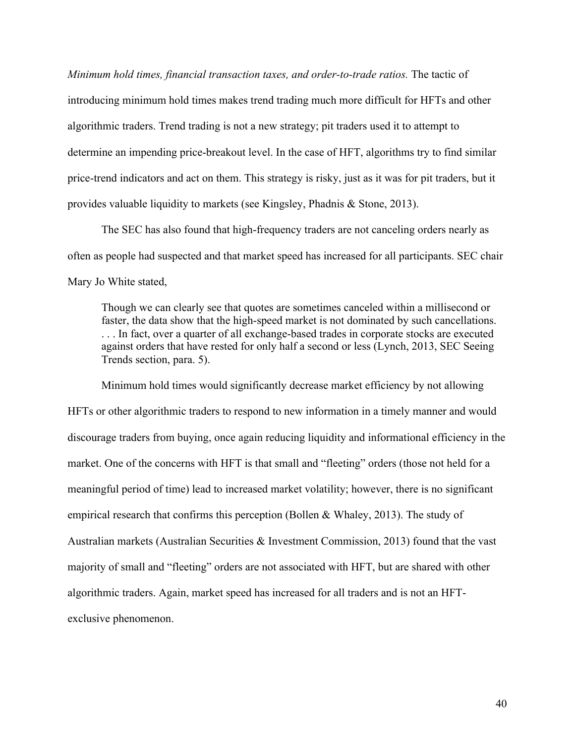*Minimum hold times, financial transaction taxes, and order-to-trade ratios.* The tactic of introducing minimum hold times makes trend trading much more difficult for HFTs and other algorithmic traders. Trend trading is not a new strategy; pit traders used it to attempt to determine an impending price-breakout level. In the case of HFT, algorithms try to find similar price-trend indicators and act on them. This strategy is risky, just as it was for pit traders, but it provides valuable liquidity to markets (see Kingsley, Phadnis & Stone, 2013).

The SEC has also found that high-frequency traders are not canceling orders nearly as often as people had suspected and that market speed has increased for all participants. SEC chair Mary Jo White stated,

> Though we can clearly see that quotes are sometimes canceled within a millisecond or faster, the data show that the high-speed market is not dominated by such cancellations. . . . In fact, over a quarter of all exchange-based trades in corporate stocks are executed against orders that have rested for only half a second or less (Lynch, 2013, SEC Seeing Trends section, para. 5).

Minimum hold times would significantly decrease market efficiency by not allowing HFTs or other algorithmic traders to respond to new information in a timely manner and would discourage traders from buying, once again reducing liquidity and informational efficiency in the market. One of the concerns with HFT is that small and "fleeting" orders (those not held for a meaningful period of time) lead to increased market volatility; however, there is no significant empirical research that confirms this perception (Bollen & Whaley, 2013). The study of Australian markets (Australian Securities & Investment Commission, 2013) found that the vast majority of small and "fleeting" orders are not associated with HFT, but are shared with other algorithmic traders. Again, market speed has increased for all traders and is not an HFT-exclusive phenomenon.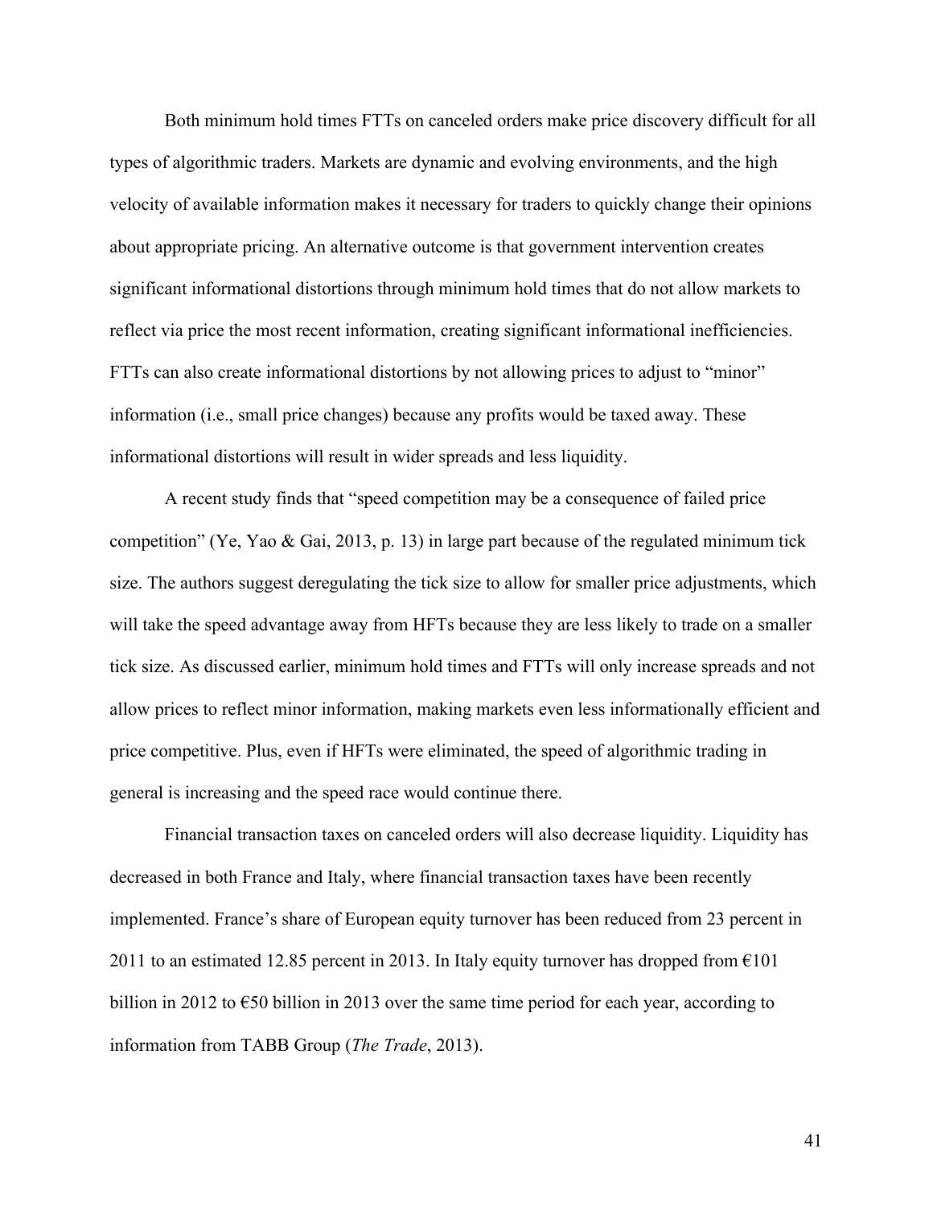Both minimum hold times FTTs on canceled orders make price discovery difficult for all types of algorithmic traders. Markets are dynamic and evolving environments, and the high velocity of available information makes it necessary for traders to quickly change their opinions about appropriate pricing. An alternative outcome is that government intervention creates significant informational distortions through minimum hold times that do not allow markets to reflect via price the most recent information, creating significant informational inefficiencies. FTTs can also create informational distortions by not allowing prices to adjust to "minor" information (i.e., small price changes) because any profits would be taxed away. These informational distortions will result in wider spreads and less liquidity.

A recent study finds that "speed competition may be a consequence of failed price competition" (Ye, Yao & Gai, 2013, p. 13) in large part because of the regulated minimum tick size. The authors suggest deregulating the tick size to allow for smaller price adjustments, which will take the speed advantage away from HFTs because they are less likely to trade on a smaller tick size. As discussed earlier, minimum hold times and FTTs will only increase spreads and not allow prices to reflect minor information, making markets even less informationally efficient and price competitive. Plus, even if HFTs were eliminated, the speed of algorithmic trading in general is increasing and the speed race would continue there.

Financial transaction taxes on canceled orders will also decrease liquidity. Liquidity has decreased in both France and Italy, where financial transaction taxes have been recently implemented. France's share of European equity turnover has been reduced from 23 percent in 2011 to an estimated 12.85 percent in 2013. In Italy equity turnover has dropped from €101 billion in 2012 to €50 billion in 2013 over the same time period for each year, according to information from TABB Group (*The Trade*, 2013).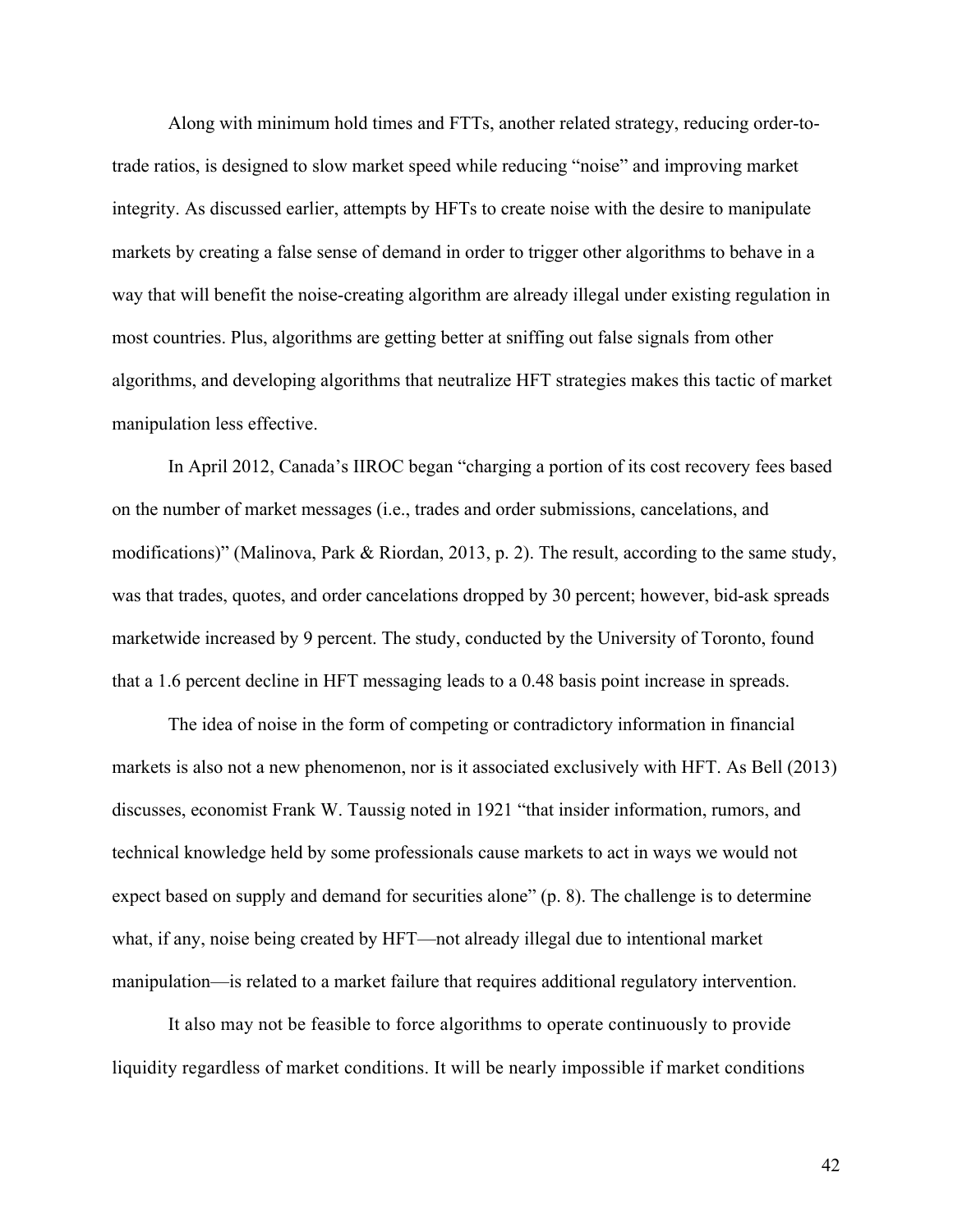Along with minimum hold times and FTTs, another related strategy, reducing order-to-trade ratios, is designed to slow market speed while reducing "noise" and improving market integrity. As discussed earlier, attempts by HFTs to create noise with the desire to manipulate markets by creating a false sense of demand in order to trigger other algorithms to behave in a way that will benefit the noise-creating algorithm are already illegal under existing regulation in most countries. Plus, algorithms are getting better at sniffing out false signals from other algorithms, and developing algorithms that neutralize HFT strategies makes this tactic of market manipulation less effective.

In April 2012, Canada's IIROC began "charging a portion of its cost recovery fees based on the number of market messages (i.e., trades and order submissions, cancelations, and modifications)" (Malinova, Park & Riordan, 2013, p. 2). The result, according to the same study, was that trades, quotes, and order cancelations dropped by 30 percent; however, bid-ask spreads marketwide increased by 9 percent. The study, conducted by the University of Toronto, found that a 1.6 percent decline in HFT messaging leads to a 0.48 basis point increase in spreads.

The idea of noise in the form of competing or contradictory information in financial markets is also not a new phenomenon, nor is it associated exclusively with HFT. As Bell (2013) discusses, economist Frank W. Taussig noted in 1921 "that insider information, rumors, and technical knowledge held by some professionals cause markets to act in ways we would not expect based on supply and demand for securities alone" (p. 8). The challenge is to determine what, if any, noise being created by HFT—not already illegal due to intentional market manipulation—is related to a market failure that requires additional regulatory intervention.

It also may not be feasible to force algorithms to operate continuously to provide liquidity regardless of market conditions. It will be nearly impossible if market conditions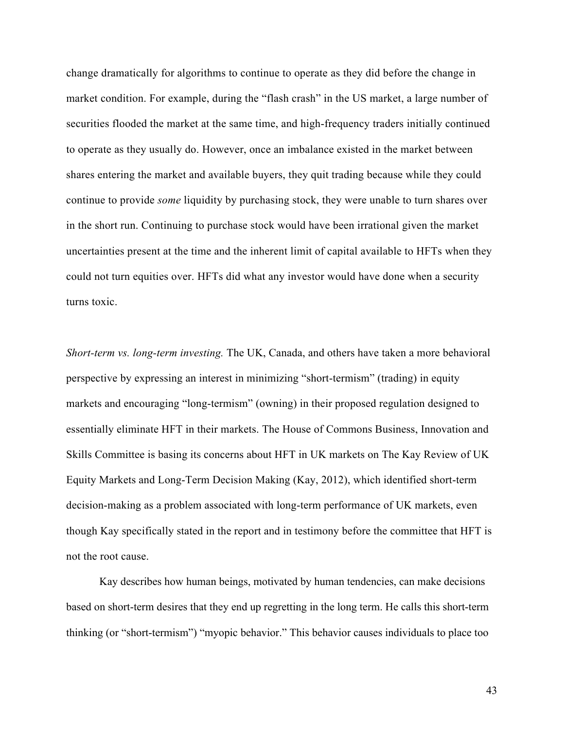change dramatically for algorithms to continue to operate as they did before the change in market condition. For example, during the "flash crash" in the US market, a large number of securities flooded the market at the same time, and high-frequency traders initially continued to operate as they usually do. However, once an imbalance existed in the market between shares entering the market and available buyers, they quit trading because while they could continue to provide *some* liquidity by purchasing stock, they were unable to turn shares over in the short run. Continuing to purchase stock would have been irrational given the market uncertainties present at the time and the inherent limit of capital available to HFTs when they could not turn equities over. HFTs did what any investor would have done when a security turns toxic.

*Short-term vs. long-term investing.* The UK, Canada, and others have taken a more behavioral perspective by expressing an interest in minimizing "short-termism" (trading) in equity markets and encouraging "long-termism" (owning) in their proposed regulation designed to essentially eliminate HFT in their markets. The House of Commons Business, Innovation and Skills Committee is basing its concerns about HFT in UK markets on The Kay Review of UK Equity Markets and Long-Term Decision Making (Kay, 2012), which identified short-term decision-making as a problem associated with long-term performance of UK markets, even though Kay specifically stated in the report and in testimony before the committee that HFT is not the root cause.

Kay describes how human beings, motivated by human tendencies, can make decisions based on short-term desires that they end up regretting in the long term. He calls this short-term thinking (or "short-termism") "myopic behavior." This behavior causes individuals to place too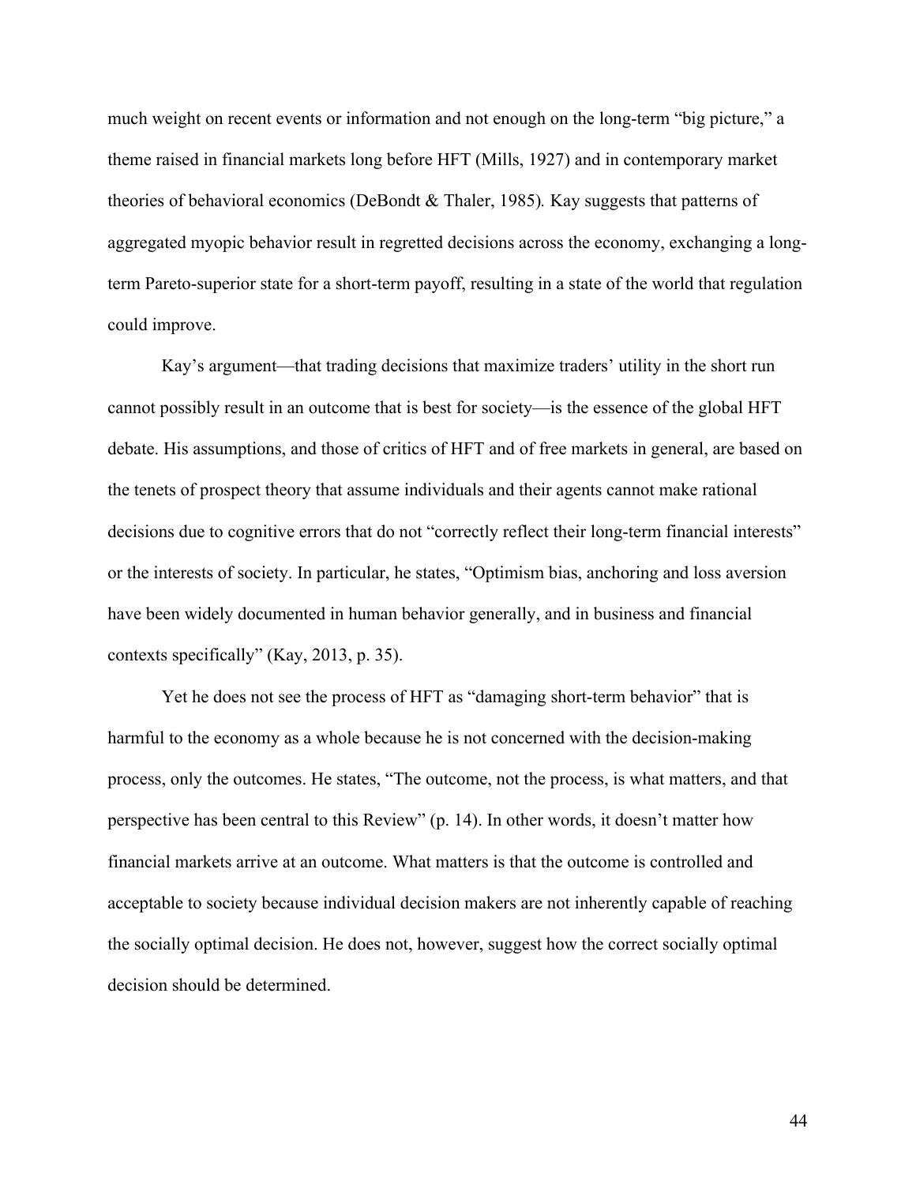much weight on recent events or information and not enough on the long-term "big picture," a theme raised in financial markets long before HFT (Mills, 1927) and in contemporary market theories of behavioral economics (DeBondt & Thaler, 1985). Kay suggests that patterns of aggregated myopic behavior result in regretted decisions across the economy, exchanging a long-term Pareto-superior state for a short-term payoff, resulting in a state of the world that regulation could improve.

Kay's argument—that trading decisions that maximize traders' utility in the short run cannot possibly result in an outcome that is best for society—is the essence of the global HFT debate. His assumptions, and those of critics of HFT and of free markets in general, are based on the tenets of prospect theory that assume individuals and their agents cannot make rational decisions due to cognitive errors that do not "correctly reflect their long-term financial interests" or the interests of society. In particular, he states, "Optimism bias, anchoring and loss aversion have been widely documented in human behavior generally, and in business and financial contexts specifically" (Kay, 2013, p. 35).

Yet he does not see the process of HFT as "damaging short-term behavior" that is harmful to the economy as a whole because he is not concerned with the decision-making process, only the outcomes. He states, "The outcome, not the process, is what matters, and that perspective has been central to this Review" (p. 14). In other words, it doesn't matter how financial markets arrive at an outcome. What matters is that the outcome is controlled and acceptable to society because individual decision makers are not inherently capable of reaching the socially optimal decision. He does not, however, suggest how the correct socially optimal decision should be determined.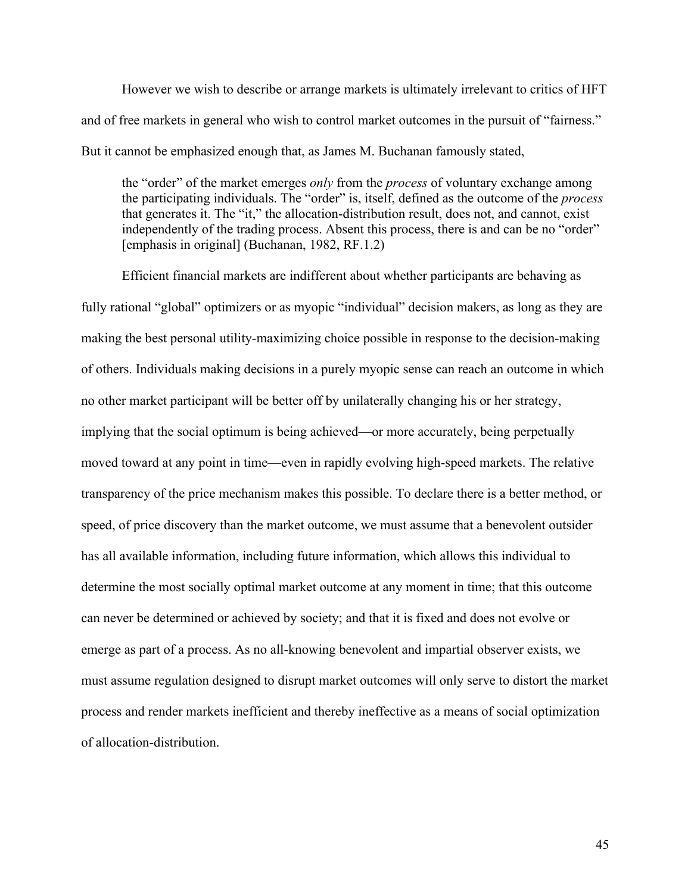However we wish to describe or arrange markets is ultimately irrelevant to critics of HFT and of free markets in general who wish to control market outcomes in the pursuit of "fairness." But it cannot be emphasized enough that, as James M. Buchanan famously stated,

> the "order" of the market emerges *only* from the *process* of voluntary exchange among the participating individuals. The "order" is, itself, defined as the outcome of the *process* that generates it. The "it," the allocation-distribution result, does not, and cannot, exist independently of the trading process. Absent this process, there is and can be no "order" [emphasis in original] (Buchanan, 1982, RF.1.2)

Efficient financial markets are indifferent about whether participants are behaving as fully rational "global" optimizers or as myopic "individual" decision makers, as long as they are making the best personal utility-maximizing choice possible in response to the decision-making of others. Individuals making decisions in a purely myopic sense can reach an outcome in which no other market participant will be better off by unilaterally changing his or her strategy, implying that the social optimum is being achieved—or more accurately, being perpetually moved toward at any point in time—even in rapidly evolving high-speed markets. The relative transparency of the price mechanism makes this possible. To declare there is a better method, or speed, of price discovery than the market outcome, we must assume that a benevolent outsider has all available information, including future information, which allows this individual to determine the most socially optimal market outcome at any moment in time; that this outcome can never be determined or achieved by society; and that it is fixed and does not evolve or emerge as part of a process. As no all-knowing benevolent and impartial observer exists, we must assume regulation designed to disrupt market outcomes will only serve to distort the market process and render markets inefficient and thereby ineffective as a means of social optimization of allocation-distribution.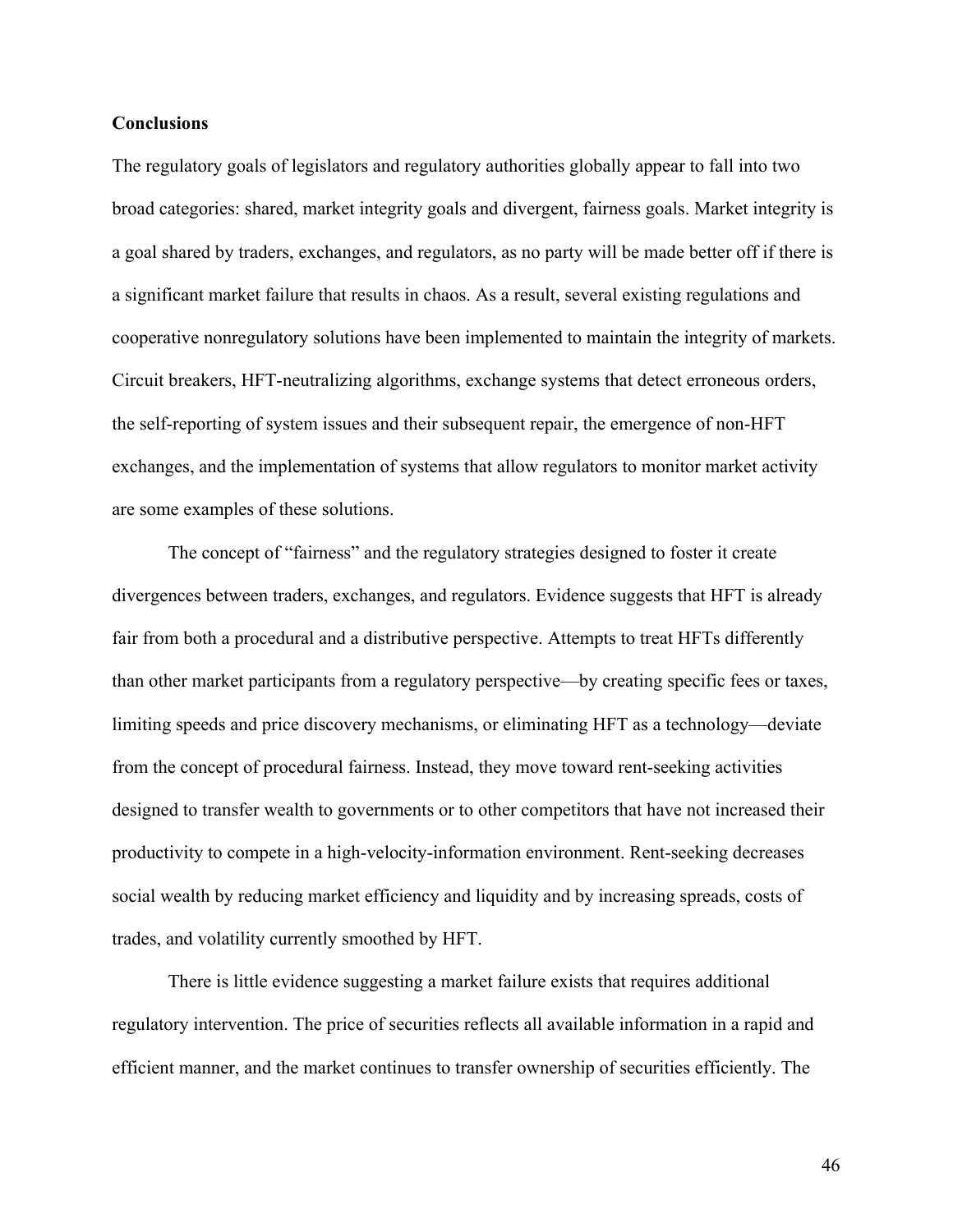## Conclusions

The regulatory goals of legislators and regulatory authorities globally appear to fall into two broad categories: shared, market integrity goals and divergent, fairness goals. Market integrity is a goal shared by traders, exchanges, and regulators, as no party will be made better off if there is a significant market failure that results in chaos. As a result, several existing regulations and cooperative nonregulatory solutions have been implemented to maintain the integrity of markets. Circuit breakers, HFT-neutralizing algorithms, exchange systems that detect erroneous orders, the self-reporting of system issues and their subsequent repair, the emergence of non-HFT exchanges, and the implementation of systems that allow regulators to monitor market activity are some examples of these solutions.

The concept of "fairness" and the regulatory strategies designed to foster it create divergences between traders, exchanges, and regulators. Evidence suggests that HFT is already fair from both a procedural and a distributive perspective. Attempts to treat HFTs differently than other market participants from a regulatory perspective—by creating specific fees or taxes, limiting speeds and price discovery mechanisms, or eliminating HFT as a technology—deviate from the concept of procedural fairness. Instead, they move toward rent-seeking activities designed to transfer wealth to governments or to other competitors that have not increased their productivity to compete in a high-velocity-information environment. Rent-seeking decreases social wealth by reducing market efficiency and liquidity and by increasing spreads, costs of trades, and volatility currently smoothed by HFT.

There is little evidence suggesting a market failure exists that requires additional regulatory intervention. The price of securities reflects all available information in a rapid and efficient manner, and the market continues to transfer ownership of securities efficiently. The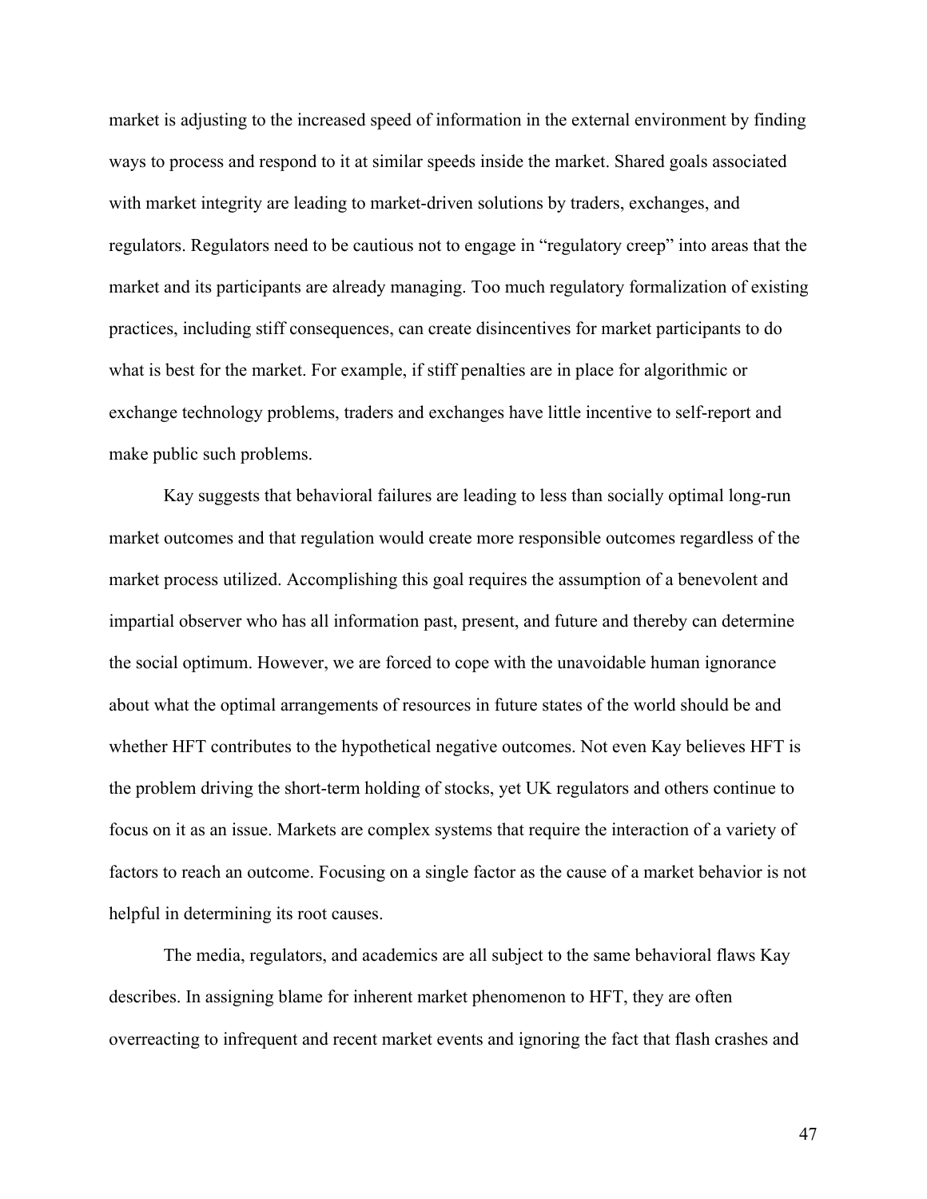market is adjusting to the increased speed of information in the external environment by finding ways to process and respond to it at similar speeds inside the market. Shared goals associated with market integrity are leading to market-driven solutions by traders, exchanges, and regulators. Regulators need to be cautious not to engage in "regulatory creep" into areas that the market and its participants are already managing. Too much regulatory formalization of existing practices, including stiff consequences, can create disincentives for market participants to do what is best for the market. For example, if stiff penalties are in place for algorithmic or exchange technology problems, traders and exchanges have little incentive to self-report and make public such problems.

Kay suggests that behavioral failures are leading to less than socially optimal long-run market outcomes and that regulation would create more responsible outcomes regardless of the market process utilized. Accomplishing this goal requires the assumption of a benevolent and impartial observer who has all information past, present, and future and thereby can determine the social optimum. However, we are forced to cope with the unavoidable human ignorance about what the optimal arrangements of resources in future states of the world should be and whether HFT contributes to the hypothetical negative outcomes. Not even Kay believes HFT is the problem driving the short-term holding of stocks, yet UK regulators and others continue to focus on it as an issue. Markets are complex systems that require the interaction of a variety of factors to reach an outcome. Focusing on a single factor as the cause of a market behavior is not helpful in determining its root causes.

The media, regulators, and academics are all subject to the same behavioral flaws Kay describes. In assigning blame for inherent market phenomenon to HFT, they are often overreacting to infrequent and recent market events and ignoring the fact that flash crashes and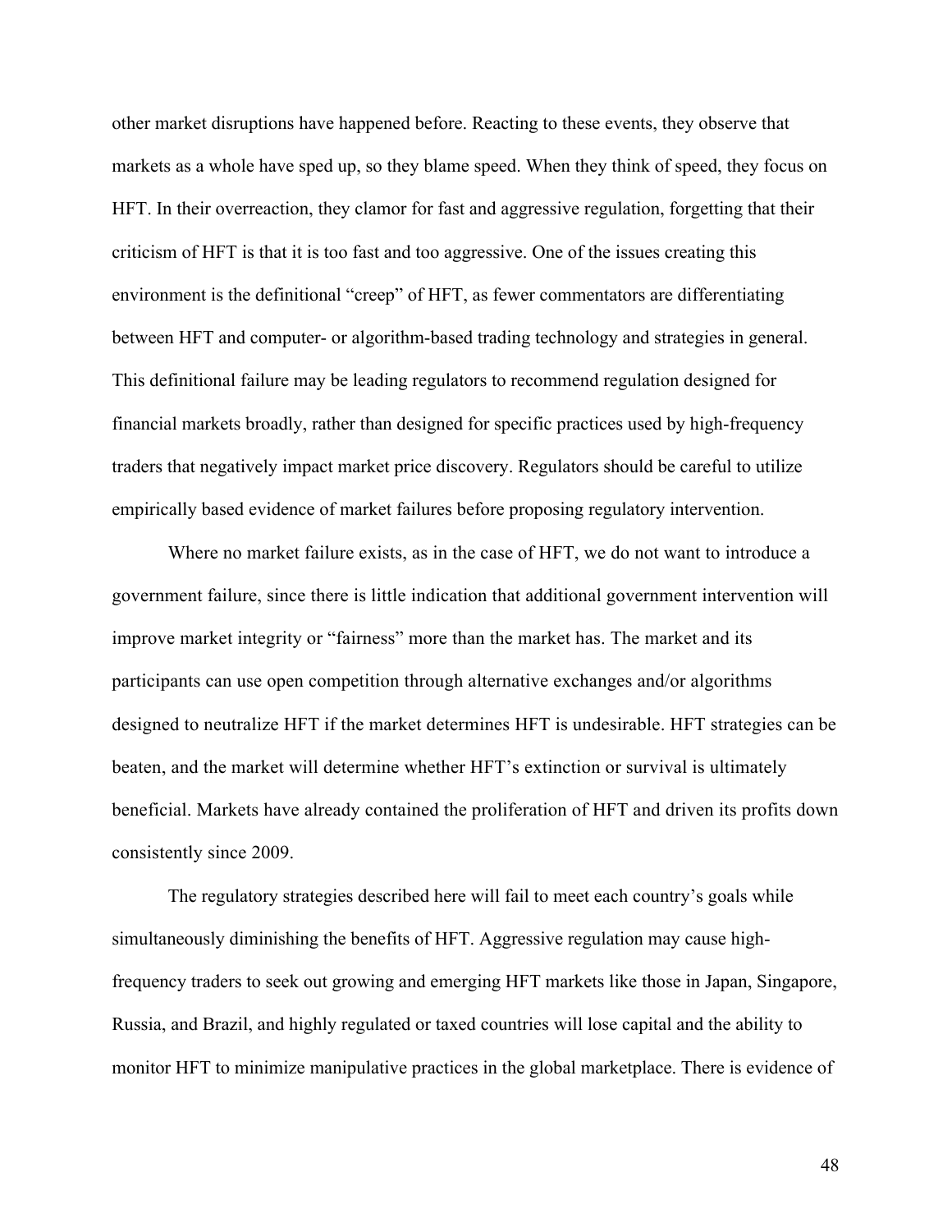other market disruptions have happened before. Reacting to these events, they observe that markets as a whole have sped up, so they blame speed. When they think of speed, they focus on HFT. In their overreaction, they clamor for fast and aggressive regulation, forgetting that their criticism of HFT is that it is too fast and too aggressive. One of the issues creating this environment is the definitional "creep" of HFT, as fewer commentators are differentiating between HFT and computer- or algorithm-based trading technology and strategies in general. This definitional failure may be leading regulators to recommend regulation designed for financial markets broadly, rather than designed for specific practices used by high-frequency traders that negatively impact market price discovery. Regulators should be careful to utilize empirically based evidence of market failures before proposing regulatory intervention.

Where no market failure exists, as in the case of HFT, we do not want to introduce a government failure, since there is little indication that additional government intervention will improve market integrity or "fairness" more than the market has. The market and its participants can use open competition through alternative exchanges and/or algorithms designed to neutralize HFT if the market determines HFT is undesirable. HFT strategies can be beaten, and the market will determine whether HFT's extinction or survival is ultimately beneficial. Markets have already contained the proliferation of HFT and driven its profits down consistently since 2009.

The regulatory strategies described here will fail to meet each country's goals while simultaneously diminishing the benefits of HFT. Aggressive regulation may cause high-frequency traders to seek out growing and emerging HFT markets like those in Japan, Singapore, Russia, and Brazil, and highly regulated or taxed countries will lose capital and the ability to monitor HFT to minimize manipulative practices in the global marketplace. There is evidence of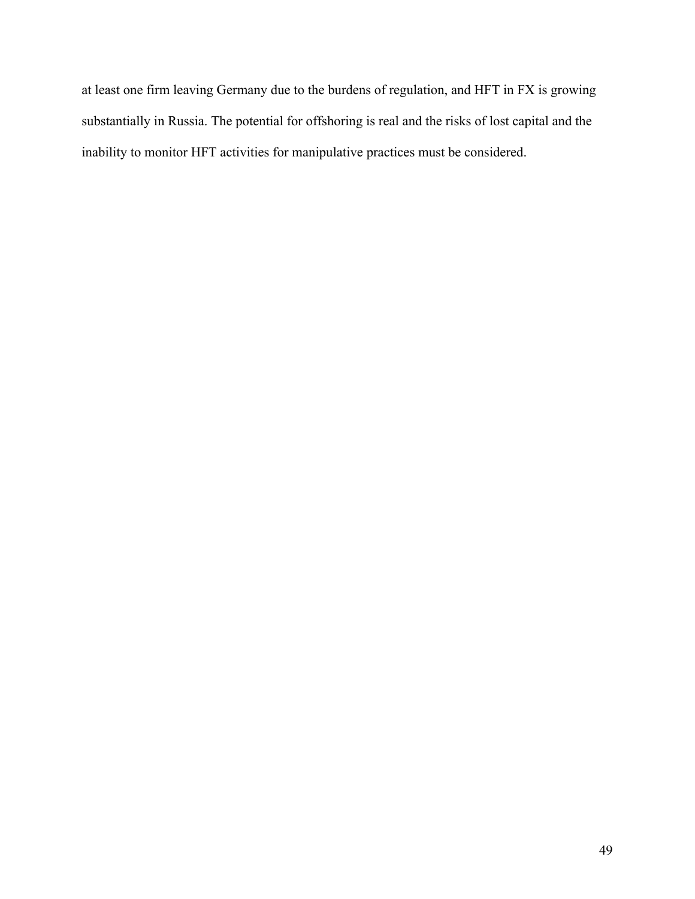at least one firm leaving Germany due to the burdens of regulation, and HFT in FX is growing substantially in Russia. The potential for offshoring is real and the risks of lost capital and the inability to monitor HFT activities for manipulative practices must be considered.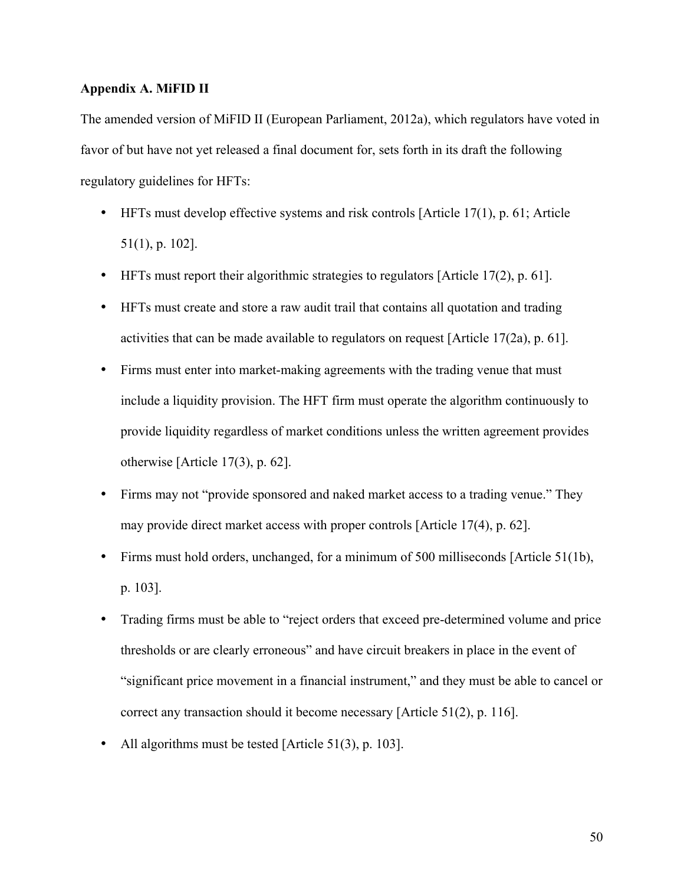**Appendix A. MiFID II**

The amended version of MiFID II (European Parliament, 2012a), which regulators have voted in favor of but have not yet released a final document for, sets forth in its draft the following regulatory guidelines for HFTs:

- HFTs must develop effective systems and risk controls [Article 17(1), p. 61; Article 51(1), p. 102].
- HFTs must report their algorithmic strategies to regulators [Article 17(2), p. 61].
- HFTs must create and store a raw audit trail that contains all quotation and trading activities that can be made available to regulators on request [Article 17(2a), p. 61].
- Firms must enter into market-making agreements with the trading venue that must include a liquidity provision. The HFT firm must operate the algorithm continuously to provide liquidity regardless of market conditions unless the written agreement provides otherwise [Article 17(3), p. 62].
- Firms may not "provide sponsored and naked market access to a trading venue." They may provide direct market access with proper controls [Article 17(4), p. 62].
- Firms must hold orders, unchanged, for a minimum of 500 milliseconds [Article 51(1b), p. 103].
- Trading firms must be able to "reject orders that exceed pre-determined volume and price thresholds or are clearly erroneous" and have circuit breakers in place in the event of "significant price movement in a financial instrument," and they must be able to cancel or correct any transaction should it become necessary [Article 51(2), p. 116].
- All algorithms must be tested [Article 51(3), p. 103].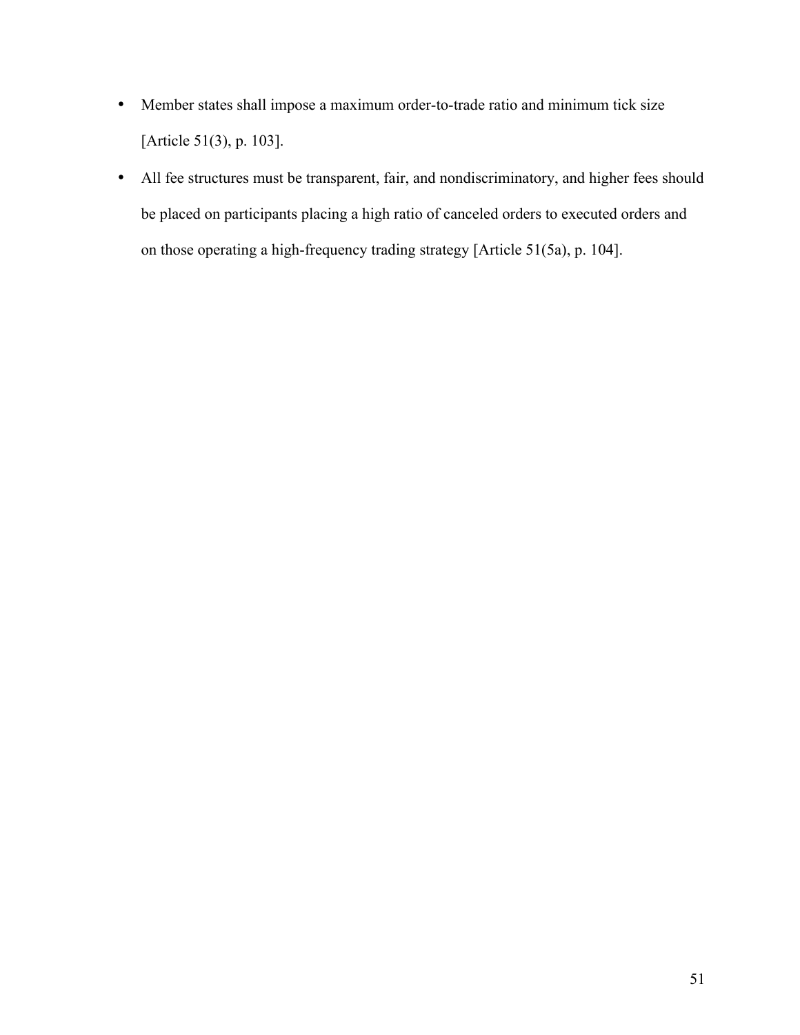- Member states shall impose a maximum order-to-trade ratio and minimum tick size [Article 51(3), p. 103].
- All fee structures must be transparent, fair, and nondiscriminatory, and higher fees should be placed on participants placing a high ratio of canceled orders to executed orders and on those operating a high-frequency trading strategy [Article 51(5a), p. 104].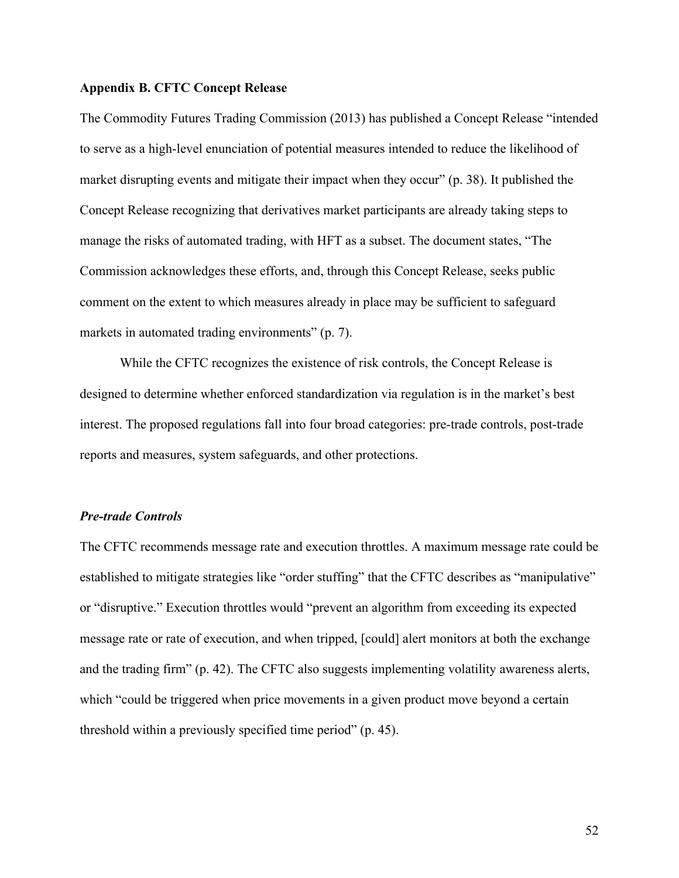## Appendix B. CFTC Concept Release

The Commodity Futures Trading Commission (2013) has published a Concept Release "intended to serve as a high-level enunciation of potential measures intended to reduce the likelihood of market disrupting events and mitigate their impact when they occur" (p. 38). It published the Concept Release recognizing that derivatives market participants are already taking steps to manage the risks of automated trading, with HFT as a subset. The document states, "The Commission acknowledges these efforts, and, through this Concept Release, seeks public comment on the extent to which measures already in place may be sufficient to safeguard markets in automated trading environments" (p. 7).

While the CFTC recognizes the existence of risk controls, the Concept Release is designed to determine whether enforced standardization via regulation is in the market's best interest. The proposed regulations fall into four broad categories: pre-trade controls, post-trade reports and measures, system safeguards, and other protections.

### *Pre-trade Controls*

The CFTC recommends message rate and execution throttles. A maximum message rate could be established to mitigate strategies like "order stuffing" that the CFTC describes as "manipulative" or "disruptive." Execution throttles would "prevent an algorithm from exceeding its expected message rate or rate of execution, and when tripped, [could] alert monitors at both the exchange and the trading firm" (p. 42). The CFTC also suggests implementing volatility awareness alerts, which "could be triggered when price movements in a given product move beyond a certain threshold within a previously specified time period" (p. 45).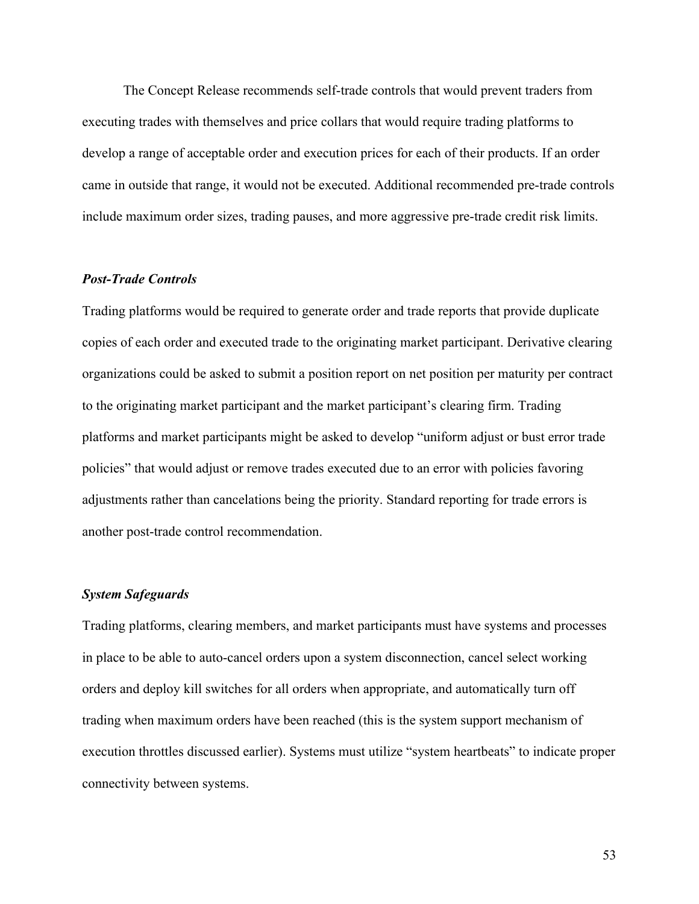The Concept Release recommends self-trade controls that would prevent traders from executing trades with themselves and price collars that would require trading platforms to develop a range of acceptable order and execution prices for each of their products. If an order came in outside that range, it would not be executed. Additional recommended pre-trade controls include maximum order sizes, trading pauses, and more aggressive pre-trade credit risk limits.

### *Post-Trade Controls*

Trading platforms would be required to generate order and trade reports that provide duplicate copies of each order and executed trade to the originating market participant. Derivative clearing organizations could be asked to submit a position report on net position per maturity per contract to the originating market participant and the market participant's clearing firm. Trading platforms and market participants might be asked to develop "uniform adjust or bust error trade policies" that would adjust or remove trades executed due to an error with policies favoring adjustments rather than cancelations being the priority. Standard reporting for trade errors is another post-trade control recommendation.

### *System Safeguards*

Trading platforms, clearing members, and market participants must have systems and processes in place to be able to auto-cancel orders upon a system disconnection, cancel select working orders and deploy kill switches for all orders when appropriate, and automatically turn off trading when maximum orders have been reached (this is the system support mechanism of execution throttles discussed earlier). Systems must utilize "system heartbeats" to indicate proper connectivity between systems.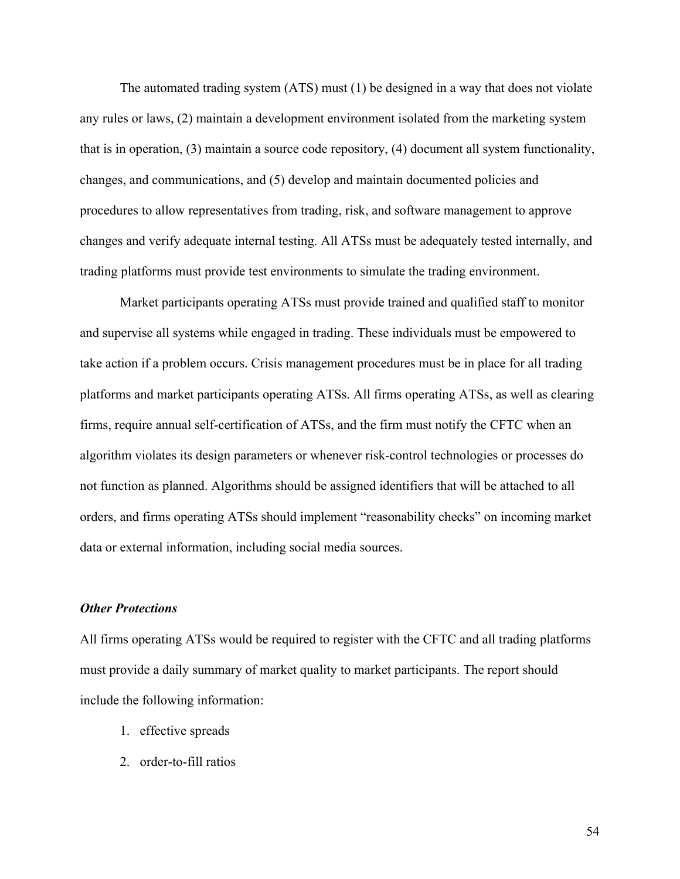The automated trading system (ATS) must (1) be designed in a way that does not violate any rules or laws, (2) maintain a development environment isolated from the marketing system that is in operation, (3) maintain a source code repository, (4) document all system functionality, changes, and communications, and (5) develop and maintain documented policies and procedures to allow representatives from trading, risk, and software management to approve changes and verify adequate internal testing. All ATSs must be adequately tested internally, and trading platforms must provide test environments to simulate the trading environment.

Market participants operating ATSs must provide trained and qualified staff to monitor and supervise all systems while engaged in trading. These individuals must be empowered to take action if a problem occurs. Crisis management procedures must be in place for all trading platforms and market participants operating ATSs. All firms operating ATSs, as well as clearing firms, require annual self-certification of ATSs, and the firm must notify the CFTC when an algorithm violates its design parameters or whenever risk-control technologies or processes do not function as planned. Algorithms should be assigned identifiers that will be attached to all orders, and firms operating ATSs should implement "reasonability checks" on incoming market data or external information, including social media sources.

***Other Protections***

All firms operating ATSs would be required to register with the CFTC and all trading platforms must provide a daily summary of market quality to market participants. The report should include the following information:

1. effective spreads
2. order-to-fill ratios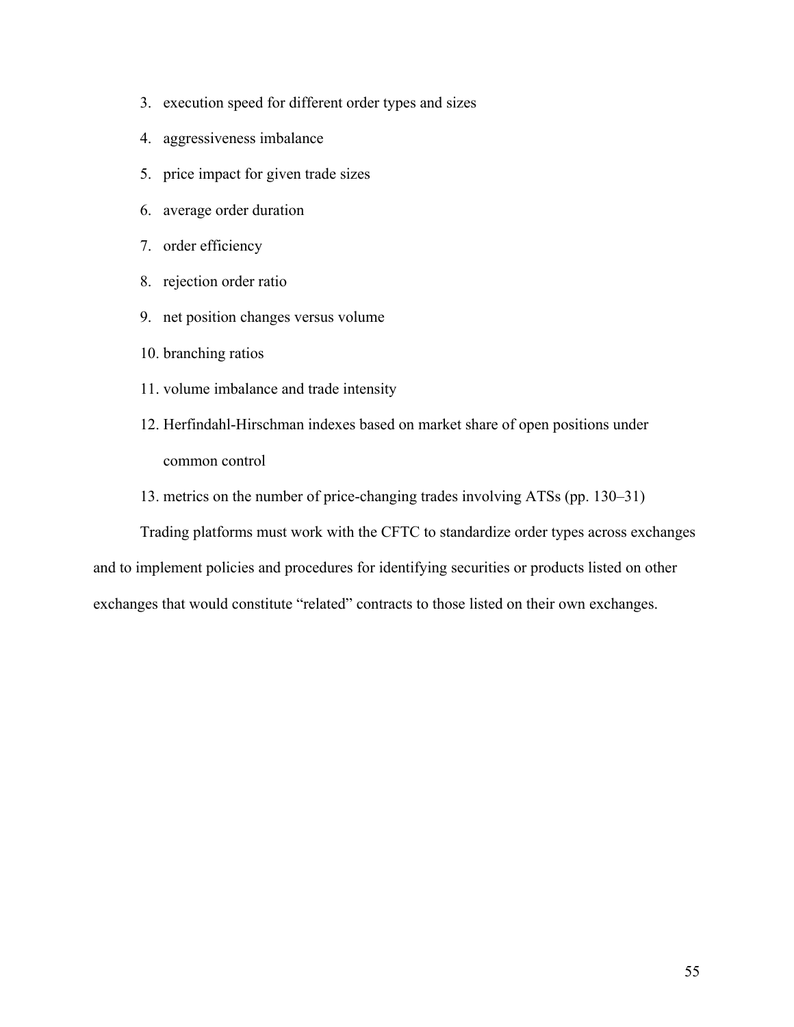3. execution speed for different order types and sizes
4. aggressiveness imbalance
5. price impact for given trade sizes
6. average order duration
7. order efficiency
8. rejection order ratio
9. net position changes versus volume
10. branching ratios
11. volume imbalance and trade intensity
12. Herfindahl-Hirschman indexes based on market share of open positions under common control
13. metrics on the number of price-changing trades involving ATSs (pp. 130–31)

Trading platforms must work with the CFTC to standardize order types across exchanges and to implement policies and procedures for identifying securities or products listed on other exchanges that would constitute "related" contracts to those listed on their own exchanges.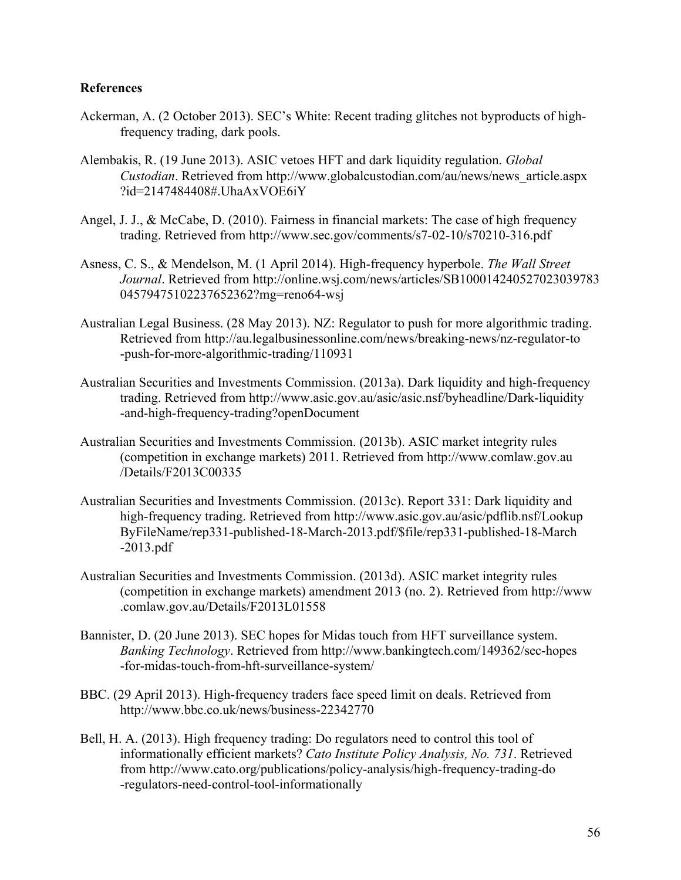**References**

Ackerman, A. (2 October 2013). SEC's White: Recent trading glitches not byproducts of high-frequency trading, dark pools.

Alembakis, R. (19 June 2013). ASIC vetoes HFT and dark liquidity regulation. *Global Custodian*. Retrieved from http://www.globalcustodian.com/au/news/news_article.aspx?id=2147484408#.UhaAxVOE6iY

Angel, J. J., & McCabe, D. (2010). Fairness in financial markets: The case of high frequency trading. Retrieved from http://www.sec.gov/comments/s7-02-10/s70210-316.pdf

Asness, C. S., & Mendelson, M. (1 April 2014). High-frequency hyperbole. *The Wall Street Journal*. Retrieved from http://online.wsj.com/news/articles/SB10001424052702303978304579475102237652362?mg=reno64-wsj

Australian Legal Business. (28 May 2013). NZ: Regulator to push for more algorithmic trading. Retrieved from http://au.legalbusinessonline.com/news/breaking-news/nz-regulator-to-push-for-more-algorithmic-trading/110931

Australian Securities and Investments Commission. (2013a). Dark liquidity and high-frequency trading. Retrieved from http://www.asic.gov.au/asic/asic.nsf/byheadline/Dark-liquidity-and-high-frequency-trading?openDocument

Australian Securities and Investments Commission. (2013b). ASIC market integrity rules (competition in exchange markets) 2011. Retrieved from http://www.comlaw.gov.au/Details/F2013C00335

Australian Securities and Investments Commission. (2013c). Report 331: Dark liquidity and high-frequency trading. Retrieved from http://www.asic.gov.au/asic/pdflib.nsf/LookupByFileName/rep331-published-18-March-2013.pdf/$file/rep331-published-18-March-2013.pdf

Australian Securities and Investments Commission. (2013d). ASIC market integrity rules (competition in exchange markets) amendment 2013 (no. 2). Retrieved from http://www.comlaw.gov.au/Details/F2013L01558

Bannister, D. (20 June 2013). SEC hopes for Midas touch from HFT surveillance system. *Banking Technology*. Retrieved from http://www.bankingtech.com/149362/sec-hopes-for-midas-touch-from-hft-surveillance-system/

BBC. (29 April 2013). High-frequency traders face speed limit on deals. Retrieved from http://www.bbc.co.uk/news/business-22342770

Bell, H. A. (2013). High frequency trading: Do regulators need to control this tool of informationally efficient markets? *Cato Institute Policy Analysis, No. 731*. Retrieved from http://www.cato.org/publications/policy-analysis/high-frequency-trading-do-regulators-need-control-tool-informationally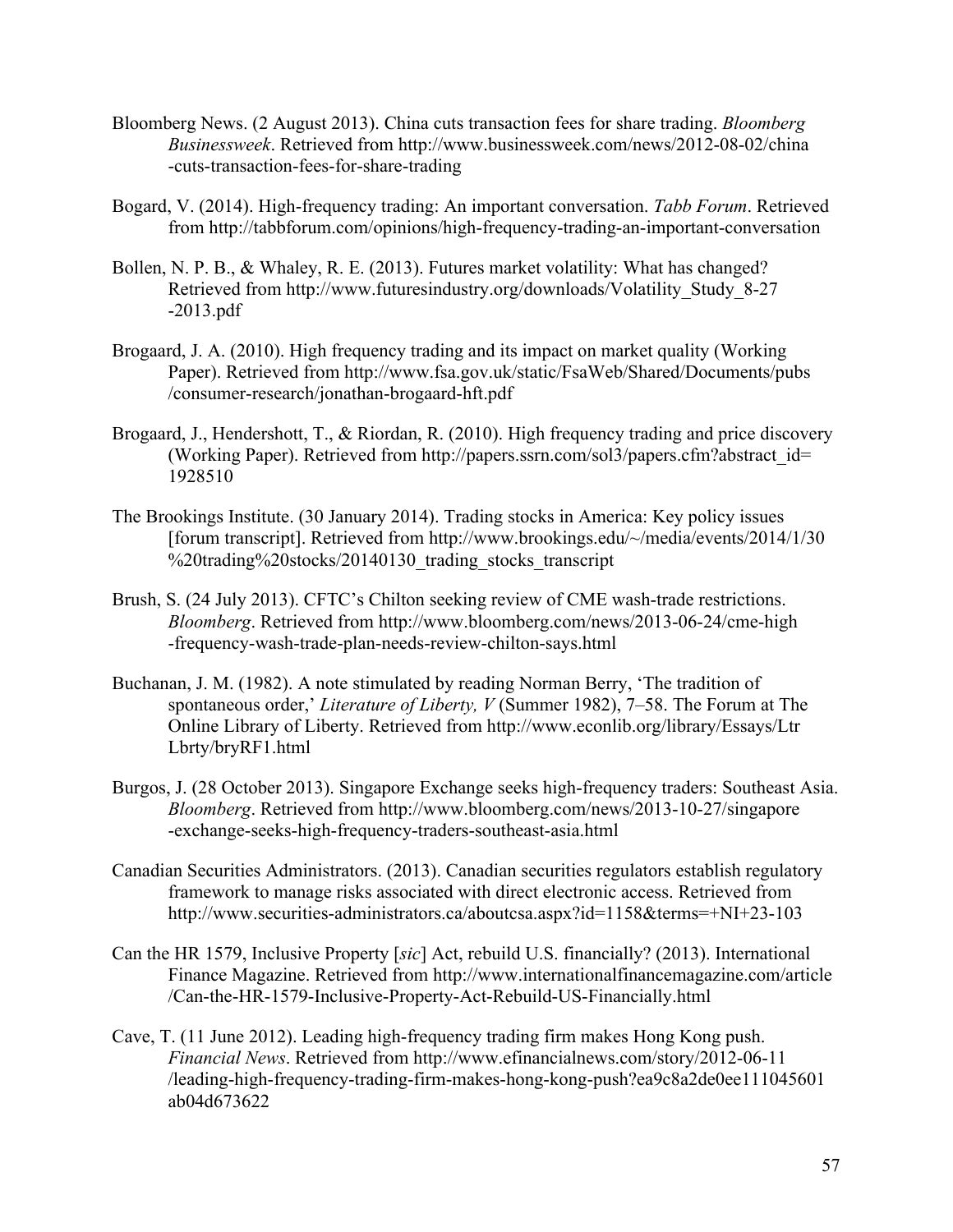Bloomberg News. (2 August 2013). China cuts transaction fees for share trading. *Bloomberg Businessweek*. Retrieved from http://www.businessweek.com/news/2012-08-02/china-cuts-transaction-fees-for-share-trading

Bogard, V. (2014). High-frequency trading: An important conversation. *Tabb Forum*. Retrieved from http://tabbforum.com/opinions/high-frequency-trading-an-important-conversation

Bollen, N. P. B., & Whaley, R. E. (2013). Futures market volatility: What has changed? Retrieved from http://www.futuresindustry.org/downloads/Volatility_Study_8-27-2013.pdf

Brogaard, J. A. (2010). High frequency trading and its impact on market quality (Working Paper). Retrieved from http://www.fsa.gov.uk/static/FsaWeb/Shared/Documents/pubs/consumer-research/jonathan-brogaard-hft.pdf

Brogaard, J., Hendershott, T., & Riordan, R. (2010). High frequency trading and price discovery (Working Paper). Retrieved from http://papers.ssrn.com/sol3/papers.cfm?abstract_id=1928510

The Brookings Institute. (30 January 2014). Trading stocks in America: Key policy issues [forum transcript]. Retrieved from http://www.brookings.edu/~/media/events/2014/1/30%20trading%20stocks/20140130_trading_stocks_transcript

Brush, S. (24 July 2013). CFTC's Chilton seeking review of CME wash-trade restrictions. *Bloomberg*. Retrieved from http://www.bloomberg.com/news/2013-06-24/cme-high-frequency-wash-trade-plan-needs-review-chilton-says.html

Buchanan, J. M. (1982). A note stimulated by reading Norman Berry, 'The tradition of spontaneous order,' *Literature of Liberty, V* (Summer 1982), 7–58. The Forum at The Online Library of Liberty. Retrieved from http://www.econlib.org/library/Essays/LtrLbrty/bryRF1.html

Burgos, J. (28 October 2013). Singapore Exchange seeks high-frequency traders: Southeast Asia. *Bloomberg*. Retrieved from http://www.bloomberg.com/news/2013-10-27/singapore-exchange-seeks-high-frequency-traders-southeast-asia.html

Canadian Securities Administrators. (2013). Canadian securities regulators establish regulatory framework to manage risks associated with direct electronic access. Retrieved from http://www.securities-administrators.ca/aboutcsa.aspx?id=1158&terms=+NI+23-103

Can the HR 1579, Inclusive Property [*sic*] Act, rebuild U.S. financially? (2013). International Finance Magazine. Retrieved from http://www.internationalfinancemagazine.com/article/Can-the-HR-1579-Inclusive-Property-Act-Rebuild-US-Financially.html

Cave, T. (11 June 2012). Leading high-frequency trading firm makes Hong Kong push. *Financial News*. Retrieved from http://www.efinancialnews.com/story/2012-06-11/leading-high-frequency-trading-firm-makes-hong-kong-push?ea9c8a2de0ee111045601ab04d673622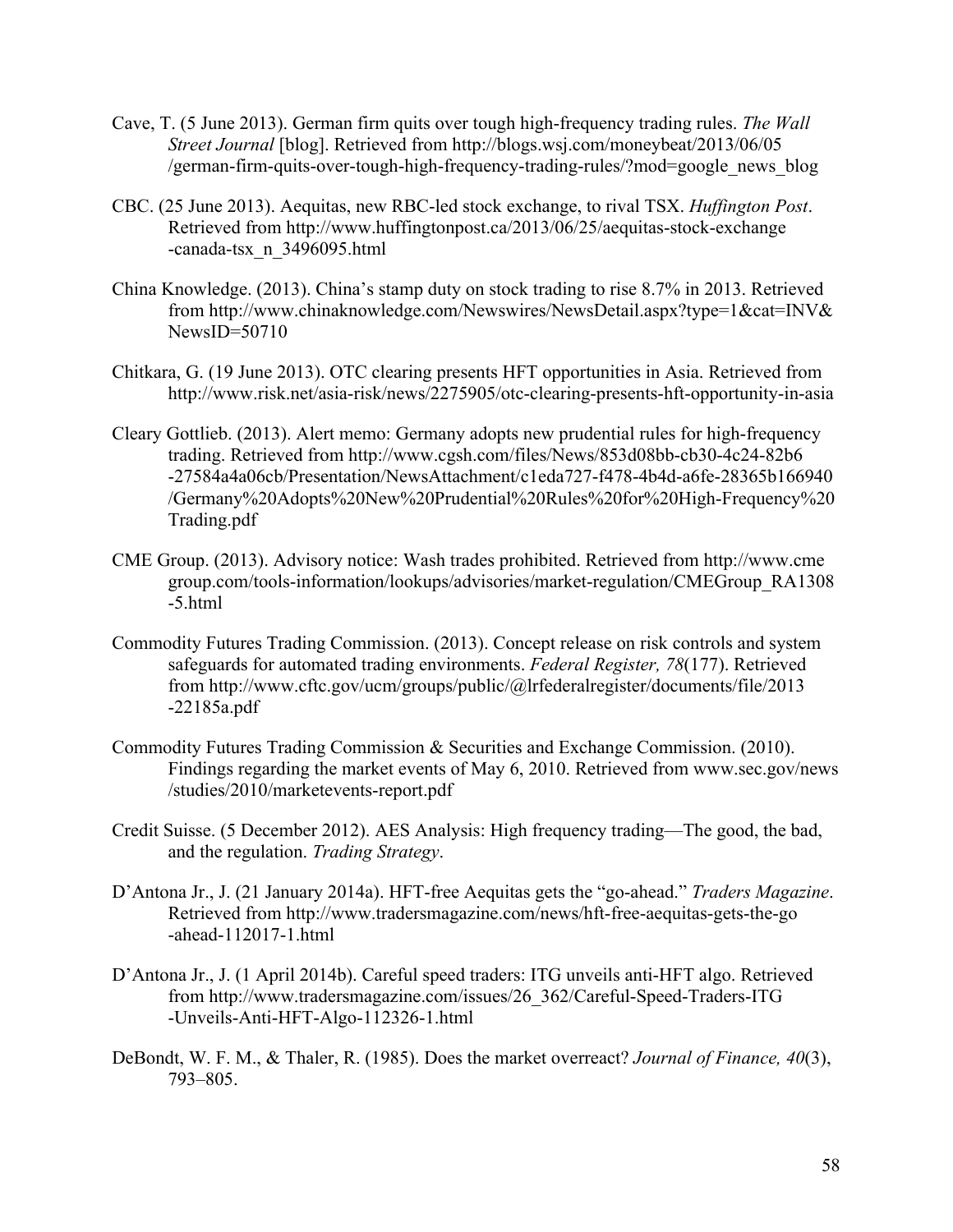Cave, T. (5 June 2013). German firm quits over tough high-frequency trading rules. *The Wall Street Journal* [blog]. Retrieved from http://blogs.wsj.com/moneybeat/2013/06/05/german-firm-quits-over-tough-high-frequency-trading-rules/?mod=google_news_blog

CBC. (25 June 2013). Aequitas, new RBC-led stock exchange, to rival TSX. *Huffington Post*. Retrieved from http://www.huffingtonpost.ca/2013/06/25/aequitas-stock-exchange-canada-tsx_n_3496095.html

China Knowledge. (2013). China's stamp duty on stock trading to rise 8.7% in 2013. Retrieved from http://www.chinaknowledge.com/Newswires/NewsDetail.aspx?type=1&cat=INV&NewsID=50710

Chitkara, G. (19 June 2013). OTC clearing presents HFT opportunities in Asia. Retrieved from http://www.risk.net/asia-risk/news/2275905/otc-clearing-presents-hft-opportunity-in-asia

Cleary Gottlieb. (2013). Alert memo: Germany adopts new prudential rules for high-frequency trading. Retrieved from http://www.cgsh.com/files/News/853d08bb-cb30-4c24-82b6-27584a4a06cb/Presentation/NewsAttachment/c1eda727-f478-4b4d-a6fe-28365b166940/Germany%20Adopts%20New%20Prudential%20Rules%20for%20High-Frequency%20Trading.pdf

CME Group. (2013). Advisory notice: Wash trades prohibited. Retrieved from http://www.cmegroup.com/tools-information/lookups/advisories/market-regulation/CMEGroup_RA1308-5.html

Commodity Futures Trading Commission. (2013). Concept release on risk controls and system safeguards for automated trading environments. *Federal Register, 78*(177). Retrieved from http://www.cftc.gov/ucm/groups/public/@lrfederalregister/documents/file/2013-22185a.pdf

Commodity Futures Trading Commission & Securities and Exchange Commission. (2010). Findings regarding the market events of May 6, 2010. Retrieved from www.sec.gov/news/studies/2010/marketevents-report.pdf

Credit Suisse. (5 December 2012). AES Analysis: High frequency trading—The good, the bad, and the regulation. *Trading Strategy*.

D'Antona Jr., J. (21 January 2014a). HFT-free Aequitas gets the "go-ahead." *Traders Magazine*. Retrieved from http://www.tradersmagazine.com/news/hft-free-aequitas-gets-the-go-ahead-112017-1.html

D'Antona Jr., J. (1 April 2014b). Careful speed traders: ITG unveils anti-HFT algo. Retrieved from http://www.tradersmagazine.com/issues/26_362/Careful-Speed-Traders-ITG-Unveils-Anti-HFT-Algo-112326-1.html

DeBondt, W. F. M., & Thaler, R. (1985). Does the market overreact? *Journal of Finance, 40*(3), 793–805.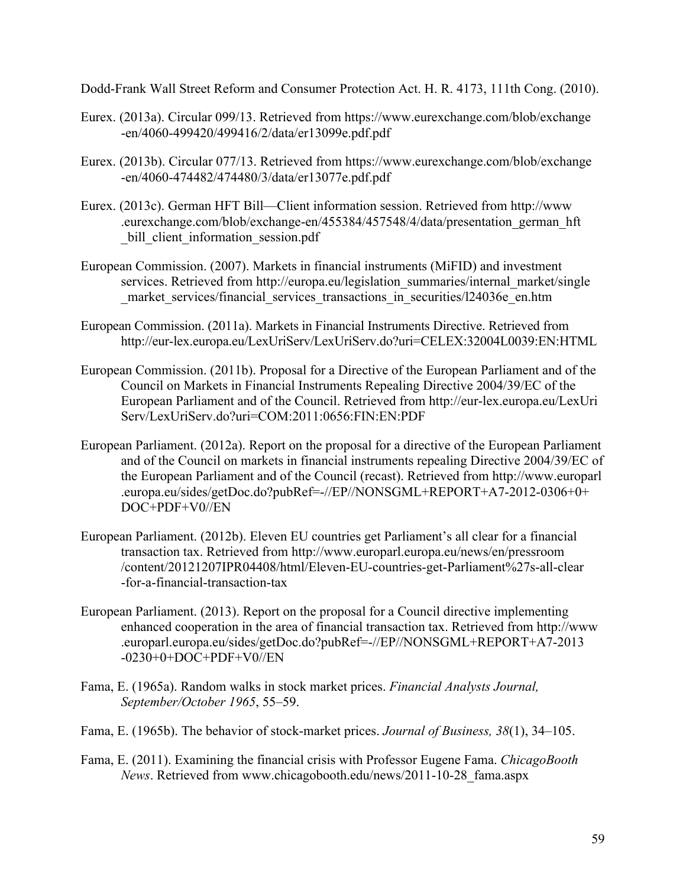Dodd-Frank Wall Street Reform and Consumer Protection Act. H. R. 4173, 111th Cong. (2010).

Eurex. (2013a). Circular 099/13. Retrieved from https://www.eurexchange.com/blob/exchange-en/4060-499420/499416/2/data/er13099e.pdf.pdf

Eurex. (2013b). Circular 077/13. Retrieved from https://www.eurexchange.com/blob/exchange-en/4060-474482/474480/3/data/er13077e.pdf.pdf

Eurex. (2013c). German HFT Bill—Client information session. Retrieved from http://www.eurexchange.com/blob/exchange-en/455384/457548/4/data/presentation_german_hft_bill_client_information_session.pdf

European Commission. (2007). Markets in financial instruments (MiFID) and investment services. Retrieved from http://europa.eu/legislation_summaries/internal_market/single_market_services/financial_services_transactions_in_securities/l24036e_en.htm

European Commission. (2011a). Markets in Financial Instruments Directive. Retrieved from http://eur-lex.europa.eu/LexUriServ/LexUriServ.do?uri=CELEX:32004L0039:EN:HTML

European Commission. (2011b). Proposal for a Directive of the European Parliament and of the Council on Markets in Financial Instruments Repealing Directive 2004/39/EC of the European Parliament and of the Council. Retrieved from http://eur-lex.europa.eu/LexUriServ/LexUriServ.do?uri=COM:2011:0656:FIN:EN:PDF

European Parliament. (2012a). Report on the proposal for a directive of the European Parliament and of the Council on markets in financial instruments repealing Directive 2004/39/EC of the European Parliament and of the Council (recast). Retrieved from http://www.europarl.europa.eu/sides/getDoc.do?pubRef=-//EP//NONSGML+REPORT+A7-2012-0306+0+DOC+PDF+V0//EN

European Parliament. (2012b). Eleven EU countries get Parliament's all clear for a financial transaction tax. Retrieved from http://www.europarl.europa.eu/news/en/pressroom/content/20121207IPR04408/html/Eleven-EU-countries-get-Parliament%27s-all-clear-for-a-financial-transaction-tax

European Parliament. (2013). Report on the proposal for a Council directive implementing enhanced cooperation in the area of financial transaction tax. Retrieved from http://www.europarl.europa.eu/sides/getDoc.do?pubRef=-//EP//NONSGML+REPORT+A7-2013-0230+0+DOC+PDF+V0//EN

Fama, E. (1965a). Random walks in stock market prices. *Financial Analysts Journal, September/October 1965*, 55–59.

Fama, E. (1965b). The behavior of stock-market prices. *Journal of Business, 38*(1), 34–105.

Fama, E. (2011). Examining the financial crisis with Professor Eugene Fama. *ChicagoBooth News*. Retrieved from www.chicagobooth.edu/news/2011-10-28_fama.aspx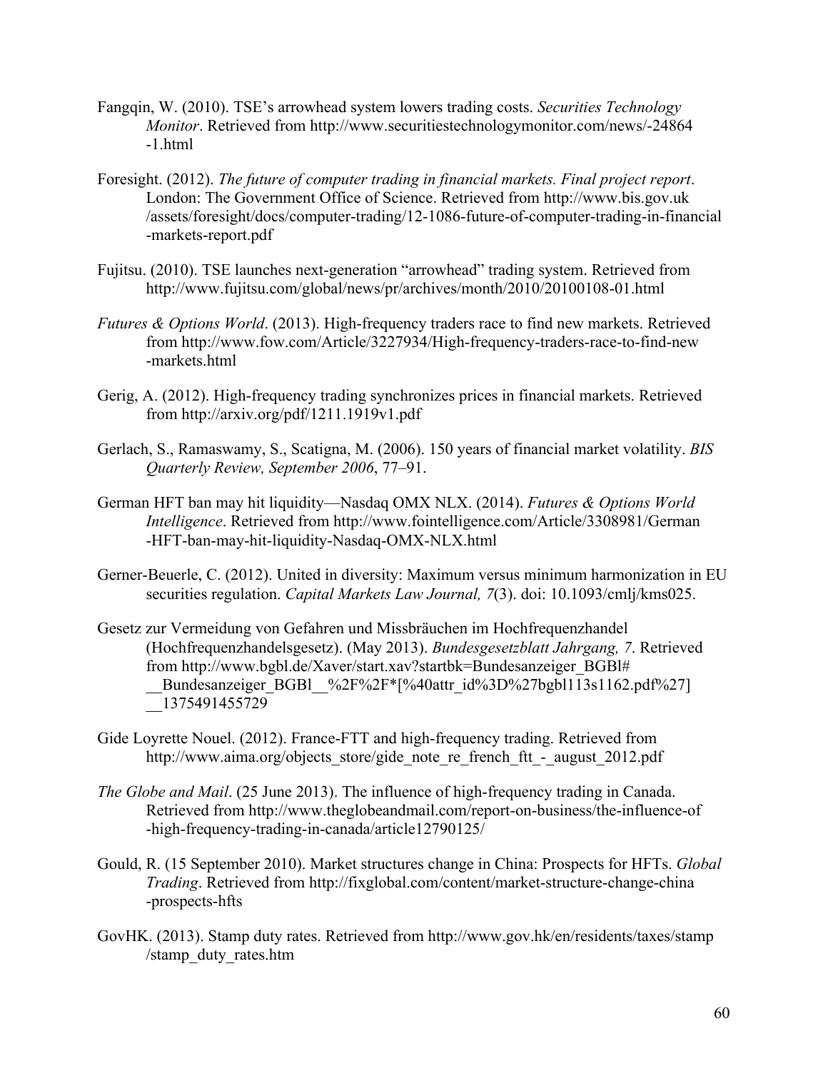Fangqin, W. (2010). TSE's arrowhead system lowers trading costs. *Securities Technology Monitor*. Retrieved from http://www.securitiestechnologymonitor.com/news/-24864-1.html

Foresight. (2012). *The future of computer trading in financial markets. Final project report*. London: The Government Office of Science. Retrieved from http://www.bis.gov.uk/assets/foresight/docs/computer-trading/12-1086-future-of-computer-trading-in-financial-markets-report.pdf

Fujitsu. (2010). TSE launches next-generation "arrowhead" trading system. Retrieved from http://www.fujitsu.com/global/news/pr/archives/month/2010/20100108-01.html

*Futures & Options World*. (2013). High-frequency traders race to find new markets. Retrieved from http://www.fow.com/Article/3227934/High-frequency-traders-race-to-find-new-markets.html

Gerig, A. (2012). High-frequency trading synchronizes prices in financial markets. Retrieved from http://arxiv.org/pdf/1211.1919v1.pdf

Gerlach, S., Ramaswamy, S., Scatigna, M. (2006). 150 years of financial market volatility. *BIS Quarterly Review, September 2006*, 77–91.

German HFT ban may hit liquidity—Nasdaq OMX NLX. (2014). *Futures & Options World Intelligence*. Retrieved from http://www.fointelligence.com/Article/3308981/German-HFT-ban-may-hit-liquidity-Nasdaq-OMX-NLX.html

Gerner-Beuerle, C. (2012). United in diversity: Maximum versus minimum harmonization in EU securities regulation. *Capital Markets Law Journal, 7*(3). doi: 10.1093/cmlj/kms025.

Gesetz zur Vermeidung von Gefahren und Missbräuchen im Hochfrequenzhandel (Hochfrequenzhandelsgesetz). (May 2013). *Bundesgesetzblatt Jahrgang, 7*. Retrieved from http://www.bgbl.de/Xaver/start.xav?startbk=Bundesanzeiger_BGBl#__Bundesanzeiger_BGBl__%2F%2F*[%40attr_id%3D%27bgbl113s1162.pdf%27]__1375491455729

Gide Loyrette Nouel. (2012). France-FTT and high-frequency trading. Retrieved from http://www.aima.org/objects_store/gide_note_re_french_ftt_-_august_2012.pdf

*The Globe and Mail*. (25 June 2013). The influence of high-frequency trading in Canada. Retrieved from http://www.theglobeandmail.com/report-on-business/the-influence-of-high-frequency-trading-in-canada/article12790125/

Gould, R. (15 September 2010). Market structures change in China: Prospects for HFTs. *Global Trading*. Retrieved from http://fixglobal.com/content/market-structure-change-china-prospects-hfts

GovHK. (2013). Stamp duty rates. Retrieved from http://www.gov.hk/en/residents/taxes/stamp/stamp_duty_rates.htm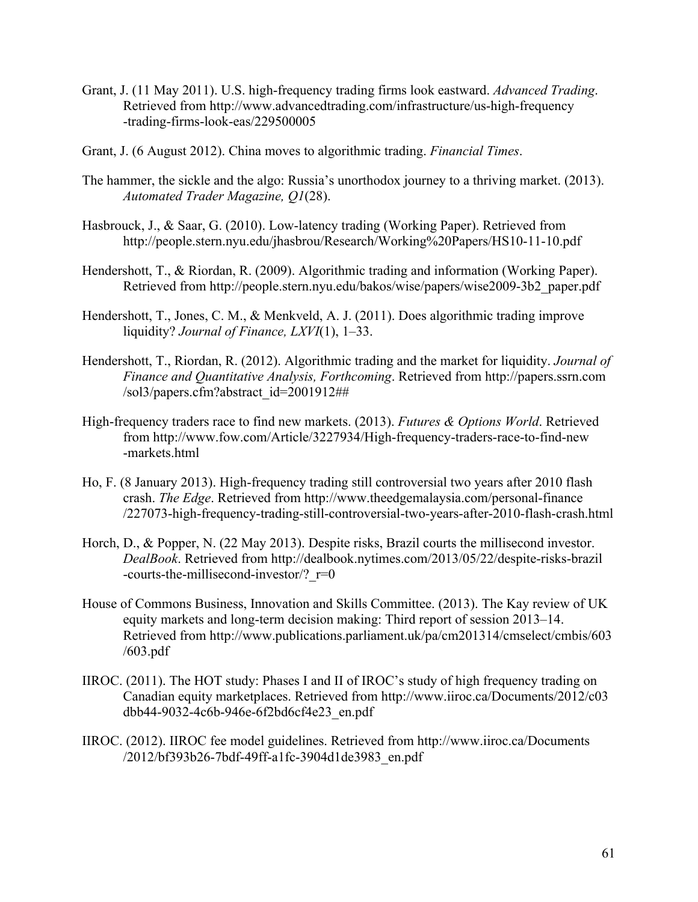Grant, J. (11 May 2011). U.S. high-frequency trading firms look eastward. *Advanced Trading*. Retrieved from http://www.advancedtrading.com/infrastructure/us-high-frequency-trading-firms-look-eas/229500005

Grant, J. (6 August 2012). China moves to algorithmic trading. *Financial Times*.

The hammer, the sickle and the algo: Russia's unorthodox journey to a thriving market. (2013). *Automated Trader Magazine, Q1*(28).

Hasbrouck, J., & Saar, G. (2010). Low-latency trading (Working Paper). Retrieved from http://people.stern.nyu.edu/jhasbrou/Research/Working%20Papers/HS10-11-10.pdf

Hendershott, T., & Riordan, R. (2009). Algorithmic trading and information (Working Paper). Retrieved from http://people.stern.nyu.edu/bakos/wise/papers/wise2009-3b2_paper.pdf

Hendershott, T., Jones, C. M., & Menkveld, A. J. (2011). Does algorithmic trading improve liquidity? *Journal of Finance, LXVI*(1), 1–33.

Hendershott, T., Riordan, R. (2012). Algorithmic trading and the market for liquidity. *Journal of Finance and Quantitative Analysis, Forthcoming*. Retrieved from http://papers.ssrn.com/sol3/papers.cfm?abstract_id=2001912##

High-frequency traders race to find new markets. (2013). *Futures & Options World*. Retrieved from http://www.fow.com/Article/3227934/High-frequency-traders-race-to-find-new-markets.html

Ho, F. (8 January 2013). High-frequency trading still controversial two years after 2010 flash crash. *The Edge*. Retrieved from http://www.theedgemalaysia.com/personal-finance/227073-high-frequency-trading-still-controversial-two-years-after-2010-flash-crash.html

Horch, D., & Popper, N. (22 May 2013). Despite risks, Brazil courts the millisecond investor. *DealBook*. Retrieved from http://dealbook.nytimes.com/2013/05/22/despite-risks-brazil-courts-the-millisecond-investor/?_r=0

House of Commons Business, Innovation and Skills Committee. (2013). The Kay review of UK equity markets and long-term decision making: Third report of session 2013–14. Retrieved from http://www.publications.parliament.uk/pa/cm201314/cmselect/cmbis/603/603.pdf

IIROC. (2011). The HOT study: Phases I and II of IROC's study of high frequency trading on Canadian equity marketplaces. Retrieved from http://www.iiroc.ca/Documents/2012/c03dbb44-9032-4c6b-946e-6f2bd6cf4e23_en.pdf

IIROC. (2012). IIROC fee model guidelines. Retrieved from http://www.iiroc.ca/Documents/2012/bf393b26-7bdf-49ff-a1fc-3904d1de3983_en.pdf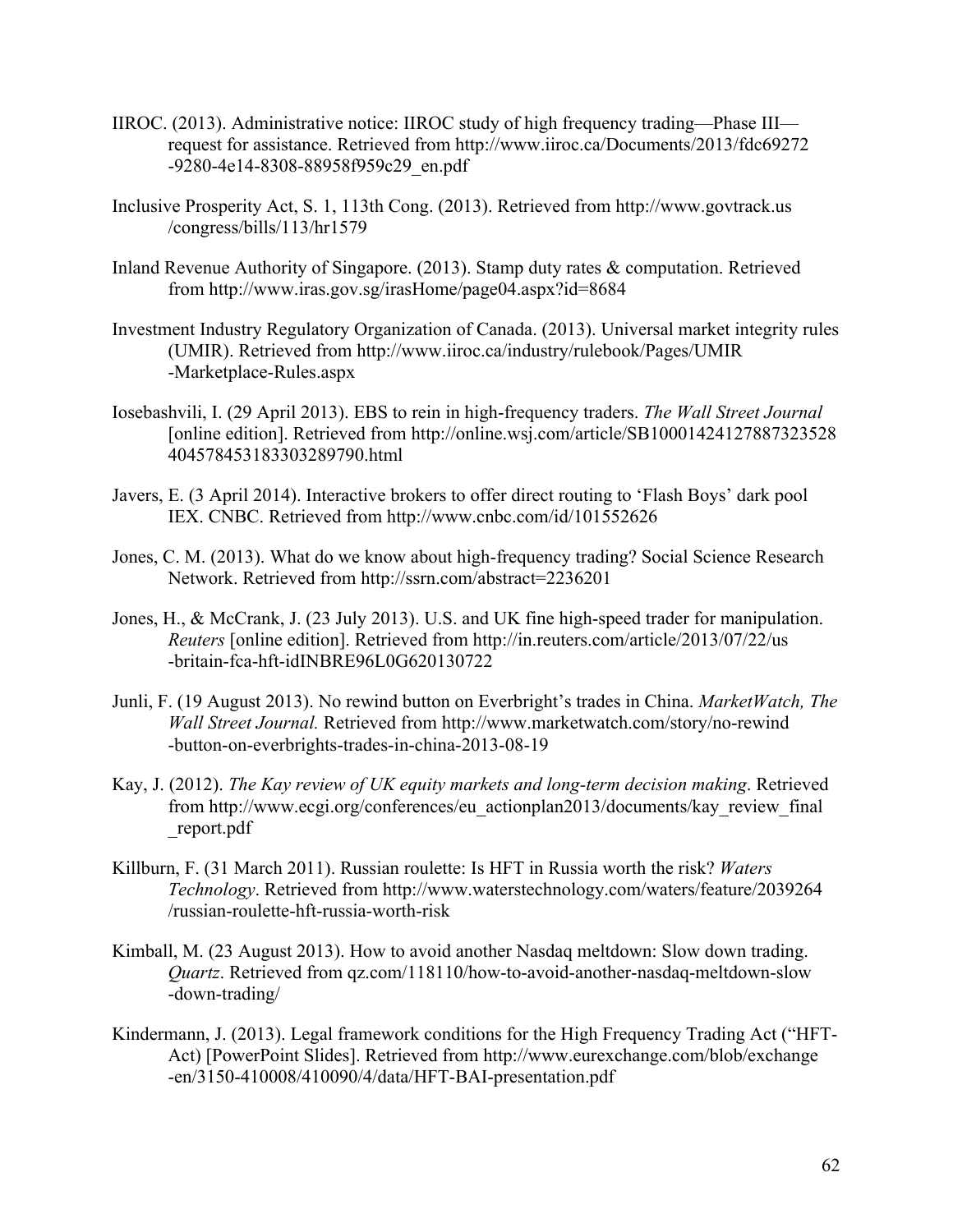IIROC. (2013). Administrative notice: IIROC study of high frequency trading—Phase III—request for assistance. Retrieved from http://www.iiroc.ca/Documents/2013/fdc69272-9280-4e14-8308-88958f959c29_en.pdf

Inclusive Prosperity Act, S. 1, 113th Cong. (2013). Retrieved from http://www.govtrack.us/congress/bills/113/hr1579

Inland Revenue Authority of Singapore. (2013). Stamp duty rates & computation. Retrieved from http://www.iras.gov.sg/irasHome/page04.aspx?id=8684

Investment Industry Regulatory Organization of Canada. (2013). Universal market integrity rules (UMIR). Retrieved from http://www.iiroc.ca/industry/rulebook/Pages/UMIR-Marketplace-Rules.aspx

Iosebashvili, I. (29 April 2013). EBS to rein in high-frequency traders. *The Wall Street Journal* [online edition]. Retrieved from http://online.wsj.com/article/SB10001424127887323528404578453183303289790.html

Javers, E. (3 April 2014). Interactive brokers to offer direct routing to 'Flash Boys' dark pool IEX. CNBC. Retrieved from http://www.cnbc.com/id/101552626

Jones, C. M. (2013). What do we know about high-frequency trading? Social Science Research Network. Retrieved from http://ssrn.com/abstract=2236201

Jones, H., & McCrank, J. (23 July 2013). U.S. and UK fine high-speed trader for manipulation. *Reuters* [online edition]. Retrieved from http://in.reuters.com/article/2013/07/22/us-britain-fca-hft-idINBRE96L0G620130722

Junli, F. (19 August 2013). No rewind button on Everbright's trades in China. *MarketWatch, The Wall Street Journal.* Retrieved from http://www.marketwatch.com/story/no-rewind-button-on-everbrights-trades-in-china-2013-08-19

Kay, J. (2012). *The Kay review of UK equity markets and long-term decision making*. Retrieved from http://www.ecgi.org/conferences/eu_actionplan2013/documents/kay_review_final_report.pdf

Killburn, F. (31 March 2011). Russian roulette: Is HFT in Russia worth the risk? *Waters Technology*. Retrieved from http://www.waterstechnology.com/waters/feature/2039264/russian-roulette-hft-russia-worth-risk

Kimball, M. (23 August 2013). How to avoid another Nasdaq meltdown: Slow down trading. *Quartz*. Retrieved from qz.com/118110/how-to-avoid-another-nasdaq-meltdown-slow-down-trading/

Kindermann, J. (2013). Legal framework conditions for the High Frequency Trading Act ("HFT-Act) [PowerPoint Slides]. Retrieved from http://www.eurexchange.com/blob/exchange-en/3150-410008/410090/4/data/HFT-BAI-presentation.pdf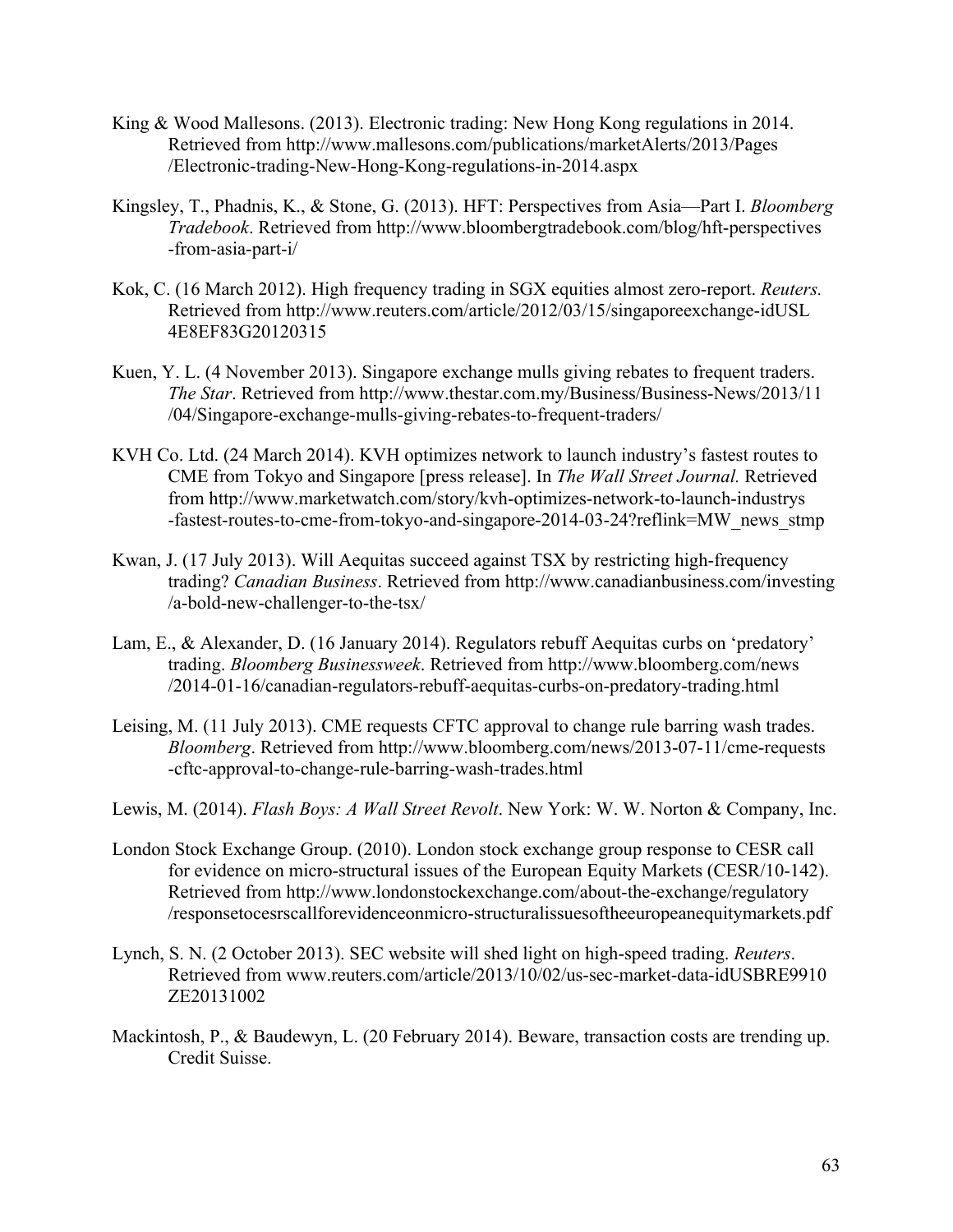King & Wood Mallesons. (2013). Electronic trading: New Hong Kong regulations in 2014. Retrieved from http://www.mallesons.com/publications/marketAlerts/2013/Pages/Electronic-trading-New-Hong-Kong-regulations-in-2014.aspx

Kingsley, T., Phadnis, K., & Stone, G. (2013). HFT: Perspectives from Asia—Part I. *Bloomberg Tradebook*. Retrieved from http://www.bloombergtradebook.com/blog/hft-perspectives-from-asia-part-i/

Kok, C. (16 March 2012). High frequency trading in SGX equities almost zero-report. *Reuters.* Retrieved from http://www.reuters.com/article/2012/03/15/singaporeexchange-idUSL4E8EF83G20120315

Kuen, Y. L. (4 November 2013). Singapore exchange mulls giving rebates to frequent traders. *The Star*. Retrieved from http://www.thestar.com.my/Business/Business-News/2013/11/04/Singapore-exchange-mulls-giving-rebates-to-frequent-traders/

KVH Co. Ltd. (24 March 2014). KVH optimizes network to launch industry's fastest routes to CME from Tokyo and Singapore [press release]. In *The Wall Street Journal.* Retrieved from http://www.marketwatch.com/story/kvh-optimizes-network-to-launch-industrys-fastest-routes-to-cme-from-tokyo-and-singapore-2014-03-24?reflink=MW_news_stmp

Kwan, J. (17 July 2013). Will Aequitas succeed against TSX by restricting high-frequency trading? *Canadian Business*. Retrieved from http://www.canadianbusiness.com/investing/a-bold-new-challenger-to-the-tsx/

Lam, E., & Alexander, D. (16 January 2014). Regulators rebuff Aequitas curbs on 'predatory' trading. *Bloomberg Businessweek*. Retrieved from http://www.bloomberg.com/news/2014-01-16/canadian-regulators-rebuff-aequitas-curbs-on-predatory-trading.html

Leising, M. (11 July 2013). CME requests CFTC approval to change rule barring wash trades. *Bloomberg*. Retrieved from http://www.bloomberg.com/news/2013-07-11/cme-requests-cftc-approval-to-change-rule-barring-wash-trades.html

Lewis, M. (2014). *Flash Boys: A Wall Street Revolt*. New York: W. W. Norton & Company, Inc.

London Stock Exchange Group. (2010). London stock exchange group response to CESR call for evidence on micro-structural issues of the European Equity Markets (CESR/10-142). Retrieved from http://www.londonstockexchange.com/about-the-exchange/regulatory/responsetocesrscallforevidenceonmicro-structuralissuesoftheeuropeanequitymarkets.pdf

Lynch, S. N. (2 October 2013). SEC website will shed light on high-speed trading. *Reuters*. Retrieved from www.reuters.com/article/2013/10/02/us-sec-market-data-idUSBRE9910ZE20131002

Mackintosh, P., & Baudewyn, L. (20 February 2014). Beware, transaction costs are trending up. Credit Suisse.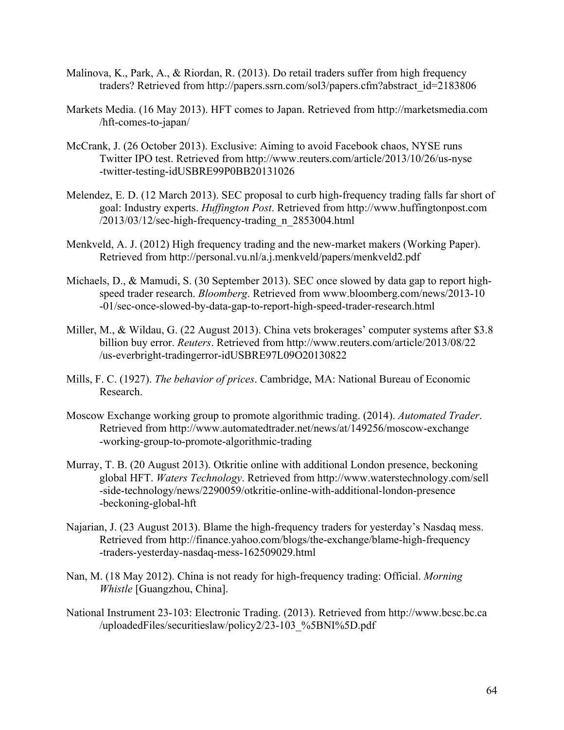Malinova, K., Park, A., & Riordan, R. (2013). Do retail traders suffer from high frequency traders? Retrieved from http://papers.ssrn.com/sol3/papers.cfm?abstract_id=2183806

Markets Media. (16 May 2013). HFT comes to Japan. Retrieved from http://marketsmedia.com/hft-comes-to-japan/

McCrank, J. (26 October 2013). Exclusive: Aiming to avoid Facebook chaos, NYSE runs Twitter IPO test. Retrieved from http://www.reuters.com/article/2013/10/26/us-nyse-twitter-testing-idUSBRE99P0BB20131026

Melendez, E. D. (12 March 2013). SEC proposal to curb high-frequency trading falls far short of goal: Industry experts. *Huffington Post*. Retrieved from http://www.huffingtonpost.com/2013/03/12/sec-high-frequency-trading_n_2853004.html

Menkveld, A. J. (2012) High frequency trading and the new-market makers (Working Paper). Retrieved from http://personal.vu.nl/a.j.menkveld/papers/menkveld2.pdf

Michaels, D., & Mamudi, S. (30 September 2013). SEC once slowed by data gap to report high-speed trader research. *Bloomberg*. Retrieved from www.bloomberg.com/news/2013-10-01/sec-once-slowed-by-data-gap-to-report-high-speed-trader-research.html

Miller, M., & Wildau, G. (22 August 2013). China vets brokerages' computer systems after $3.8 billion buy error. *Reuters*. Retrieved from http://www.reuters.com/article/2013/08/22/us-everbright-tradingerror-idUSBRE97L09O20130822

Mills, F. C. (1927). *The behavior of prices*. Cambridge, MA: National Bureau of Economic Research.

Moscow Exchange working group to promote algorithmic trading. (2014). *Automated Trader*. Retrieved from http://www.automatedtrader.net/news/at/149256/moscow-exchange-working-group-to-promote-algorithmic-trading

Murray, T. B. (20 August 2013). Otkritie online with additional London presence, beckoning global HFT. *Waters Technology*. Retrieved from http://www.waterstechnology.com/sell-side-technology/news/2290059/otkritie-online-with-additional-london-presence-beckoning-global-hft

Najarian, J. (23 August 2013). Blame the high-frequency traders for yesterday's Nasdaq mess. Retrieved from http://finance.yahoo.com/blogs/the-exchange/blame-high-frequency-traders-yesterday-nasdaq-mess-162509029.html

Nan, M. (18 May 2012). China is not ready for high-frequency trading: Official. *Morning Whistle* [Guangzhou, China].

National Instrument 23-103: Electronic Trading. (2013). Retrieved from http://www.bcsc.bc.ca/uploadedFiles/securitieslaw/policy2/23-103_%5BNI%5D.pdf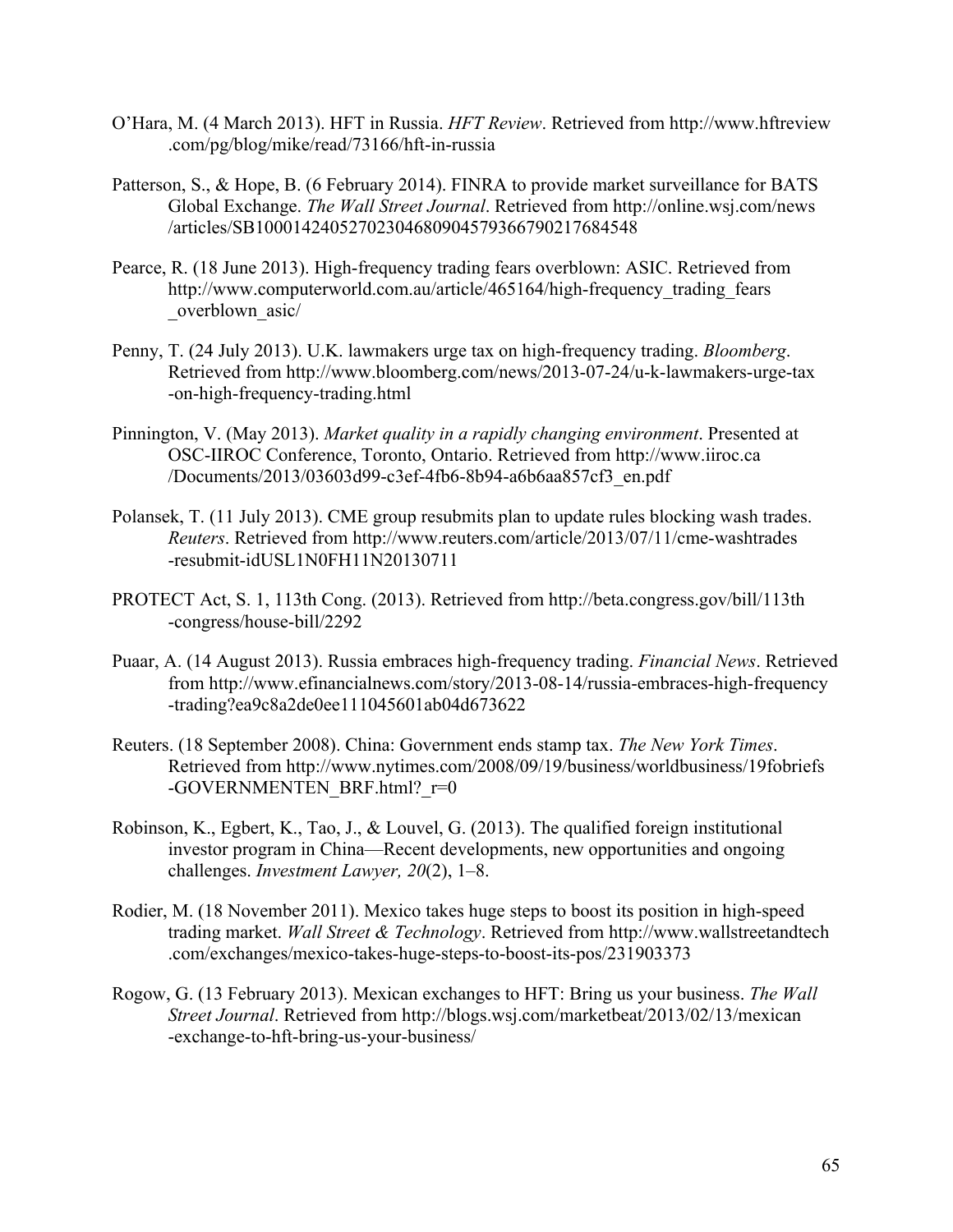O'Hara, M. (4 March 2013). HFT in Russia. *HFT Review*. Retrieved from http://www.hftreview.com/pg/blog/mike/read/73166/hft-in-russia

Patterson, S., & Hope, B. (6 February 2014). FINRA to provide market surveillance for BATS Global Exchange. *The Wall Street Journal*. Retrieved from http://online.wsj.com/news/articles/SB10001424052702304680904579366790217684548

Pearce, R. (18 June 2013). High-frequency trading fears overblown: ASIC. Retrieved from http://www.computerworld.com.au/article/465164/high-frequency_trading_fears_overblown_asic/

Penny, T. (24 July 2013). U.K. lawmakers urge tax on high-frequency trading. *Bloomberg*. Retrieved from http://www.bloomberg.com/news/2013-07-24/u-k-lawmakers-urge-tax-on-high-frequency-trading.html

Pinnington, V. (May 2013). *Market quality in a rapidly changing environment*. Presented at OSC-IIROC Conference, Toronto, Ontario. Retrieved from http://www.iiroc.ca/Documents/2013/03603d99-c3ef-4fb6-8b94-a6b6aa857cf3_en.pdf

Polansek, T. (11 July 2013). CME group resubmits plan to update rules blocking wash trades. *Reuters*. Retrieved from http://www.reuters.com/article/2013/07/11/cme-washtrades-resubmit-idUSL1N0FH11N20130711

PROTECT Act, S. 1, 113th Cong. (2013). Retrieved from http://beta.congress.gov/bill/113th-congress/house-bill/2292

Puaar, A. (14 August 2013). Russia embraces high-frequency trading. *Financial News*. Retrieved from http://www.efinancialnews.com/story/2013-08-14/russia-embraces-high-frequency-trading?ea9c8a2de0ee111045601ab04d673622

Reuters. (18 September 2008). China: Government ends stamp tax. *The New York Times*. Retrieved from http://www.nytimes.com/2008/09/19/business/worldbusiness/19fobriefs-GOVERNMENTEN_BRF.html?_r=0

Robinson, K., Egbert, K., Tao, J., & Louvel, G. (2013). The qualified foreign institutional investor program in China—Recent developments, new opportunities and ongoing challenges. *Investment Lawyer, 20*(2), 1–8.

Rodier, M. (18 November 2011). Mexico takes huge steps to boost its position in high-speed trading market. *Wall Street & Technology*. Retrieved from http://www.wallstreetandtech.com/exchanges/mexico-takes-huge-steps-to-boost-its-pos/231903373

Rogow, G. (13 February 2013). Mexican exchanges to HFT: Bring us your business. *The Wall Street Journal*. Retrieved from http://blogs.wsj.com/marketbeat/2013/02/13/mexican-exchange-to-hft-bring-us-your-business/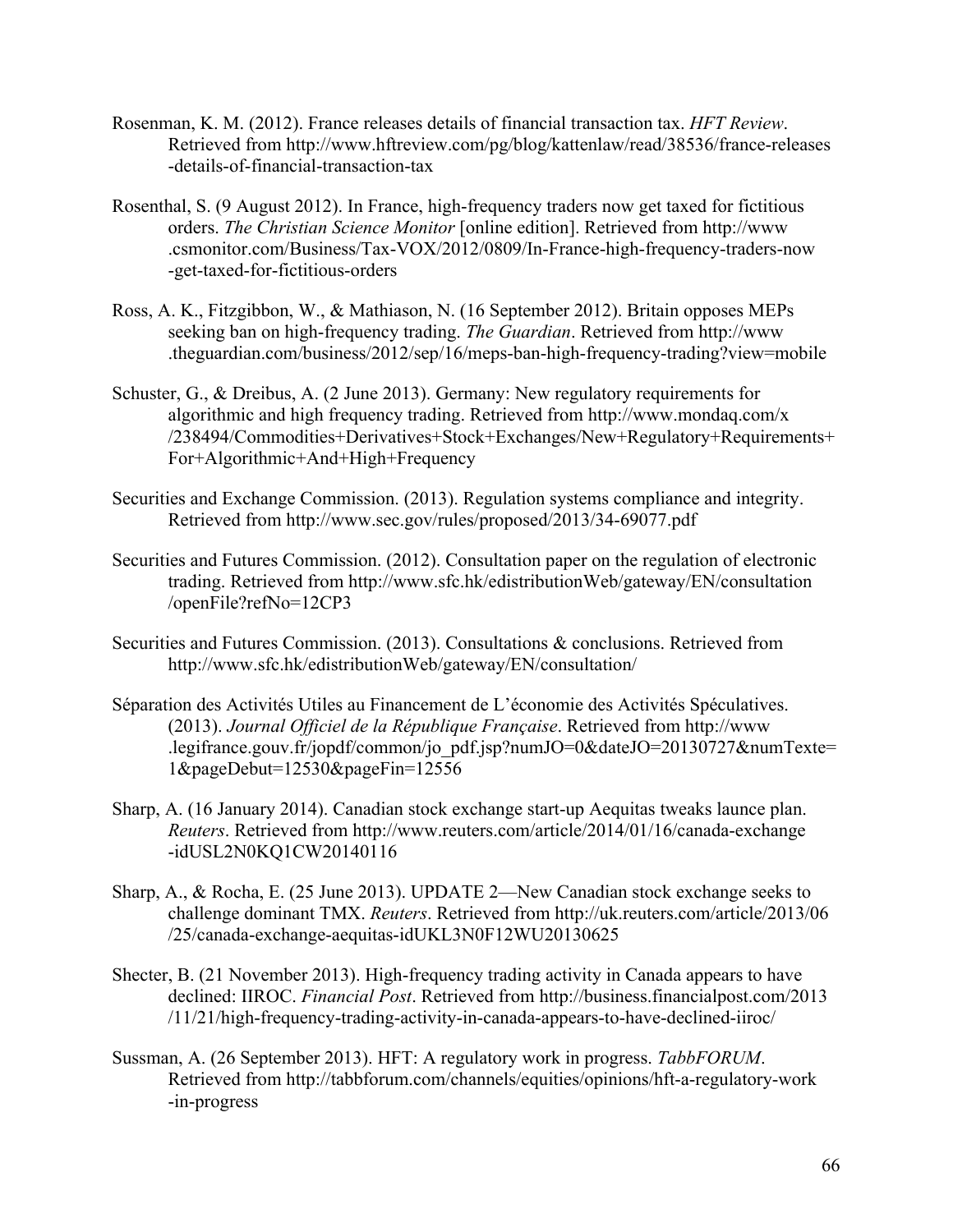Rosenman, K. M. (2012). France releases details of financial transaction tax. *HFT Review*. Retrieved from http://www.hftreview.com/pg/blog/kattenlaw/read/38536/france-releases-details-of-financial-transaction-tax

Rosenthal, S. (9 August 2012). In France, high-frequency traders now get taxed for fictitious orders. *The Christian Science Monitor* [online edition]. Retrieved from http://www.csmonitor.com/Business/Tax-VOX/2012/0809/In-France-high-frequency-traders-now-get-taxed-for-fictitious-orders

Ross, A. K., Fitzgibbon, W., & Mathiason, N. (16 September 2012). Britain opposes MEPs seeking ban on high-frequency trading. *The Guardian*. Retrieved from http://www.theguardian.com/business/2012/sep/16/meps-ban-high-frequency-trading?view=mobile

Schuster, G., & Dreibus, A. (2 June 2013). Germany: New regulatory requirements for algorithmic and high frequency trading. Retrieved from http://www.mondaq.com/x/238494/Commodities+Derivatives+Stock+Exchanges/New+Regulatory+Requirements+For+Algorithmic+And+High+Frequency

Securities and Exchange Commission. (2013). Regulation systems compliance and integrity. Retrieved from http://www.sec.gov/rules/proposed/2013/34-69077.pdf

Securities and Futures Commission. (2012). Consultation paper on the regulation of electronic trading. Retrieved from http://www.sfc.hk/edistributionWeb/gateway/EN/consultation/openFile?refNo=12CP3

Securities and Futures Commission. (2013). Consultations & conclusions. Retrieved from http://www.sfc.hk/edistributionWeb/gateway/EN/consultation/

Séparation des Activités Utiles au Financement de L'économie des Activités Spéculatives. (2013). *Journal Officiel de la République Française*. Retrieved from http://www.legifrance.gouv.fr/jopdf/common/jo_pdf.jsp?numJO=0&dateJO=20130727&numTexte=1&pageDebut=12530&pageFin=12556

Sharp, A. (16 January 2014). Canadian stock exchange start-up Aequitas tweaks launce plan. *Reuters*. Retrieved from http://www.reuters.com/article/2014/01/16/canada-exchange-idUSL2N0KQ1CW20140116

Sharp, A., & Rocha, E. (25 June 2013). UPDATE 2—New Canadian stock exchange seeks to challenge dominant TMX. *Reuters*. Retrieved from http://uk.reuters.com/article/2013/06/25/canada-exchange-aequitas-idUKL3N0F12WU20130625

Shecter, B. (21 November 2013). High-frequency trading activity in Canada appears to have declined: IIROC. *Financial Post*. Retrieved from http://business.financialpost.com/2013/11/21/high-frequency-trading-activity-in-canada-appears-to-have-declined-iiroc/

Sussman, A. (26 September 2013). HFT: A regulatory work in progress. *TabbFORUM*. Retrieved from http://tabbforum.com/channels/equities/opinions/hft-a-regulatory-work-in-progress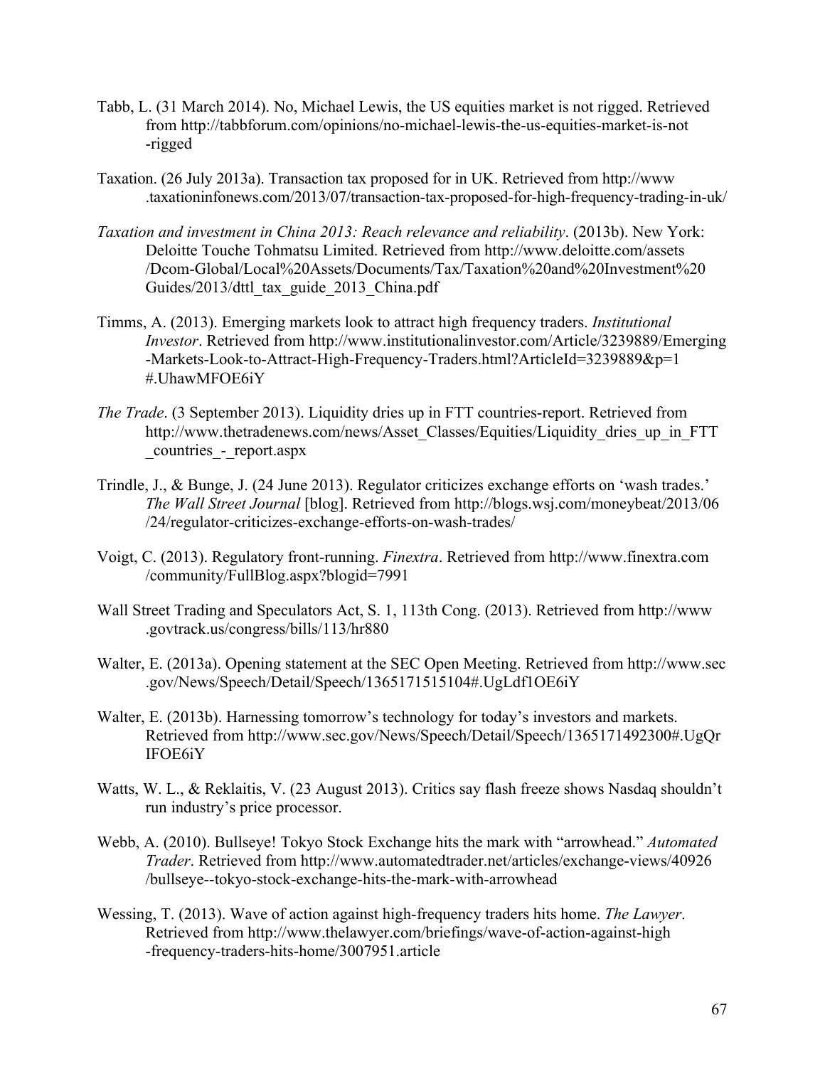Tabb, L. (31 March 2014). No, Michael Lewis, the US equities market is not rigged. Retrieved from http://tabbforum.com/opinions/no-michael-lewis-the-us-equities-market-is-not-rigged

Taxation. (26 July 2013a). Transaction tax proposed for in UK. Retrieved from http://www.taxationinfonews.com/2013/07/transaction-tax-proposed-for-high-frequency-trading-in-uk/

*Taxation and investment in China 2013: Reach relevance and reliability*. (2013b). New York: Deloitte Touche Tohmatsu Limited. Retrieved from http://www.deloitte.com/assets/Dcom-Global/Local%20Assets/Documents/Tax/Taxation%20and%20Investment%20Guides/2013/dttl_tax_guide_2013_China.pdf

Timms, A. (2013). Emerging markets look to attract high frequency traders. *Institutional Investor*. Retrieved from http://www.institutionalinvestor.com/Article/3239889/Emerging-Markets-Look-to-Attract-High-Frequency-Traders.html?ArticleId=3239889&p=1#.UhawMFOE6iY

*The Trade*. (3 September 2013). Liquidity dries up in FTT countries-report. Retrieved from http://www.thetradenews.com/news/Asset_Classes/Equities/Liquidity_dries_up_in_FTT_countries_-_report.aspx

Trindle, J., & Bunge, J. (24 June 2013). Regulator criticizes exchange efforts on 'wash trades.' *The Wall Street Journal* [blog]. Retrieved from http://blogs.wsj.com/moneybeat/2013/06/24/regulator-criticizes-exchange-efforts-on-wash-trades/

Voigt, C. (2013). Regulatory front-running. *Finextra*. Retrieved from http://www.finextra.com/community/FullBlog.aspx?blogid=7991

Wall Street Trading and Speculators Act, S. 1, 113th Cong. (2013). Retrieved from http://www.govtrack.us/congress/bills/113/hr880

Walter, E. (2013a). Opening statement at the SEC Open Meeting. Retrieved from http://www.sec.gov/News/Speech/Detail/Speech/1365171515104#.UgLdf1OE6iY

Walter, E. (2013b). Harnessing tomorrow's technology for today's investors and markets. Retrieved from http://www.sec.gov/News/Speech/Detail/Speech/1365171492300#.UgQrIFOE6iY

Watts, W. L., & Reklaitis, V. (23 August 2013). Critics say flash freeze shows Nasdaq shouldn't run industry's price processor.

Webb, A. (2010). Bullseye! Tokyo Stock Exchange hits the mark with "arrowhead." *Automated Trader*. Retrieved from http://www.automatedtrader.net/articles/exchange-views/40926/bullseye--tokyo-stock-exchange-hits-the-mark-with-arrowhead

Wessing, T. (2013). Wave of action against high-frequency traders hits home. *The Lawyer*. Retrieved from http://www.thelawyer.com/briefings/wave-of-action-against-high-frequency-traders-hits-home/3007951.article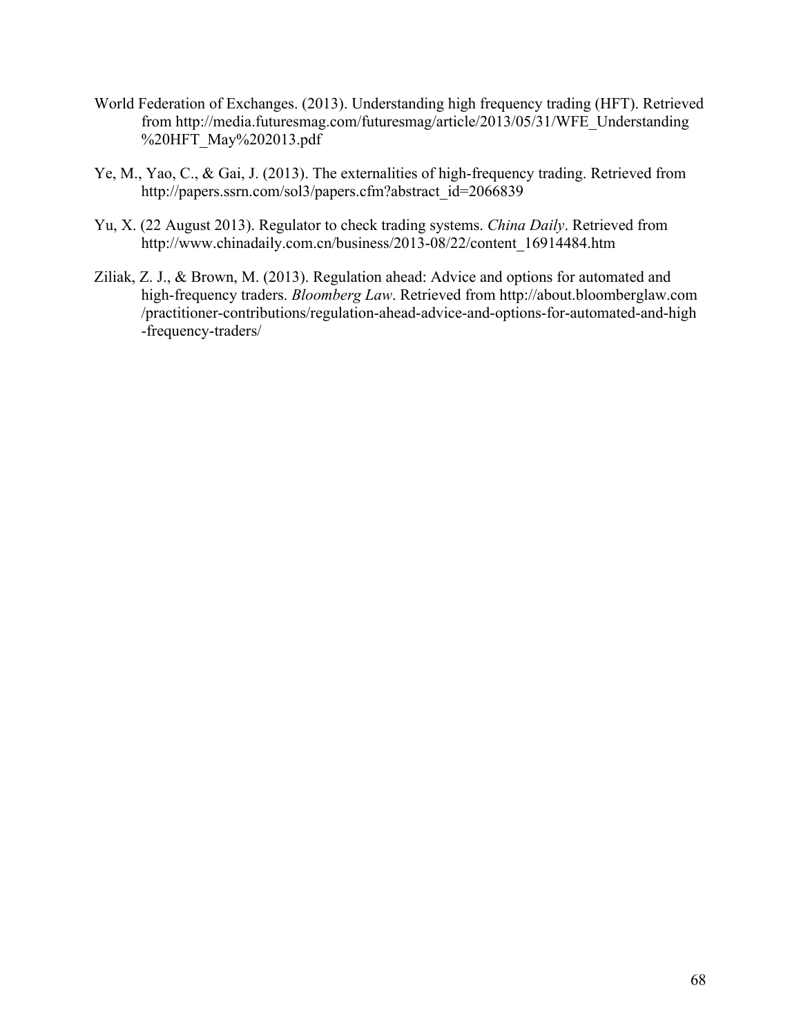World Federation of Exchanges. (2013). Understanding high frequency trading (HFT). Retrieved from http://media.futuresmag.com/futuresmag/article/2013/05/31/WFE_Understanding%20HFT_May%202013.pdf

Ye, M., Yao, C., & Gai, J. (2013). The externalities of high-frequency trading. Retrieved from http://papers.ssrn.com/sol3/papers.cfm?abstract_id=2066839

Yu, X. (22 August 2013). Regulator to check trading systems. *China Daily*. Retrieved from http://www.chinadaily.com.cn/business/2013-08/22/content_16914484.htm

Ziliak, Z. J., & Brown, M. (2013). Regulation ahead: Advice and options for automated and high-frequency traders. *Bloomberg Law*. Retrieved from http://about.bloomberglaw.com/practitioner-contributions/regulation-ahead-advice-and-options-for-automated-and-high-frequency-traders/